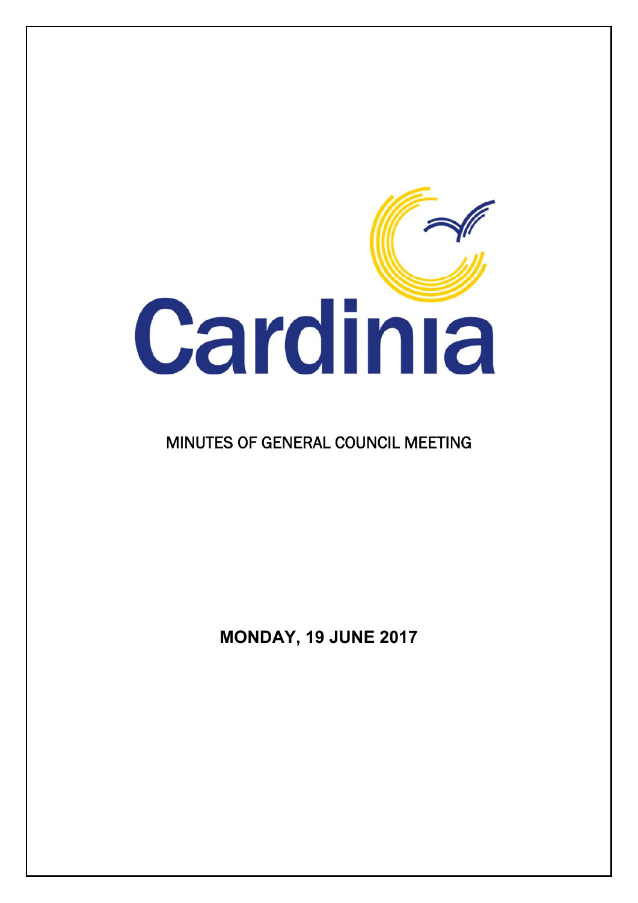Cardinia

# MINUTES OF GENERAL COUNCIL MEETING

**MONDAY, 19 JUNE 2017**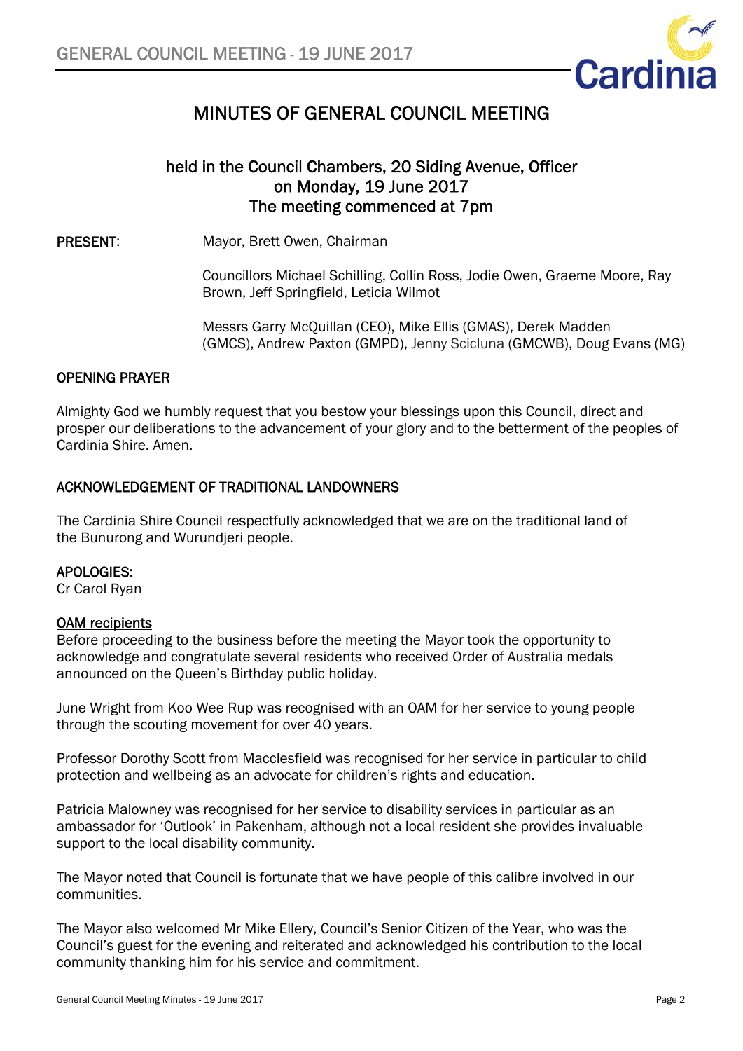# MINUTES OF GENERAL COUNCIL MEETING

## held in the Council Chambers, 20 Siding Avenue, Officer on Monday, 19 June 2017 The meeting commenced at 7pm

**PRESENT:** Mayor, Brett Owen, Chairman

Councillors Michael Schilling, Collin Ross, Jodie Owen, Graeme Moore, Ray Brown, Jeff Springfield, Leticia Wilmot

Messrs Garry McQuillan (CEO), Mike Ellis (GMAS), Derek Madden (GMCS), Andrew Paxton (GMPD), Jenny Scicluna (GMCWB), Doug Evans (MG)

### OPENING PRAYER

Almighty God we humbly request that you bestow your blessings upon this Council, direct and prosper our deliberations to the advancement of your glory and to the betterment of the peoples of Cardinia Shire. Amen.

### ACKNOWLEDGEMENT OF TRADITIONAL LANDOWNERS

The Cardinia Shire Council respectfully acknowledged that we are on the traditional land of the Bunurong and Wurundjeri people.

### APOLOGIES:

Cr Carol Ryan

**OAM recipients**

Before proceeding to the business before the meeting the Mayor took the opportunity to acknowledge and congratulate several residents who received Order of Australia medals announced on the Queen's Birthday public holiday.

June Wright from Koo Wee Rup was recognised with an OAM for her service to young people through the scouting movement for over 40 years.

Professor Dorothy Scott from Macclesfield was recognised for her service in particular to child protection and wellbeing as an advocate for children's rights and education.

Patricia Malowney was recognised for her service to disability services in particular as an ambassador for 'Outlook' in Pakenham, although not a local resident she provides invaluable support to the local disability community.

The Mayor noted that Council is fortunate that we have people of this calibre involved in our communities.

The Mayor also welcomed Mr Mike Ellery, Council's Senior Citizen of the Year, who was the Council's guest for the evening and reiterated and acknowledged his contribution to the local community thanking him for his service and commitment.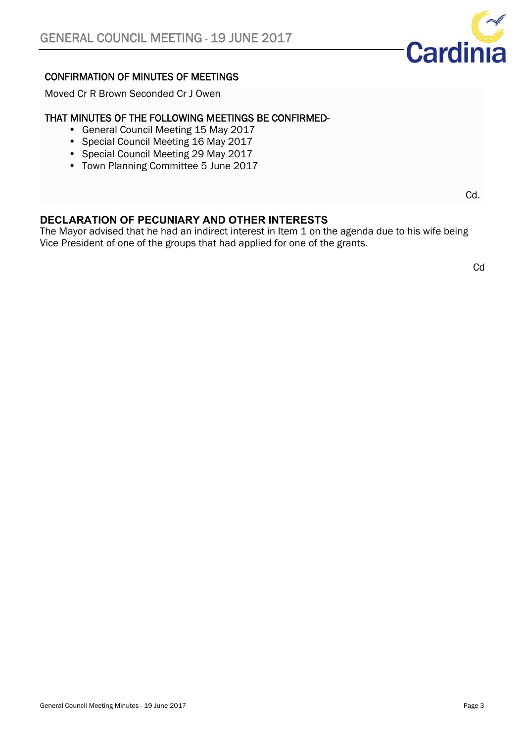## CONFIRMATION OF MINUTES OF MEETINGS

Moved Cr R Brown Seconded Cr J Owen

**THAT MINUTES OF THE FOLLOWING MEETINGS BE CONFIRMED-**

- General Council Meeting 15 May 2017
- Special Council Meeting 16 May 2017
- Special Council Meeting 29 May 2017
- Town Planning Committee 5 June 2017

Cd.

## DECLARATION OF PECUNIARY AND OTHER INTERESTS

The Mayor advised that he had an indirect interest in Item 1 on the agenda due to his wife being Vice President of one of the groups that had applied for one of the grants.

Cd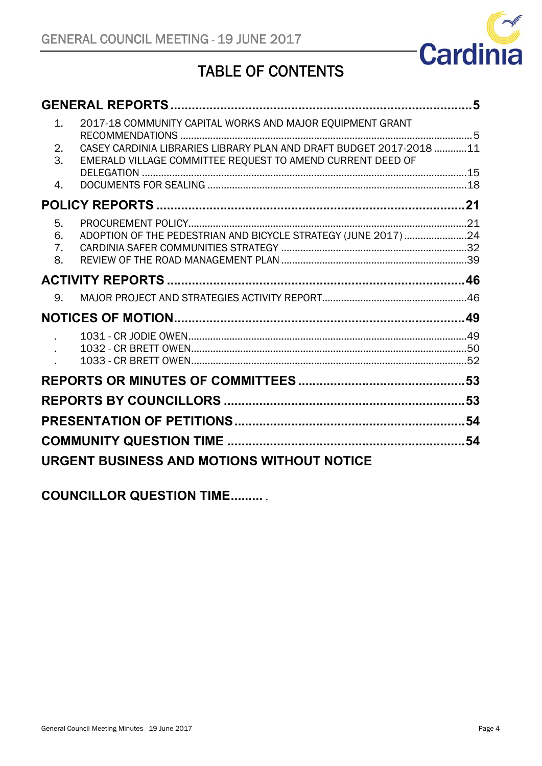# TABLE OF CONTENTS

**GENERAL REPORTS** ........................................................................................ **5**

1. 2017-18 COMMUNITY CAPITAL WORKS AND MAJOR EQUIPMENT GRANT RECOMMENDATIONS ........................................................................................ 5
2. CASEY CARDINIA LIBRARIES LIBRARY PLAN AND DRAFT BUDGET 2017-2018 ............11
3. EMERALD VILLAGE COMMITTEE REQUEST TO AMEND CURRENT DEED OF DELEGATION ........................................................................................15
4. DOCUMENTS FOR SEALING ........................................................................................18

**POLICY REPORTS** ........................................................................................ **21**

5. PROCUREMENT POLICY........................................................................................21
6. ADOPTION OF THE PEDESTRIAN AND BICYCLE STRATEGY (JUNE 2017) .......................24
7. CARDINIA SAFER COMMUNITIES STRATEGY ........................................................................................32
8. REVIEW OF THE ROAD MANAGEMENT PLAN ........................................................................................39

**ACTIVITY REPORTS** ........................................................................................ **46**

9. MAJOR PROJECT AND STRATEGIES ACTIVITY REPORT........................................................................................46

**NOTICES OF MOTION**........................................................................................ **49**

. 1031 - CR JODIE OWEN........................................................................................49
. 1032 - CR BRETT OWEN........................................................................................50
. 1033 - CR BRETT OWEN........................................................................................52

**REPORTS OR MINUTES OF COMMITTEES** ........................................................................................ **53**

**REPORTS BY COUNCILLORS** ........................................................................................ **53**

**PRESENTATION OF PETITIONS**........................................................................................ **54**

**COMMUNITY QUESTION TIME** ........................................................................................ **54**

**URGENT BUSINESS AND MOTIONS WITHOUT NOTICE**

**COUNCILLOR QUESTION TIME**......... .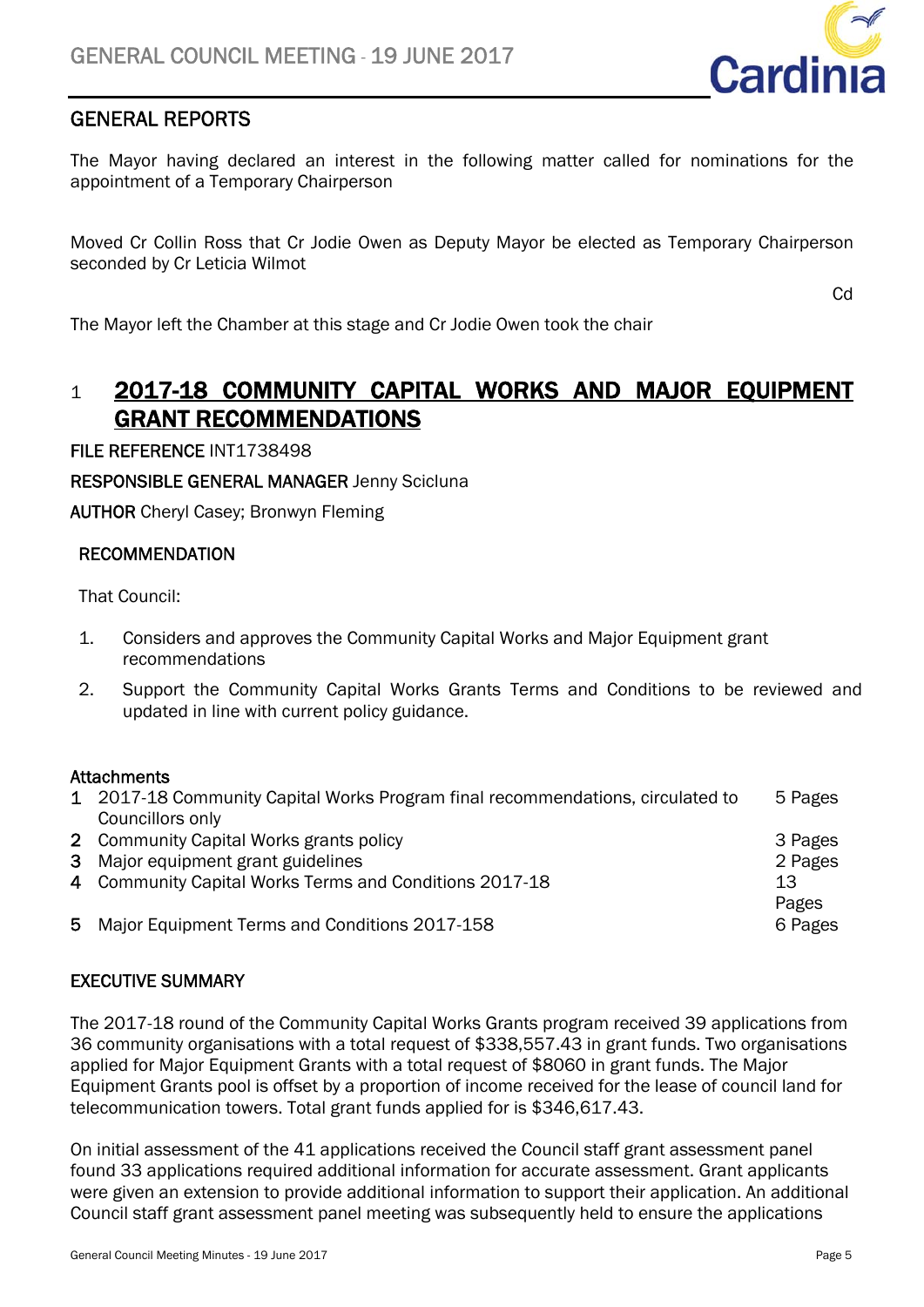## GENERAL REPORTS

The Mayor having declared an interest in the following matter called for nominations for the appointment of a Temporary Chairperson

Moved Cr Collin Ross that Cr Jodie Owen as Deputy Mayor be elected as Temporary Chairperson seconded by Cr Leticia Wilmot

Cd

The Mayor left the Chamber at this stage and Cr Jodie Owen took the chair

# 1 2017-18 COMMUNITY CAPITAL WORKS AND MAJOR EQUIPMENT GRANT RECOMMENDATIONS

**FILE REFERENCE** INT1738498

**RESPONSIBLE GENERAL MANAGER** Jenny Scicluna

**AUTHOR** Cheryl Casey; Bronwyn Fleming

### RECOMMENDATION

That Council:

1. Considers and approves the Community Capital Works and Major Equipment grant recommendations
2. Support the Community Capital Works Grants Terms and Conditions to be reviewed and updated in line with current policy guidance.

### Attachments

| | | |
|---|---|---|
| 1 | 2017-18 Community Capital Works Program final recommendations, circulated to Councillors only | 5 Pages |
| 2 | Community Capital Works grants policy | 3 Pages |
| 3 | Major equipment grant guidelines | 2 Pages |
| 4 | Community Capital Works Terms and Conditions 2017-18 | 13 Pages |
| 5 | Major Equipment Terms and Conditions 2017-158 | 6 Pages |

### EXECUTIVE SUMMARY

The 2017-18 round of the Community Capital Works Grants program received 39 applications from 36 community organisations with a total request of $338,557.43 in grant funds. Two organisations applied for Major Equipment Grants with a total request of $8060 in grant funds. The Major Equipment Grants pool is offset by a proportion of income received for the lease of council land for telecommunication towers. Total grant funds applied for is $346,617.43.

On initial assessment of the 41 applications received the Council staff grant assessment panel found 33 applications required additional information for accurate assessment. Grant applicants were given an extension to provide additional information to support their application. An additional Council staff grant assessment panel meeting was subsequently held to ensure the applications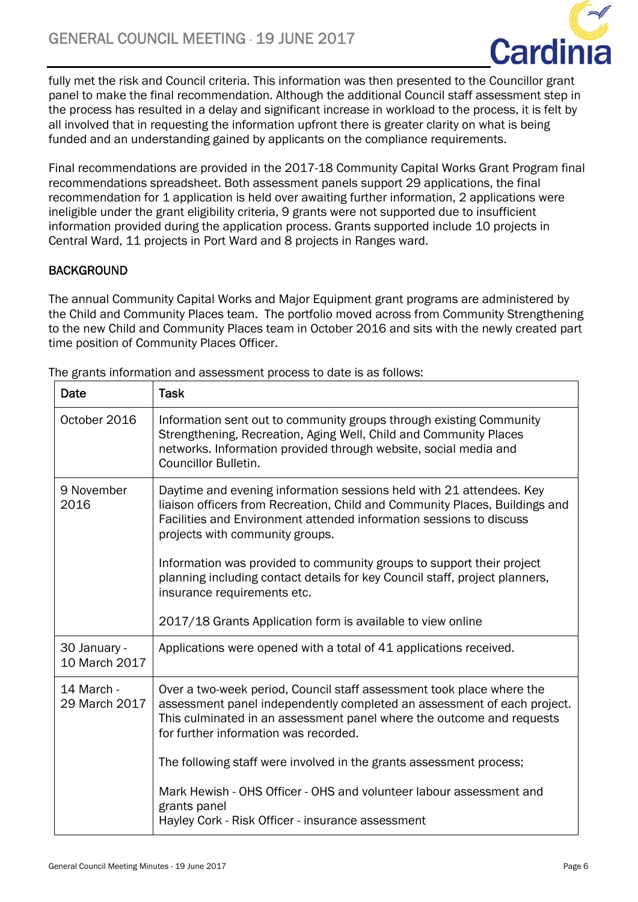fully met the risk and Council criteria. This information was then presented to the Councillor grant panel to make the final recommendation. Although the additional Council staff assessment step in the process has resulted in a delay and significant increase in workload to the process, it is felt by all involved that in requesting the information upfront there is greater clarity on what is being funded and an understanding gained by applicants on the compliance requirements.

Final recommendations are provided in the 2017-18 Community Capital Works Grant Program final recommendations spreadsheet. Both assessment panels support 29 applications, the final recommendation for 1 application is held over awaiting further information, 2 applications were ineligible under the grant eligibility criteria, 9 grants were not supported due to insufficient information provided during the application process. Grants supported include 10 projects in Central Ward, 11 projects in Port Ward and 8 projects in Ranges ward.

## BACKGROUND

The annual Community Capital Works and Major Equipment grant programs are administered by the Child and Community Places team. The portfolio moved across from Community Strengthening to the new Child and Community Places team in October 2016 and sits with the newly created part time position of Community Places Officer.

The grants information and assessment process to date is as follows:

| Date | Task |
|---|---|
| October 2016 | Information sent out to community groups through existing Community Strengthening, Recreation, Aging Well, Child and Community Places networks. Information provided through website, social media and Councillor Bulletin. |
| 9 November 2016 | Daytime and evening information sessions held with 21 attendees. Key liaison officers from Recreation, Child and Community Places, Buildings and Facilities and Environment attended information sessions to discuss projects with community groups.<br><br>Information was provided to community groups to support their project planning including contact details for key Council staff, project planners, insurance requirements etc.<br><br>2017/18 Grants Application form is available to view online |
| 30 January - 10 March 2017 | Applications were opened with a total of 41 applications received. |
| 14 March - 29 March 2017 | Over a two-week period, Council staff assessment took place where the assessment panel independently completed an assessment of each project. This culminated in an assessment panel where the outcome and requests for further information was recorded.<br><br>The following staff were involved in the grants assessment process;<br><br>Mark Hewish - OHS Officer - OHS and volunteer labour assessment and grants panel<br>Hayley Cork - Risk Officer - insurance assessment |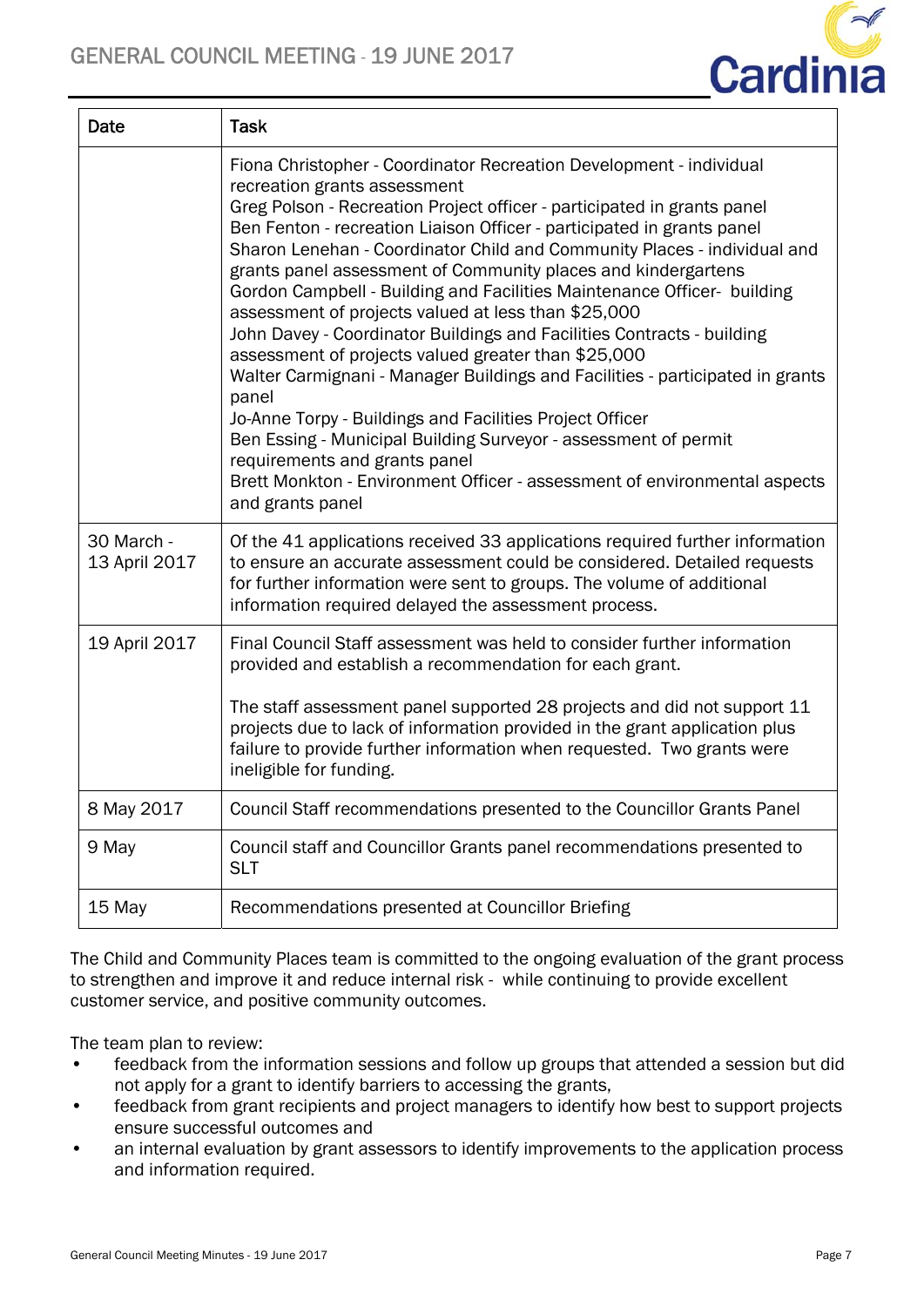| Date | Task |
|---|---|
| | Fiona Christopher - Coordinator Recreation Development - individual recreation grants assessment<br>Greg Polson - Recreation Project officer - participated in grants panel<br>Ben Fenton - recreation Liaison Officer - participated in grants panel<br>Sharon Lenehan - Coordinator Child and Community Places - individual and grants panel assessment of Community places and kindergartens<br>Gordon Campbell - Building and Facilities Maintenance Officer- building assessment of projects valued at less than $25,000<br>John Davey - Coordinator Buildings and Facilities Contracts - building assessment of projects valued greater than $25,000<br>Walter Carmignani - Manager Buildings and Facilities - participated in grants panel<br>Jo-Anne Torpy - Buildings and Facilities Project Officer<br>Ben Essing - Municipal Building Surveyor - assessment of permit requirements and grants panel<br>Brett Monkton - Environment Officer - assessment of environmental aspects and grants panel |
| 30 March - 13 April 2017 | Of the 41 applications received 33 applications required further information to ensure an accurate assessment could be considered. Detailed requests for further information were sent to groups. The volume of additional information required delayed the assessment process. |
| 19 April 2017 | Final Council Staff assessment was held to consider further information provided and establish a recommendation for each grant.<br><br>The staff assessment panel supported 28 projects and did not support 11 projects due to lack of information provided in the grant application plus failure to provide further information when requested. Two grants were ineligible for funding. |
| 8 May 2017 | Council Staff recommendations presented to the Councillor Grants Panel |
| 9 May | Council staff and Councillor Grants panel recommendations presented to SLT |
| 15 May | Recommendations presented at Councillor Briefing |

The Child and Community Places team is committed to the ongoing evaluation of the grant process to strengthen and improve it and reduce internal risk - while continuing to provide excellent customer service, and positive community outcomes.

The team plan to review:

- feedback from the information sessions and follow up groups that attended a session but did not apply for a grant to identify barriers to accessing the grants,
- feedback from grant recipients and project managers to identify how best to support projects ensure successful outcomes and
- an internal evaluation by grant assessors to identify improvements to the application process and information required.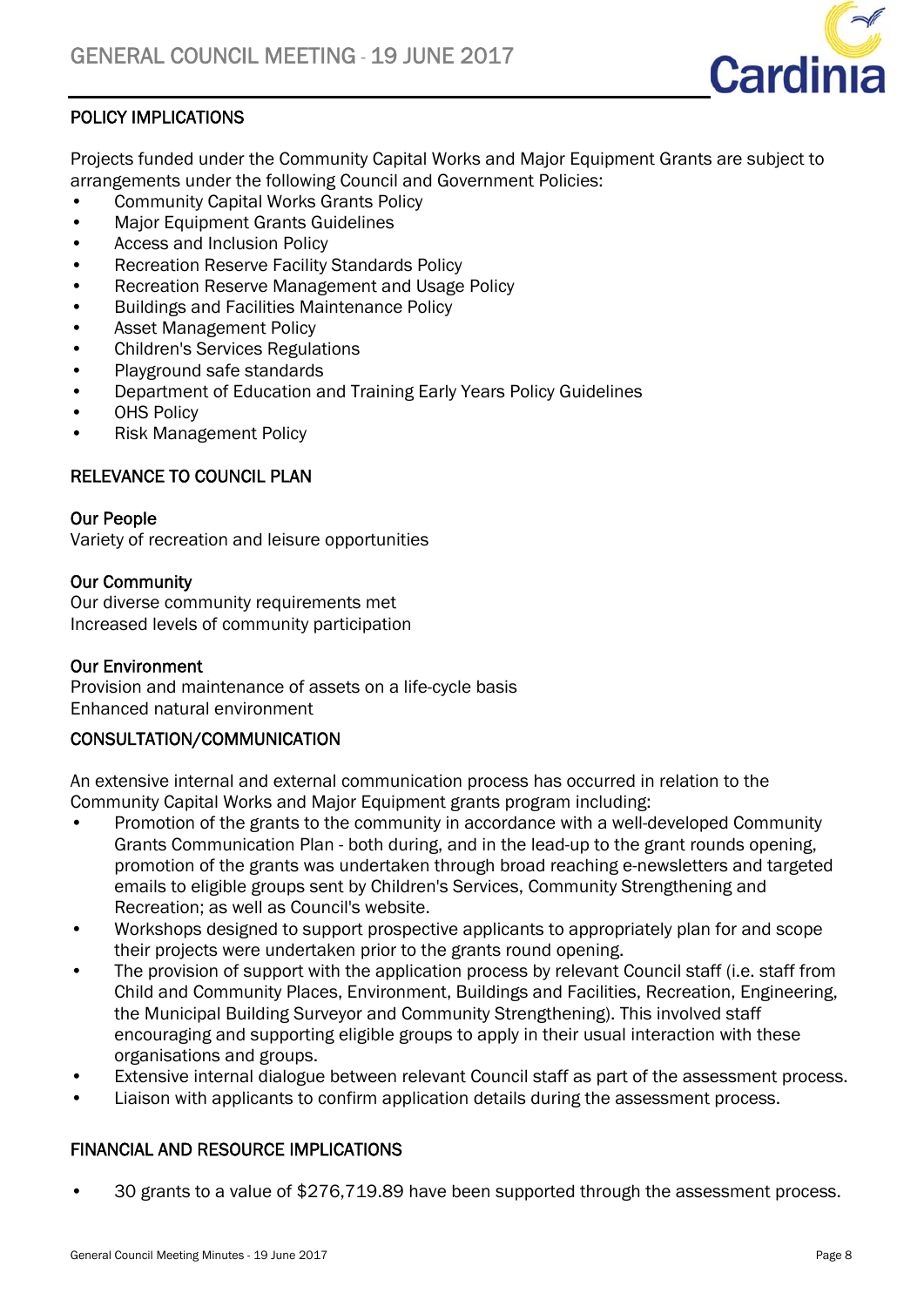## POLICY IMPLICATIONS

Projects funded under the Community Capital Works and Major Equipment Grants are subject to arrangements under the following Council and Government Policies:

- Community Capital Works Grants Policy
- Major Equipment Grants Guidelines
- Access and Inclusion Policy
- Recreation Reserve Facility Standards Policy
- Recreation Reserve Management and Usage Policy
- Buildings and Facilities Maintenance Policy
- Asset Management Policy
- Children's Services Regulations
- Playground safe standards
- Department of Education and Training Early Years Policy Guidelines
- OHS Policy
- Risk Management Policy

## RELEVANCE TO COUNCIL PLAN

### Our People

Variety of recreation and leisure opportunities

### Our Community

Our diverse community requirements met
Increased levels of community participation

### Our Environment

Provision and maintenance of assets on a life-cycle basis
Enhanced natural environment

## CONSULTATION/COMMUNICATION

An extensive internal and external communication process has occurred in relation to the Community Capital Works and Major Equipment grants program including:

- Promotion of the grants to the community in accordance with a well-developed Community Grants Communication Plan - both during, and in the lead-up to the grant rounds opening, promotion of the grants was undertaken through broad reaching e-newsletters and targeted emails to eligible groups sent by Children's Services, Community Strengthening and Recreation; as well as Council's website.
- Workshops designed to support prospective applicants to appropriately plan for and scope their projects were undertaken prior to the grants round opening.
- The provision of support with the application process by relevant Council staff (i.e. staff from Child and Community Places, Environment, Buildings and Facilities, Recreation, Engineering, the Municipal Building Surveyor and Community Strengthening). This involved staff encouraging and supporting eligible groups to apply in their usual interaction with these organisations and groups.
- Extensive internal dialogue between relevant Council staff as part of the assessment process.
- Liaison with applicants to confirm application details during the assessment process.

## FINANCIAL AND RESOURCE IMPLICATIONS

- 30 grants to a value of $276,719.89 have been supported through the assessment process.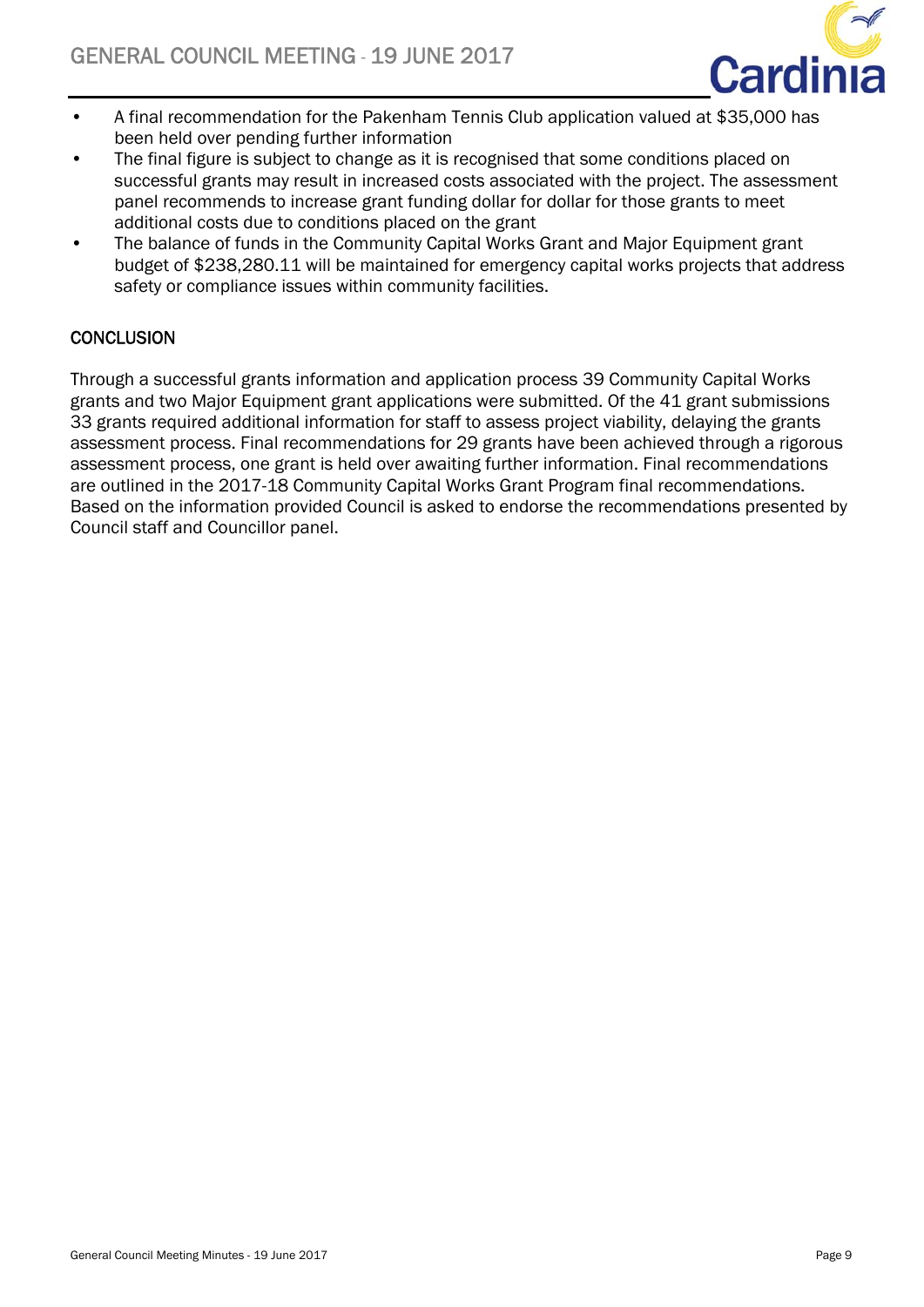- A final recommendation for the Pakenham Tennis Club application valued at $35,000 has been held over pending further information
- The final figure is subject to change as it is recognised that some conditions placed on successful grants may result in increased costs associated with the project. The assessment panel recommends to increase grant funding dollar for dollar for those grants to meet additional costs due to conditions placed on the grant
- The balance of funds in the Community Capital Works Grant and Major Equipment grant budget of $238,280.11 will be maintained for emergency capital works projects that address safety or compliance issues within community facilities.

## CONCLUSION

Through a successful grants information and application process 39 Community Capital Works grants and two Major Equipment grant applications were submitted. Of the 41 grant submissions 33 grants required additional information for staff to assess project viability, delaying the grants assessment process. Final recommendations for 29 grants have been achieved through a rigorous assessment process, one grant is held over awaiting further information. Final recommendations are outlined in the 2017-18 Community Capital Works Grant Program final recommendations. Based on the information provided Council is asked to endorse the recommendations presented by Council staff and Councillor panel.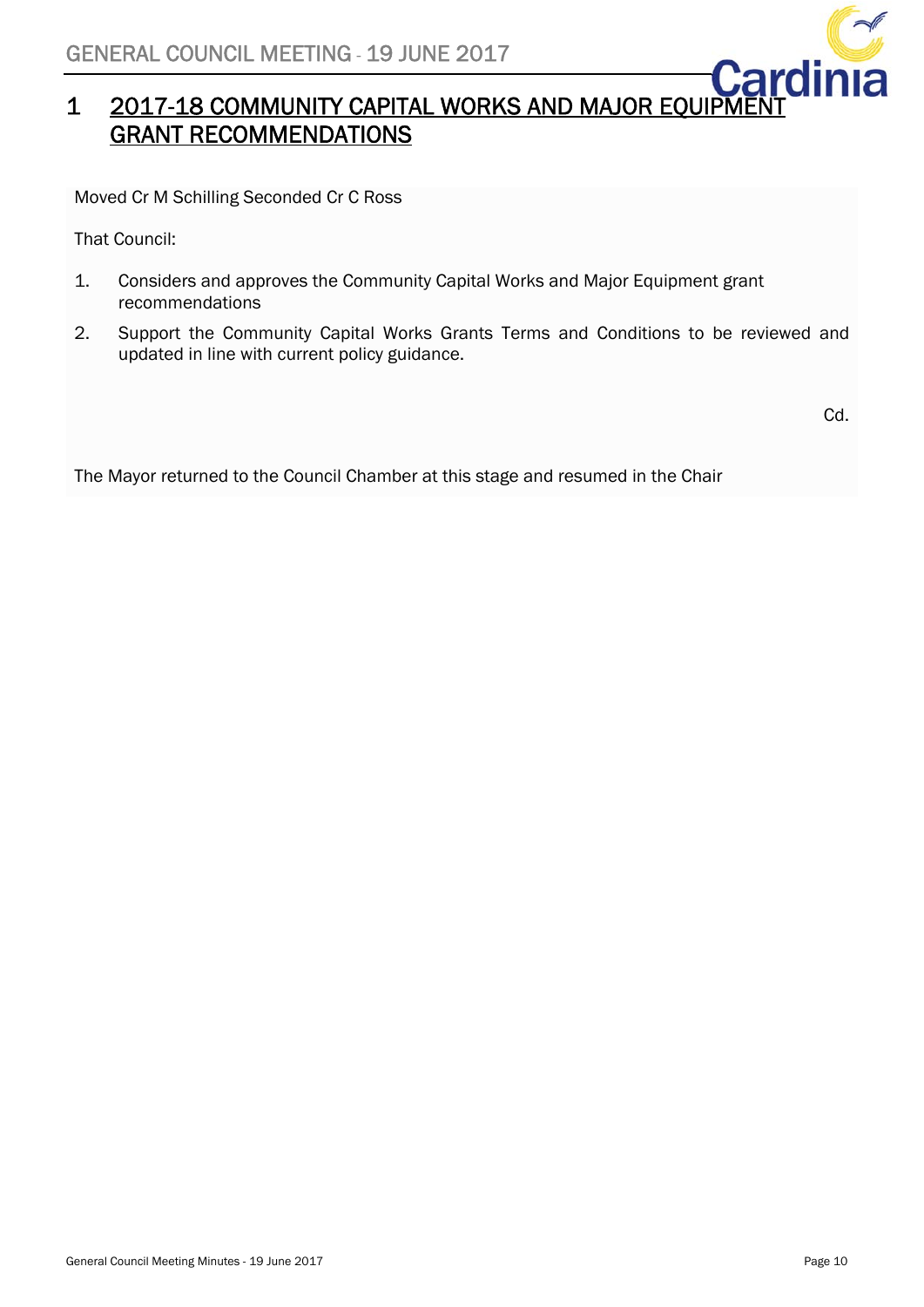# 1 2017-18 COMMUNITY CAPITAL WORKS AND MAJOR EQUIPMENT GRANT RECOMMENDATIONS

Moved Cr M Schilling Seconded Cr C Ross

That Council:

1. Considers and approves the Community Capital Works and Major Equipment grant recommendations
2. Support the Community Capital Works Grants Terms and Conditions to be reviewed and updated in line with current policy guidance.

Cd.

The Mayor returned to the Council Chamber at this stage and resumed in the Chair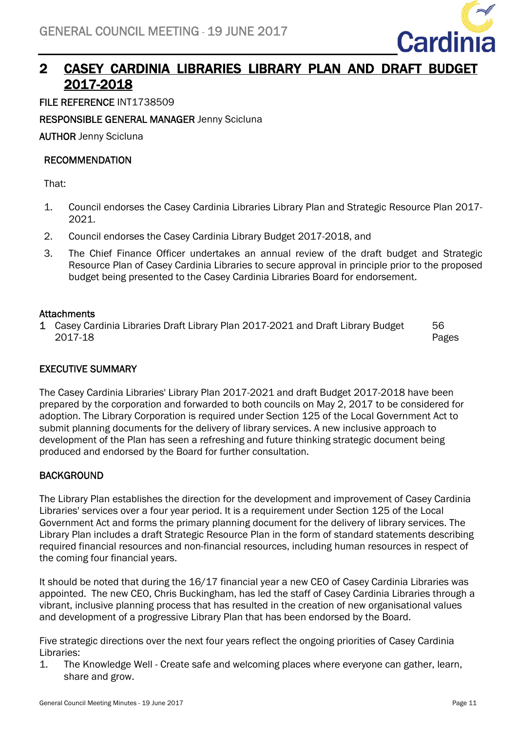## 2 CASEY CARDINIA LIBRARIES LIBRARY PLAN AND DRAFT BUDGET 2017-2018

**FILE REFERENCE** INT1738509

**RESPONSIBLE GENERAL MANAGER** Jenny Scicluna

**AUTHOR** Jenny Scicluna

### RECOMMENDATION

That:

1. Council endorses the Casey Cardinia Libraries Library Plan and Strategic Resource Plan 2017-2021.
2. Council endorses the Casey Cardinia Library Budget 2017-2018, and
3. The Chief Finance Officer undertakes an annual review of the draft budget and Strategic Resource Plan of Casey Cardinia Libraries to secure approval in principle prior to the proposed budget being presented to the Casey Cardinia Libraries Board for endorsement.

### Attachments

| | | |
|---|---|---|
| 1 | Casey Cardinia Libraries Draft Library Plan 2017-2021 and Draft Library Budget 2017-18 | 56 Pages |

### EXECUTIVE SUMMARY

The Casey Cardinia Libraries' Library Plan 2017-2021 and draft Budget 2017-2018 have been prepared by the corporation and forwarded to both councils on May 2, 2017 to be considered for adoption. The Library Corporation is required under Section 125 of the Local Government Act to submit planning documents for the delivery of library services. A new inclusive approach to development of the Plan has seen a refreshing and future thinking strategic document being produced and endorsed by the Board for further consultation.

### BACKGROUND

The Library Plan establishes the direction for the development and improvement of Casey Cardinia Libraries' services over a four year period. It is a requirement under Section 125 of the Local Government Act and forms the primary planning document for the delivery of library services. The Library Plan includes a draft Strategic Resource Plan in the form of standard statements describing required financial resources and non-financial resources, including human resources in respect of the coming four financial years.

It should be noted that during the 16/17 financial year a new CEO of Casey Cardinia Libraries was appointed. The new CEO, Chris Buckingham, has led the staff of Casey Cardinia Libraries through a vibrant, inclusive planning process that has resulted in the creation of new organisational values and development of a progressive Library Plan that has been endorsed by the Board.

Five strategic directions over the next four years reflect the ongoing priorities of Casey Cardinia Libraries:

1. The Knowledge Well - Create safe and welcoming places where everyone can gather, learn, share and grow.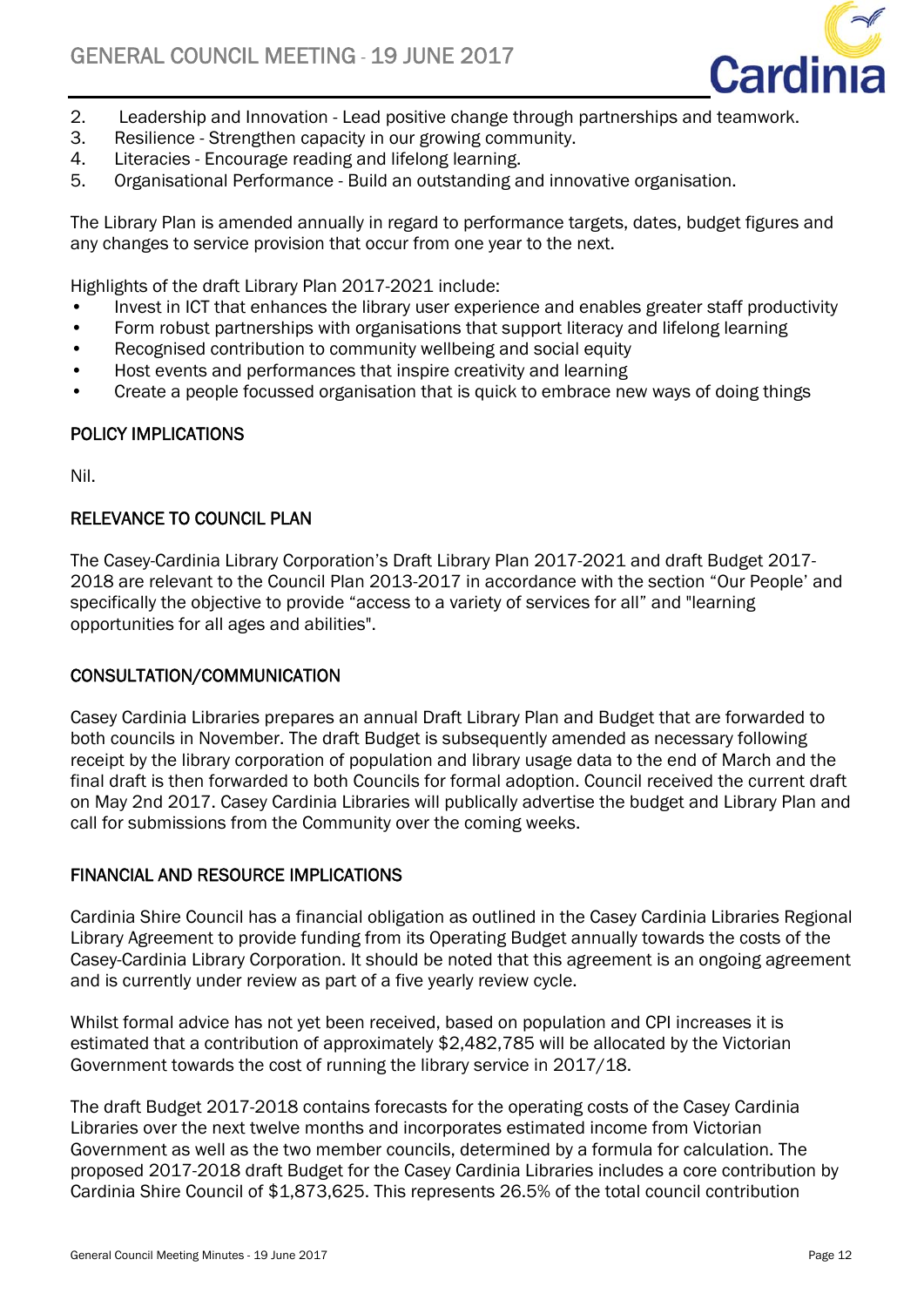2. Leadership and Innovation - Lead positive change through partnerships and teamwork.
3. Resilience - Strengthen capacity in our growing community.
4. Literacies - Encourage reading and lifelong learning.
5. Organisational Performance - Build an outstanding and innovative organisation.

The Library Plan is amended annually in regard to performance targets, dates, budget figures and any changes to service provision that occur from one year to the next.

Highlights of the draft Library Plan 2017-2021 include:

- Invest in ICT that enhances the library user experience and enables greater staff productivity
- Form robust partnerships with organisations that support literacy and lifelong learning
- Recognised contribution to community wellbeing and social equity
- Host events and performances that inspire creativity and learning
- Create a people focussed organisation that is quick to embrace new ways of doing things

## POLICY IMPLICATIONS

Nil.

## RELEVANCE TO COUNCIL PLAN

The Casey-Cardinia Library Corporation's Draft Library Plan 2017-2021 and draft Budget 2017-2018 are relevant to the Council Plan 2013-2017 in accordance with the section "Our People' and specifically the objective to provide "access to a variety of services for all" and "learning opportunities for all ages and abilities".

## CONSULTATION/COMMUNICATION

Casey Cardinia Libraries prepares an annual Draft Library Plan and Budget that are forwarded to both councils in November. The draft Budget is subsequently amended as necessary following receipt by the library corporation of population and library usage data to the end of March and the final draft is then forwarded to both Councils for formal adoption. Council received the current draft on May 2nd 2017. Casey Cardinia Libraries will publically advertise the budget and Library Plan and call for submissions from the Community over the coming weeks.

## FINANCIAL AND RESOURCE IMPLICATIONS

Cardinia Shire Council has a financial obligation as outlined in the Casey Cardinia Libraries Regional Library Agreement to provide funding from its Operating Budget annually towards the costs of the Casey-Cardinia Library Corporation. It should be noted that this agreement is an ongoing agreement and is currently under review as part of a five yearly review cycle.

Whilst formal advice has not yet been received, based on population and CPI increases it is estimated that a contribution of approximately $2,482,785 will be allocated by the Victorian Government towards the cost of running the library service in 2017/18.

The draft Budget 2017-2018 contains forecasts for the operating costs of the Casey Cardinia Libraries over the next twelve months and incorporates estimated income from Victorian Government as well as the two member councils, determined by a formula for calculation. The proposed 2017-2018 draft Budget for the Casey Cardinia Libraries includes a core contribution by Cardinia Shire Council of $1,873,625. This represents 26.5% of the total council contribution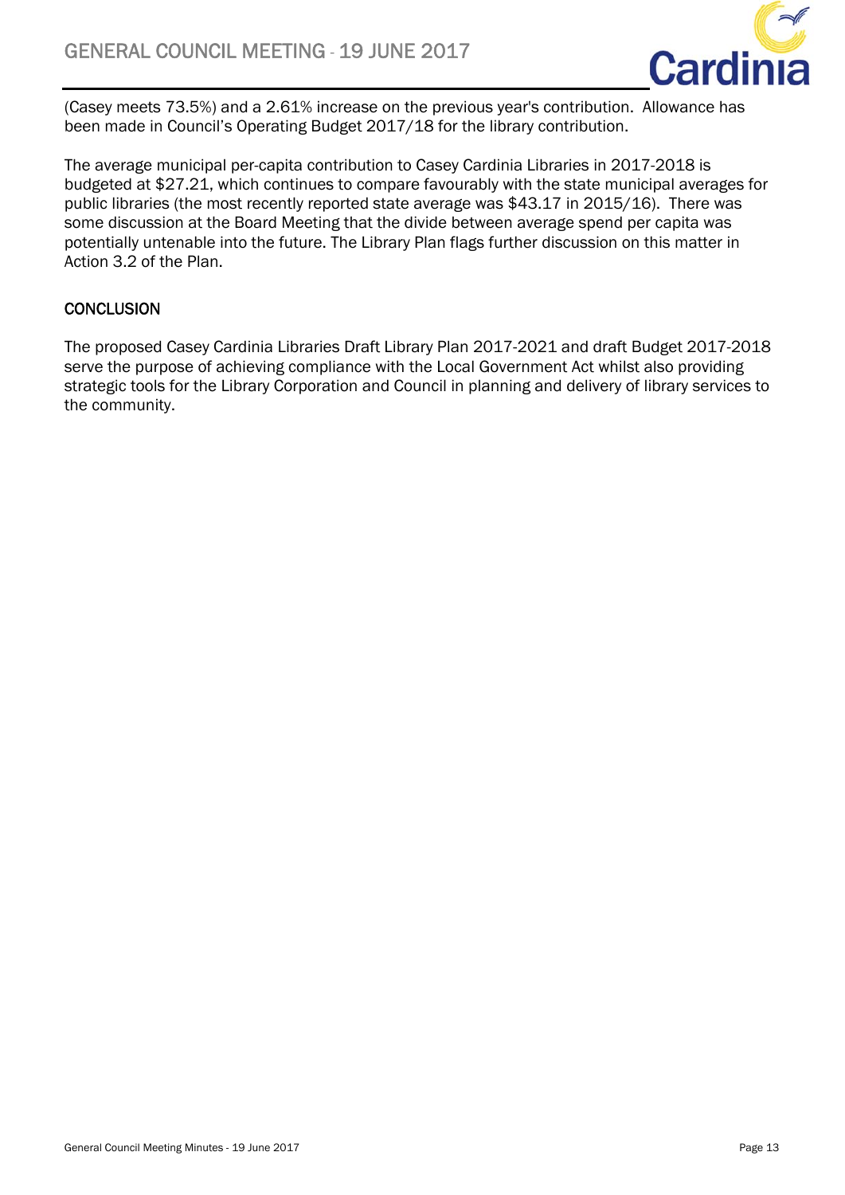(Casey meets 73.5%) and a 2.61% increase on the previous year's contribution. Allowance has been made in Council's Operating Budget 2017/18 for the library contribution.

The average municipal per-capita contribution to Casey Cardinia Libraries in 2017-2018 is budgeted at $27.21, which continues to compare favourably with the state municipal averages for public libraries (the most recently reported state average was $43.17 in 2015/16). There was some discussion at the Board Meeting that the divide between average spend per capita was potentially untenable into the future. The Library Plan flags further discussion on this matter in Action 3.2 of the Plan.

## CONCLUSION

The proposed Casey Cardinia Libraries Draft Library Plan 2017-2021 and draft Budget 2017-2018 serve the purpose of achieving compliance with the Local Government Act whilst also providing strategic tools for the Library Corporation and Council in planning and delivery of library services to the community.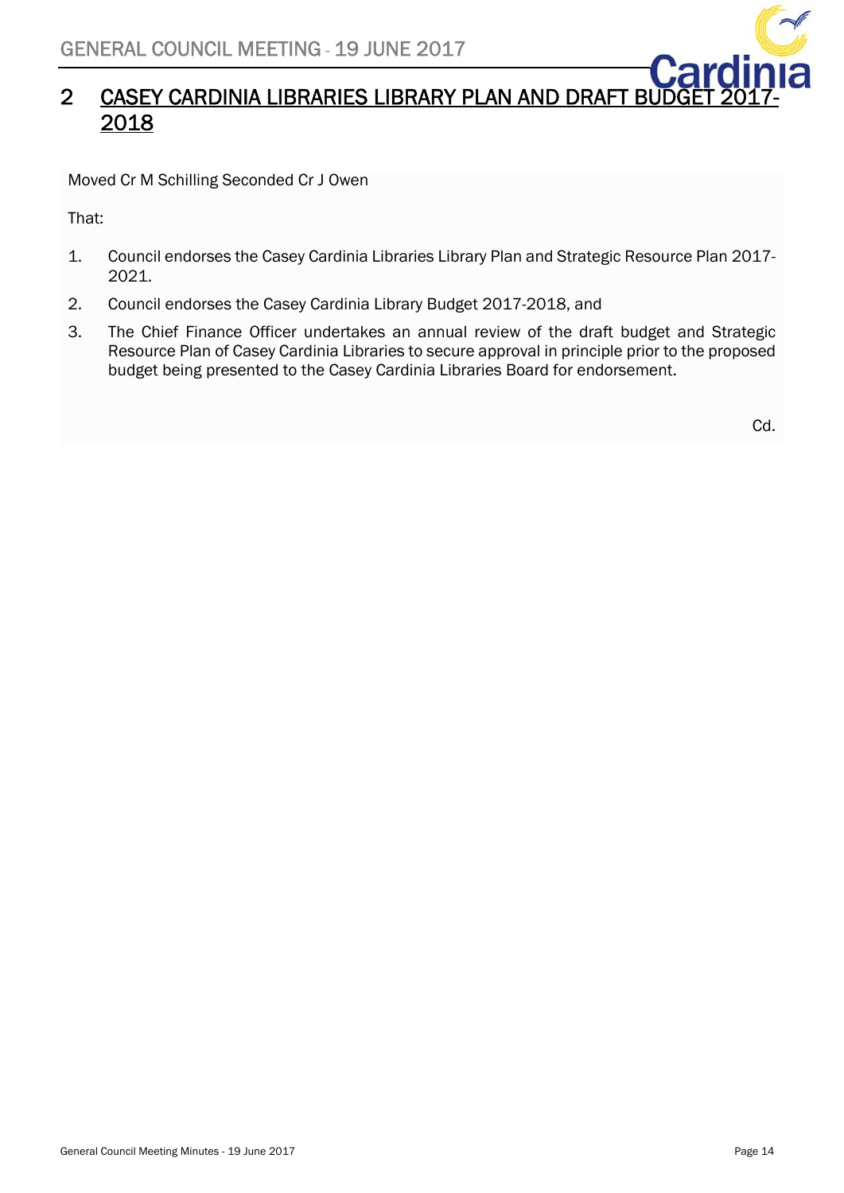## 2 CASEY CARDINIA LIBRARIES LIBRARY PLAN AND DRAFT BUDGET 2017-2018

Moved Cr M Schilling Seconded Cr J Owen

That:

1. Council endorses the Casey Cardinia Libraries Library Plan and Strategic Resource Plan 2017-2021.
2. Council endorses the Casey Cardinia Library Budget 2017-2018, and
3. The Chief Finance Officer undertakes an annual review of the draft budget and Strategic Resource Plan of Casey Cardinia Libraries to secure approval in principle prior to the proposed budget being presented to the Casey Cardinia Libraries Board for endorsement.

Cd.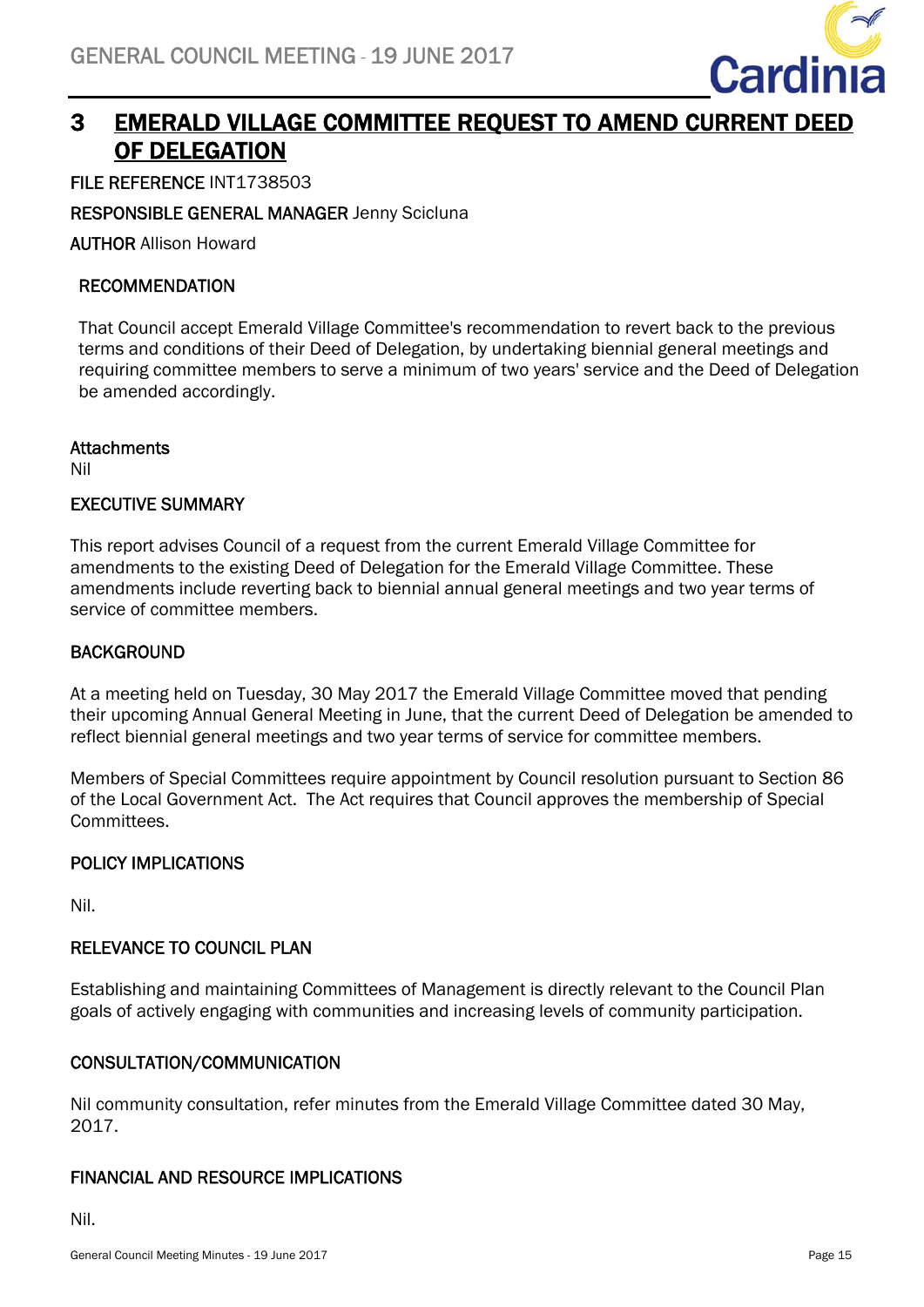# 3 EMERALD VILLAGE COMMITTEE REQUEST TO AMEND CURRENT DEED OF DELEGATION

**FILE REFERENCE** INT1738503

**RESPONSIBLE GENERAL MANAGER** Jenny Scicluna

**AUTHOR** Allison Howard

## RECOMMENDATION

That Council accept Emerald Village Committee's recommendation to revert back to the previous terms and conditions of their Deed of Delegation, by undertaking biennial general meetings and requiring committee members to serve a minimum of two years' service and the Deed of Delegation be amended accordingly.

**Attachments**

Nil

## EXECUTIVE SUMMARY

This report advises Council of a request from the current Emerald Village Committee for amendments to the existing Deed of Delegation for the Emerald Village Committee. These amendments include reverting back to biennial annual general meetings and two year terms of service of committee members.

## BACKGROUND

At a meeting held on Tuesday, 30 May 2017 the Emerald Village Committee moved that pending their upcoming Annual General Meeting in June, that the current Deed of Delegation be amended to reflect biennial general meetings and two year terms of service for committee members.

Members of Special Committees require appointment by Council resolution pursuant to Section 86 of the Local Government Act. The Act requires that Council approves the membership of Special Committees.

## POLICY IMPLICATIONS

Nil.

## RELEVANCE TO COUNCIL PLAN

Establishing and maintaining Committees of Management is directly relevant to the Council Plan goals of actively engaging with communities and increasing levels of community participation.

## CONSULTATION/COMMUNICATION

Nil community consultation, refer minutes from the Emerald Village Committee dated 30 May, 2017.

## FINANCIAL AND RESOURCE IMPLICATIONS

Nil.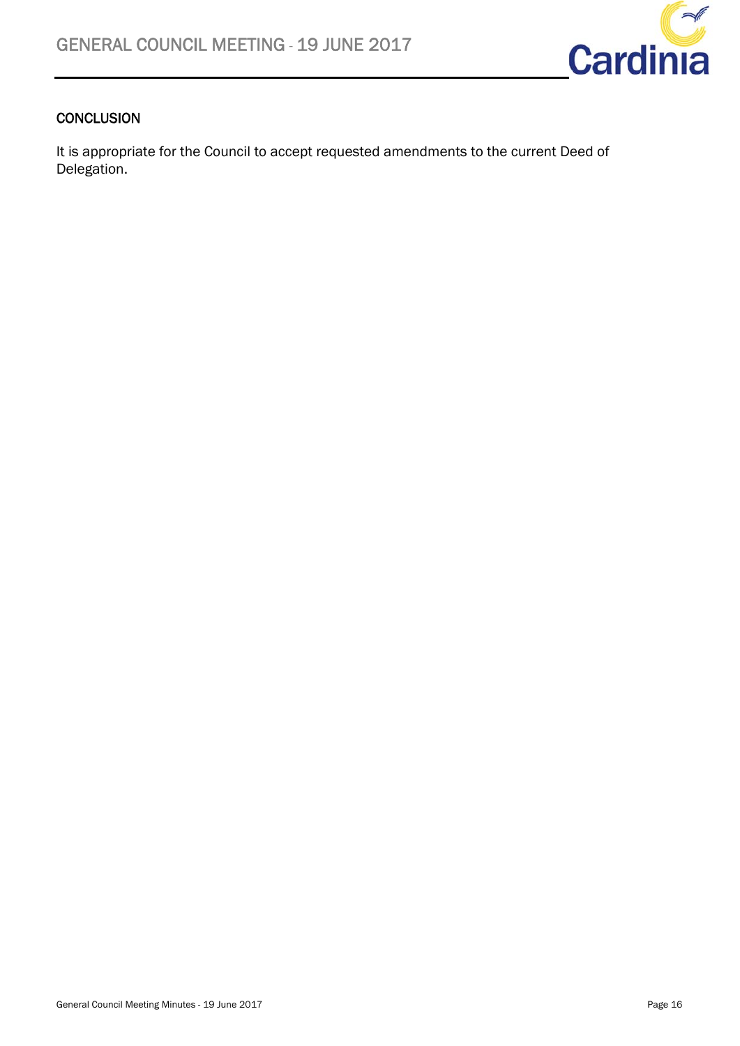## CONCLUSION

It is appropriate for the Council to accept requested amendments to the current Deed of Delegation.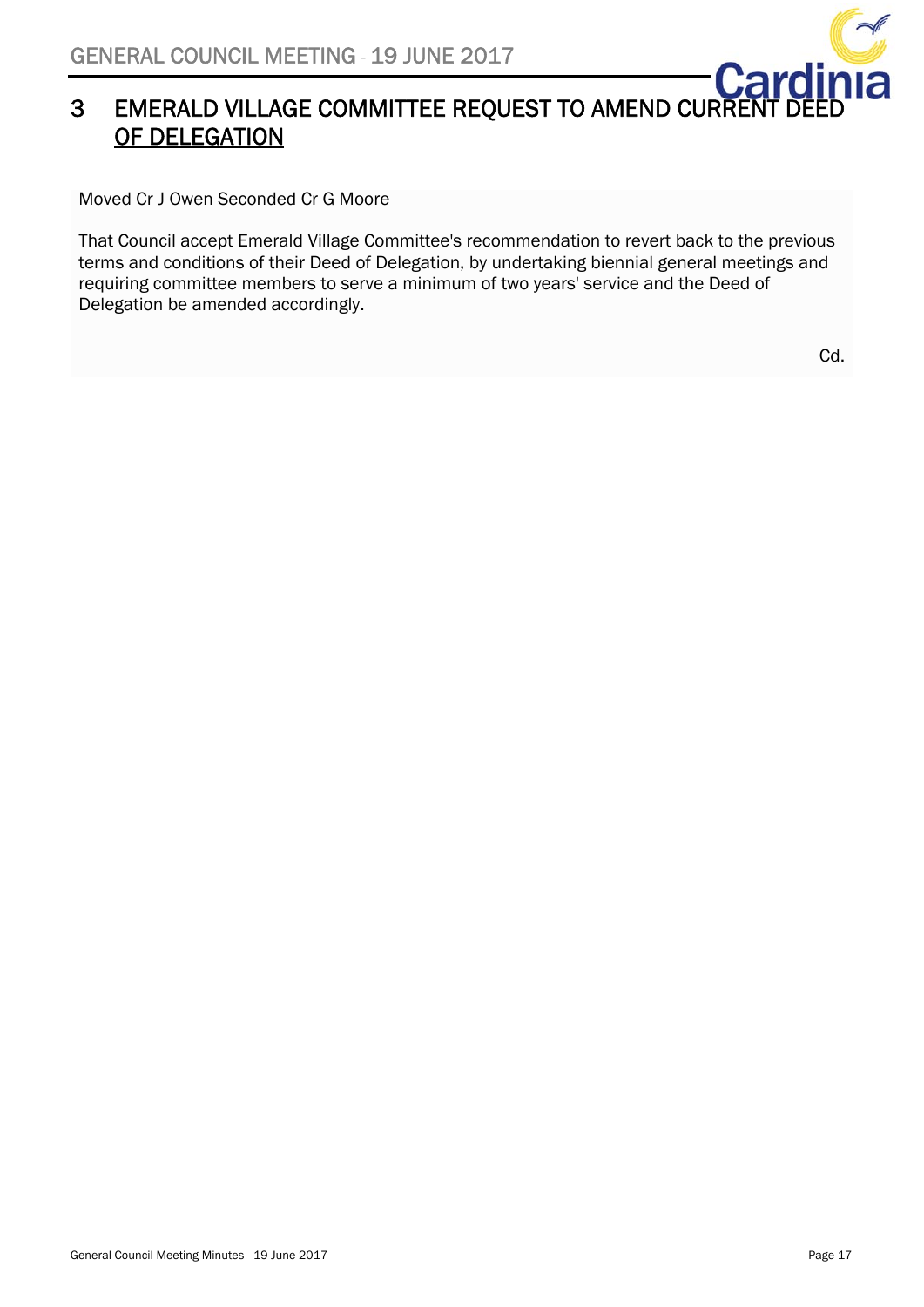## 3 EMERALD VILLAGE COMMITTEE REQUEST TO AMEND CURRENT DEED OF DELEGATION

Moved Cr J Owen Seconded Cr G Moore

That Council accept Emerald Village Committee's recommendation to revert back to the previous terms and conditions of their Deed of Delegation, by undertaking biennial general meetings and requiring committee members to serve a minimum of two years' service and the Deed of Delegation be amended accordingly.

Cd.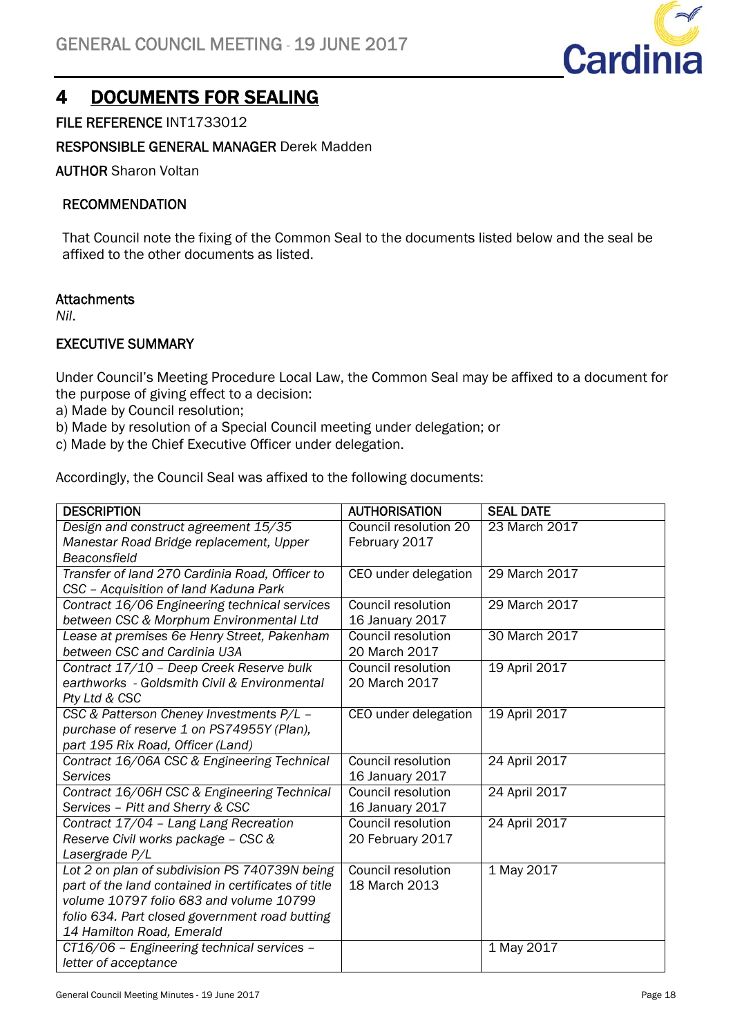# 4 DOCUMENTS FOR SEALING

**FILE REFERENCE** INT1733012

**RESPONSIBLE GENERAL MANAGER** Derek Madden

**AUTHOR** Sharon Voltan

**RECOMMENDATION**

That Council note the fixing of the Common Seal to the documents listed below and the seal be affixed to the other documents as listed.

**Attachments**

*Nil*.

**EXECUTIVE SUMMARY**

Under Council's Meeting Procedure Local Law, the Common Seal may be affixed to a document for the purpose of giving effect to a decision:
a) Made by Council resolution;
b) Made by resolution of a Special Council meeting under delegation; or
c) Made by the Chief Executive Officer under delegation.

Accordingly, the Council Seal was affixed to the following documents:

| DESCRIPTION | AUTHORISATION | SEAL DATE |
|---|---|---|
| *Design and construct agreement 15/35 Manestar Road Bridge replacement, Upper Beaconsfield* | Council resolution 20 February 2017 | 23 March 2017 |
| *Transfer of land 270 Cardinia Road, Officer to CSC – Acquisition of land Kaduna Park* | CEO under delegation | 29 March 2017 |
| *Contract 16/06 Engineering technical services between CSC & Morphum Environmental Ltd* | Council resolution 16 January 2017 | 29 March 2017 |
| *Lease at premises 6e Henry Street, Pakenham between CSC and Cardinia U3A* | Council resolution 20 March 2017 | 30 March 2017 |
| *Contract 17/10 – Deep Creek Reserve bulk earthworks - Goldsmith Civil & Environmental Pty Ltd & CSC* | Council resolution 20 March 2017 | 19 April 2017 |
| *CSC & Patterson Cheney Investments P/L – purchase of reserve 1 on PS74955Y (Plan), part 195 Rix Road, Officer (Land)* | CEO under delegation | 19 April 2017 |
| *Contract 16/06A CSC & Engineering Technical Services* | Council resolution 16 January 2017 | 24 April 2017 |
| *Contract 16/06H CSC & Engineering Technical Services – Pitt and Sherry & CSC* | Council resolution 16 January 2017 | 24 April 2017 |
| *Contract 17/04 – Lang Lang Recreation Reserve Civil works package – CSC & Lasergrade P/L* | Council resolution 20 February 2017 | 24 April 2017 |
| *Lot 2 on plan of subdivision PS 740739N being part of the land contained in certificates of title volume 10797 folio 683 and volume 10799 folio 634. Part closed government road butting 14 Hamilton Road, Emerald* | Council resolution 18 March 2013 | 1 May 2017 |
| *CT16/06 – Engineering technical services – letter of acceptance* | | 1 May 2017 |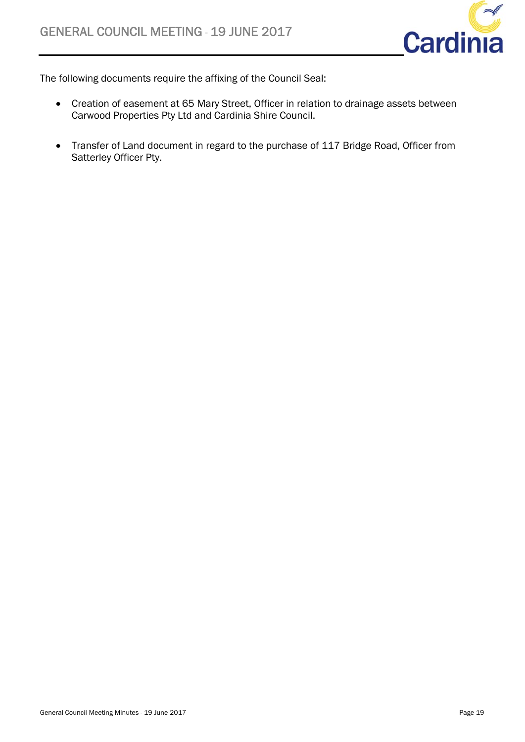The following documents require the affixing of the Council Seal:

- Creation of easement at 65 Mary Street, Officer in relation to drainage assets between Carwood Properties Pty Ltd and Cardinia Shire Council.

- Transfer of Land document in regard to the purchase of 117 Bridge Road, Officer from Satterley Officer Pty.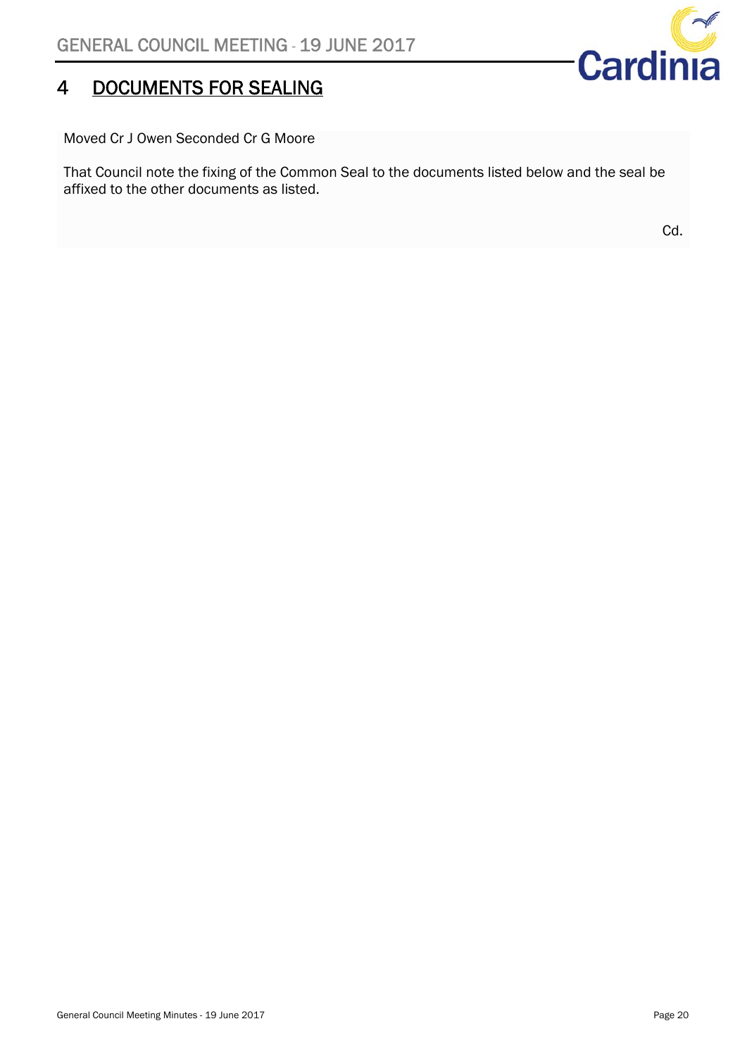# 4 DOCUMENTS FOR SEALING

Moved Cr J Owen Seconded Cr G Moore

That Council note the fixing of the Common Seal to the documents listed below and the seal be affixed to the other documents as listed.

Cd.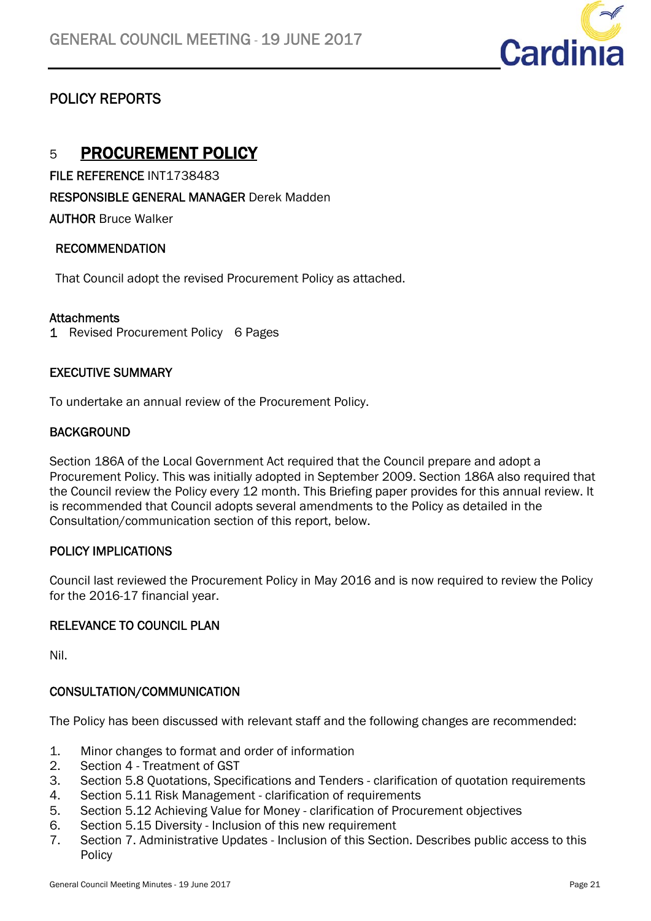## POLICY REPORTS

## 5 PROCUREMENT POLICY

**FILE REFERENCE** INT1738483

**RESPONSIBLE GENERAL MANAGER** Derek Madden

**AUTHOR** Bruce Walker

### RECOMMENDATION

That Council adopt the revised Procurement Policy as attached.

### Attachments

1 Revised Procurement Policy 6 Pages

### EXECUTIVE SUMMARY

To undertake an annual review of the Procurement Policy.

### BACKGROUND

Section 186A of the Local Government Act required that the Council prepare and adopt a Procurement Policy. This was initially adopted in September 2009. Section 186A also required that the Council review the Policy every 12 month. This Briefing paper provides for this annual review. It is recommended that Council adopts several amendments to the Policy as detailed in the Consultation/communication section of this report, below.

### POLICY IMPLICATIONS

Council last reviewed the Procurement Policy in May 2016 and is now required to review the Policy for the 2016-17 financial year.

### RELEVANCE TO COUNCIL PLAN

Nil.

### CONSULTATION/COMMUNICATION

The Policy has been discussed with relevant staff and the following changes are recommended:

1. Minor changes to format and order of information
2. Section 4 - Treatment of GST
3. Section 5.8 Quotations, Specifications and Tenders - clarification of quotation requirements
4. Section 5.11 Risk Management - clarification of requirements
5. Section 5.12 Achieving Value for Money - clarification of Procurement objectives
6. Section 5.15 Diversity - Inclusion of this new requirement
7. Section 7. Administrative Updates - Inclusion of this Section. Describes public access to this Policy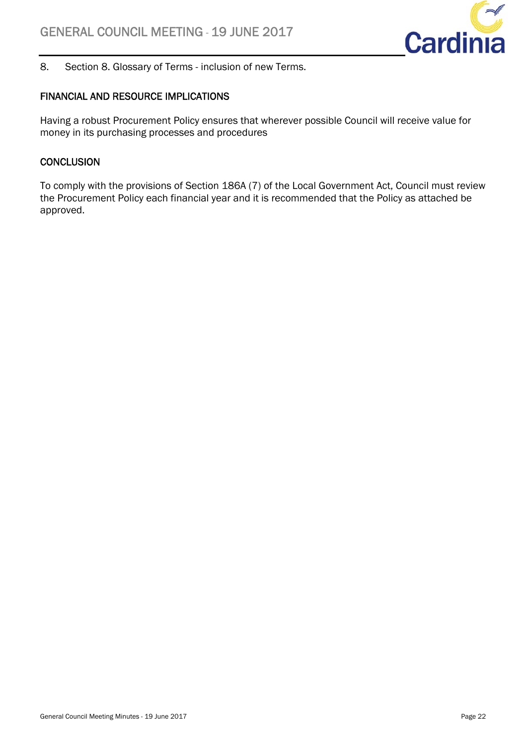8. Section 8. Glossary of Terms - inclusion of new Terms.

## FINANCIAL AND RESOURCE IMPLICATIONS

Having a robust Procurement Policy ensures that wherever possible Council will receive value for money in its purchasing processes and procedures

## CONCLUSION

To comply with the provisions of Section 186A (7) of the Local Government Act, Council must review the Procurement Policy each financial year and it is recommended that the Policy as attached be approved.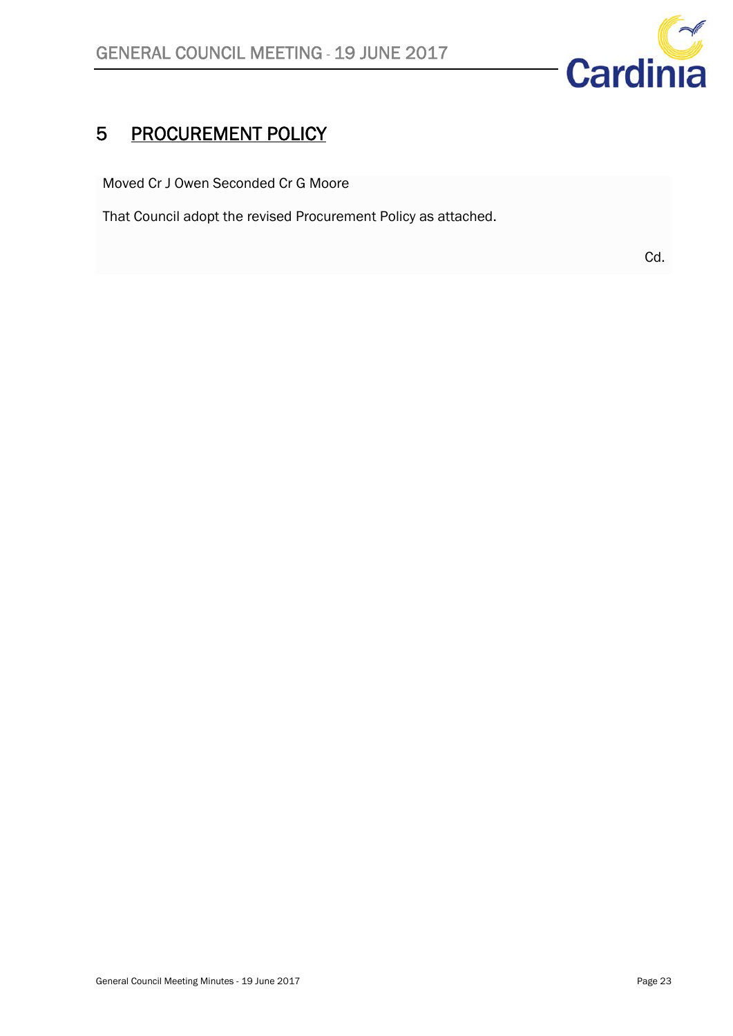# 5 PROCUREMENT POLICY

Moved Cr J Owen Seconded Cr G Moore

That Council adopt the revised Procurement Policy as attached.

Cd.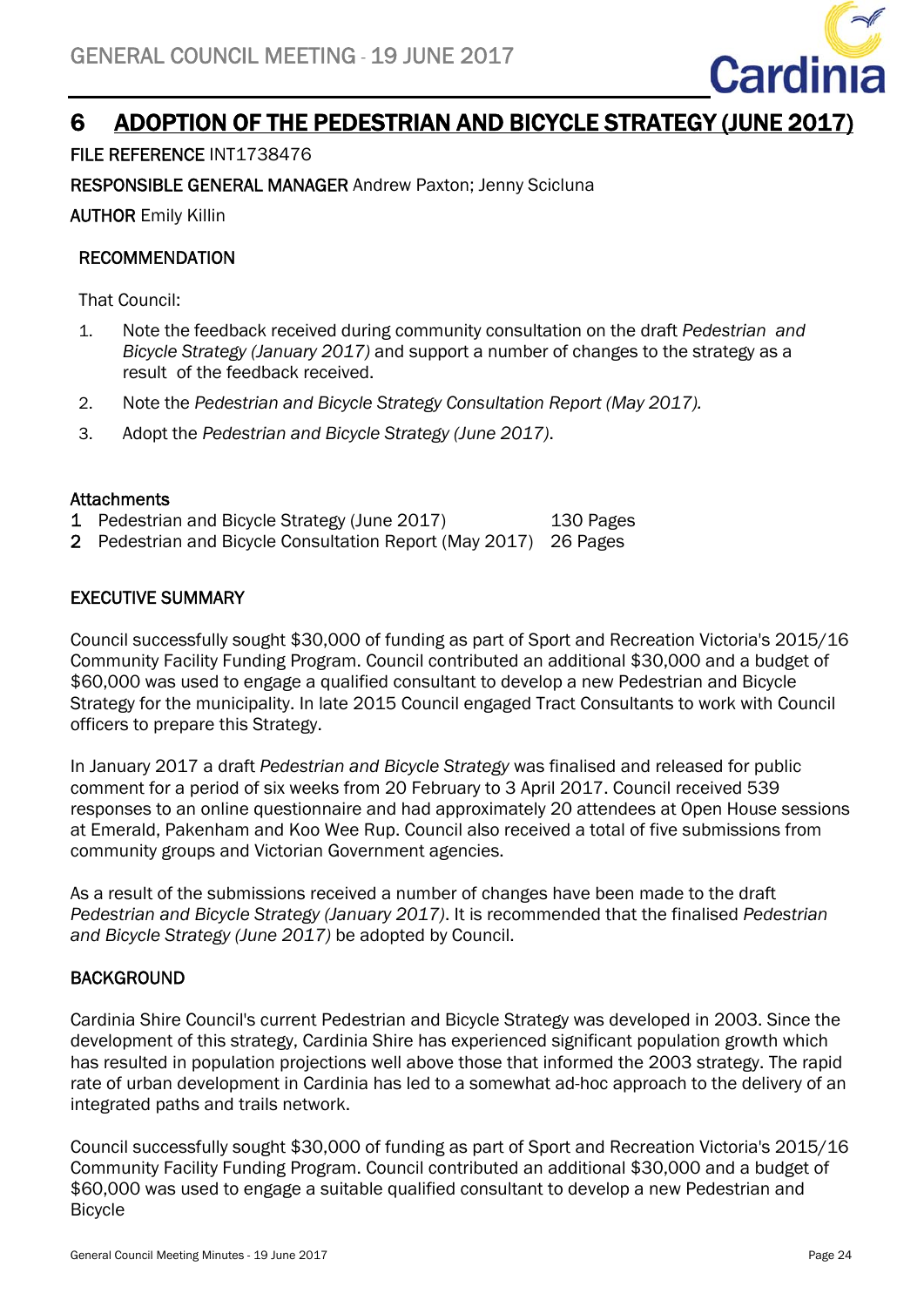# 6 ADOPTION OF THE PEDESTRIAN AND BICYCLE STRATEGY (JUNE 2017)

**FILE REFERENCE** INT1738476

**RESPONSIBLE GENERAL MANAGER** Andrew Paxton; Jenny Scicluna

**AUTHOR** Emily Killin

**RECOMMENDATION**

That Council:

1. Note the feedback received during community consultation on the draft *Pedestrian and Bicycle Strategy (January 2017)* and support a number of changes to the strategy as a result of the feedback received.
2. Note the *Pedestrian and Bicycle Strategy Consultation Report (May 2017).*
3. Adopt the *Pedestrian and Bicycle Strategy (June 2017)*.

**Attachments**

| | | |
|---|---|---|
| 1 | Pedestrian and Bicycle Strategy (June 2017) | 130 Pages |
| 2 | Pedestrian and Bicycle Consultation Report (May 2017) | 26 Pages |

## EXECUTIVE SUMMARY

Council successfully sought $30,000 of funding as part of Sport and Recreation Victoria's 2015/16 Community Facility Funding Program. Council contributed an additional $30,000 and a budget of $60,000 was used to engage a qualified consultant to develop a new Pedestrian and Bicycle Strategy for the municipality. In late 2015 Council engaged Tract Consultants to work with Council officers to prepare this Strategy.

In January 2017 a draft *Pedestrian and Bicycle Strategy* was finalised and released for public comment for a period of six weeks from 20 February to 3 April 2017. Council received 539 responses to an online questionnaire and had approximately 20 attendees at Open House sessions at Emerald, Pakenham and Koo Wee Rup. Council also received a total of five submissions from community groups and Victorian Government agencies.

As a result of the submissions received a number of changes have been made to the draft *Pedestrian and Bicycle Strategy (January 2017)*. It is recommended that the finalised *Pedestrian and Bicycle Strategy (June 2017)* be adopted by Council.

## BACKGROUND

Cardinia Shire Council's current Pedestrian and Bicycle Strategy was developed in 2003. Since the development of this strategy, Cardinia Shire has experienced significant population growth which has resulted in population projections well above those that informed the 2003 strategy. The rapid rate of urban development in Cardinia has led to a somewhat ad-hoc approach to the delivery of an integrated paths and trails network.

Council successfully sought $30,000 of funding as part of Sport and Recreation Victoria's 2015/16 Community Facility Funding Program. Council contributed an additional $30,000 and a budget of $60,000 was used to engage a suitable qualified consultant to develop a new Pedestrian and Bicycle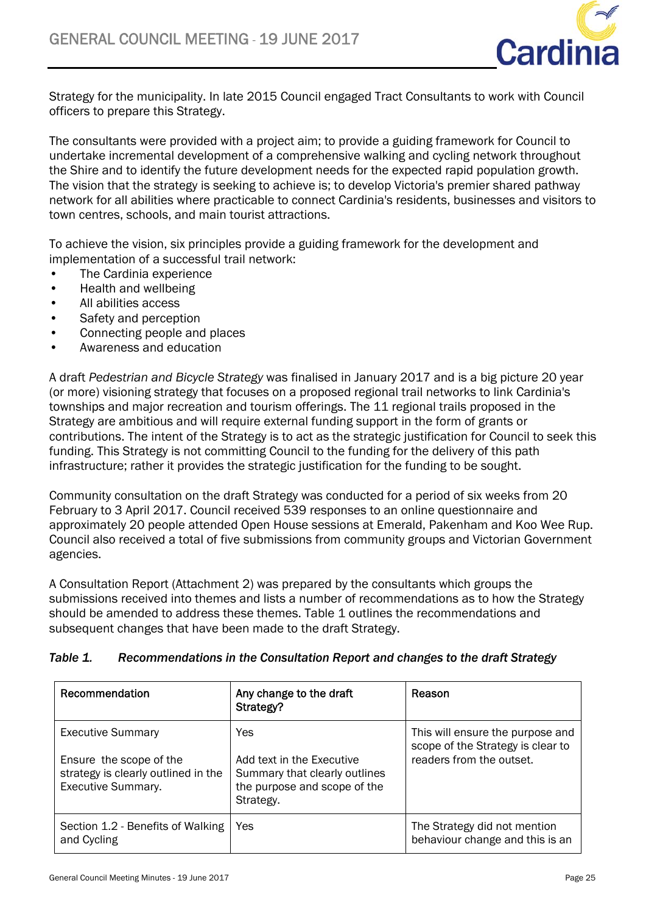Strategy for the municipality. In late 2015 Council engaged Tract Consultants to work with Council officers to prepare this Strategy.

The consultants were provided with a project aim; to provide a guiding framework for Council to undertake incremental development of a comprehensive walking and cycling network throughout the Shire and to identify the future development needs for the expected rapid population growth. The vision that the strategy is seeking to achieve is; to develop Victoria's premier shared pathway network for all abilities where practicable to connect Cardinia's residents, businesses and visitors to town centres, schools, and main tourist attractions.

To achieve the vision, six principles provide a guiding framework for the development and implementation of a successful trail network:

- The Cardinia experience
- Health and wellbeing
- All abilities access
- Safety and perception
- Connecting people and places
- Awareness and education

A draft *Pedestrian and Bicycle Strategy* was finalised in January 2017 and is a big picture 20 year (or more) visioning strategy that focuses on a proposed regional trail networks to link Cardinia's townships and major recreation and tourism offerings. The 11 regional trails proposed in the Strategy are ambitious and will require external funding support in the form of grants or contributions. The intent of the Strategy is to act as the strategic justification for Council to seek this funding. This Strategy is not committing Council to the funding for the delivery of this path infrastructure; rather it provides the strategic justification for the funding to be sought.

Community consultation on the draft Strategy was conducted for a period of six weeks from 20 February to 3 April 2017. Council received 539 responses to an online questionnaire and approximately 20 people attended Open House sessions at Emerald, Pakenham and Koo Wee Rup. Council also received a total of five submissions from community groups and Victorian Government agencies.

A Consultation Report (Attachment 2) was prepared by the consultants which groups the submissions received into themes and lists a number of recommendations as to how the Strategy should be amended to address these themes. Table 1 outlines the recommendations and subsequent changes that have been made to the draft Strategy.

*Table 1. Recommendations in the Consultation Report and changes to the draft Strategy*

| Recommendation | Any change to the draft Strategy? | Reason |
|---|---|---|
| Executive Summary<br><br>Ensure the scope of the strategy is clearly outlined in the Executive Summary. | Yes<br><br>Add text in the Executive Summary that clearly outlines the purpose and scope of the Strategy. | This will ensure the purpose and scope of the Strategy is clear to readers from the outset. |
| Section 1.2 - Benefits of Walking and Cycling | Yes | The Strategy did not mention behaviour change and this is an |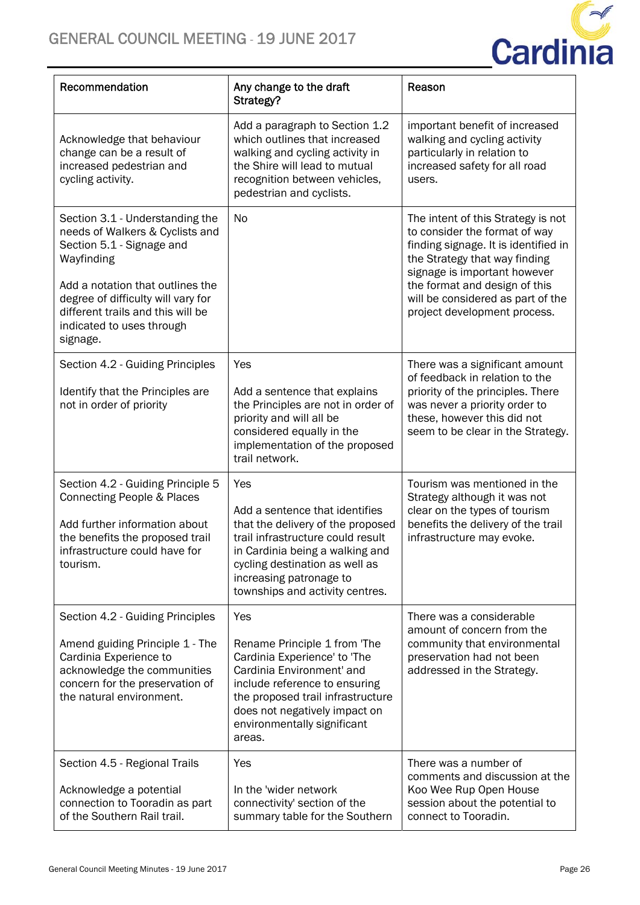| Recommendation | Any change to the draft Strategy? | Reason |
|---|---|---|
| Acknowledge that behaviour change can be a result of increased pedestrian and cycling activity. | Add a paragraph to Section 1.2 which outlines that increased walking and cycling activity in the Shire will lead to mutual recognition between vehicles, pedestrian and cyclists. | important benefit of increased walking and cycling activity particularly in relation to increased safety for all road users. |
| Section 3.1 - Understanding the needs of Walkers & Cyclists and Section 5.1 - Signage and Wayfinding<br><br>Add a notation that outlines the degree of difficulty will vary for different trails and this will be indicated to uses through signage. | No | The intent of this Strategy is not to consider the format of way finding signage. It is identified in the Strategy that way finding signage is important however the format and design of this will be considered as part of the project development process. |
| Section 4.2 - Guiding Principles<br><br>Identify that the Principles are not in order of priority | Yes<br><br>Add a sentence that explains the Principles are not in order of priority and will all be considered equally in the implementation of the proposed trail network. | There was a significant amount of feedback in relation to the priority of the principles. There was never a priority order to these, however this did not seem to be clear in the Strategy. |
| Section 4.2 - Guiding Principle 5 Connecting People & Places<br><br>Add further information about the benefits the proposed trail infrastructure could have for tourism. | Yes<br><br>Add a sentence that identifies that the delivery of the proposed trail infrastructure could result in Cardinia being a walking and cycling destination as well as increasing patronage to townships and activity centres. | Tourism was mentioned in the Strategy although it was not clear on the types of tourism benefits the delivery of the trail infrastructure may evoke. |
| Section 4.2 - Guiding Principles<br><br>Amend guiding Principle 1 - The Cardinia Experience to acknowledge the communities concern for the preservation of the natural environment. | Yes<br><br>Rename Principle 1 from 'The Cardinia Experience' to 'The Cardinia Environment' and include reference to ensuring the proposed trail infrastructure does not negatively impact on environmentally significant areas. | There was a considerable amount of concern from the community that environmental preservation had not been addressed in the Strategy. |
| Section 4.5 - Regional Trails<br><br>Acknowledge a potential connection to Tooradin as part of the Southern Rail trail. | Yes<br><br>In the 'wider network connectivity' section of the summary table for the Southern | There was a number of comments and discussion at the Koo Wee Rup Open House session about the potential to connect to Tooradin. |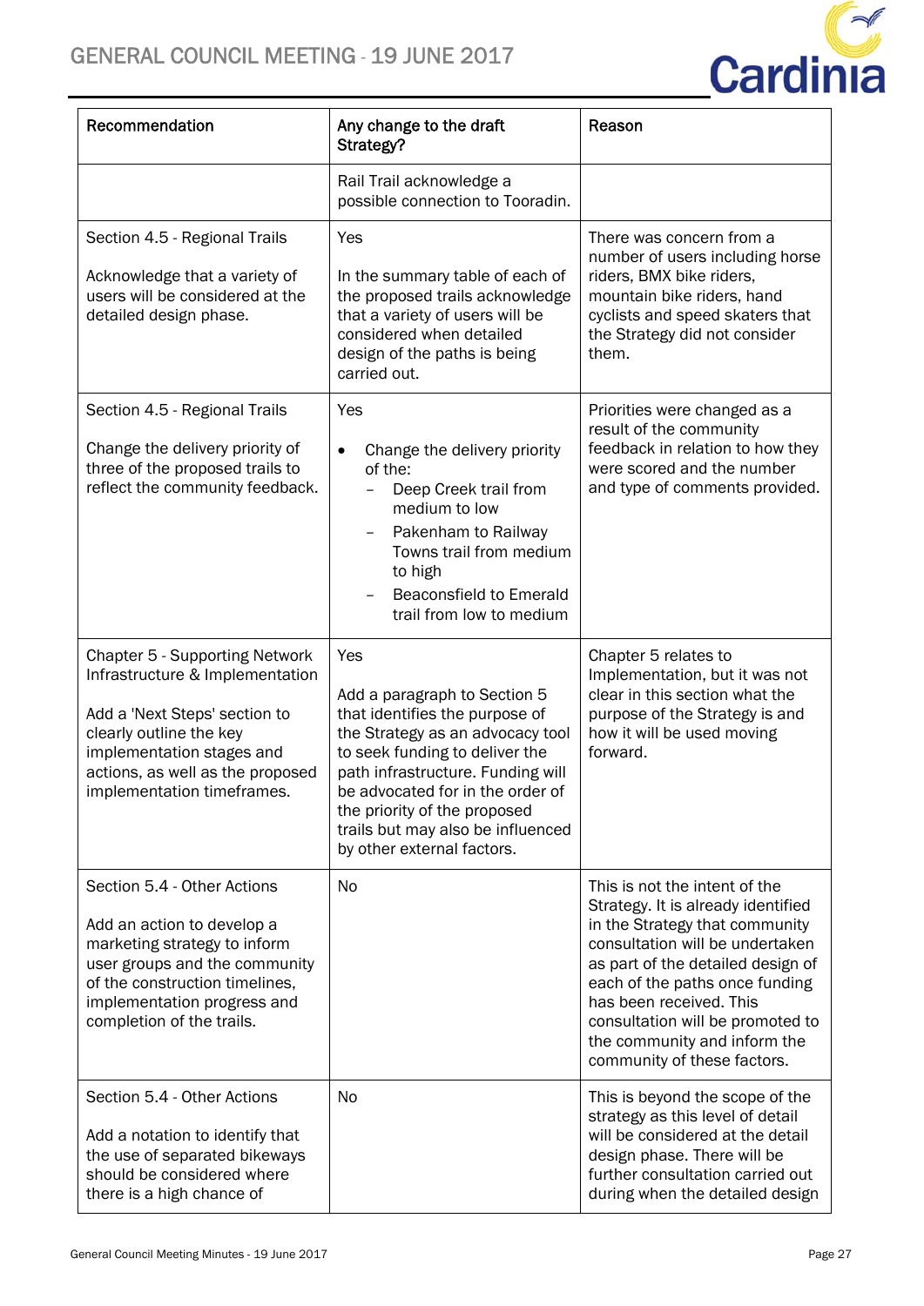| Recommendation | Any change to the draft Strategy? | Reason |
|---|---|---|
| | Rail Trail acknowledge a possible connection to Tooradin. | |
| Section 4.5 - Regional Trails<br><br>Acknowledge that a variety of users will be considered at the detailed design phase. | Yes<br><br>In the summary table of each of the proposed trails acknowledge that a variety of users will be considered when detailed design of the paths is being carried out. | There was concern from a number of users including horse riders, BMX bike riders, mountain bike riders, hand cyclists and speed skaters that the Strategy did not consider them. |
| Section 4.5 - Regional Trails<br><br>Change the delivery priority of three of the proposed trails to reflect the community feedback. | Yes<br><br>• Change the delivery priority of the:<br>– Deep Creek trail from medium to low<br>– Pakenham to Railway Towns trail from medium to high<br>– Beaconsfield to Emerald trail from low to medium | Priorities were changed as a result of the community feedback in relation to how they were scored and the number and type of comments provided. |
| Chapter 5 - Supporting Network Infrastructure & Implementation<br><br>Add a 'Next Steps' section to clearly outline the key implementation stages and actions, as well as the proposed implementation timeframes. | Yes<br><br>Add a paragraph to Section 5 that identifies the purpose of the Strategy as an advocacy tool to seek funding to deliver the path infrastructure. Funding will be advocated for in the order of the priority of the proposed trails but may also be influenced by other external factors. | Chapter 5 relates to Implementation, but it was not clear in this section what the purpose of the Strategy is and how it will be used moving forward. |
| Section 5.4 - Other Actions<br><br>Add an action to develop a marketing strategy to inform user groups and the community of the construction timelines, implementation progress and completion of the trails. | No | This is not the intent of the Strategy. It is already identified in the Strategy that community consultation will be undertaken as part of the detailed design of each of the paths once funding has been received. This consultation will be promoted to the community and inform the community of these factors. |
| Section 5.4 - Other Actions<br><br>Add a notation to identify that the use of separated bikeways should be considered where there is a high chance of | No | This is beyond the scope of the strategy as this level of detail will be considered at the detail design phase. There will be further consultation carried out during when the detailed design |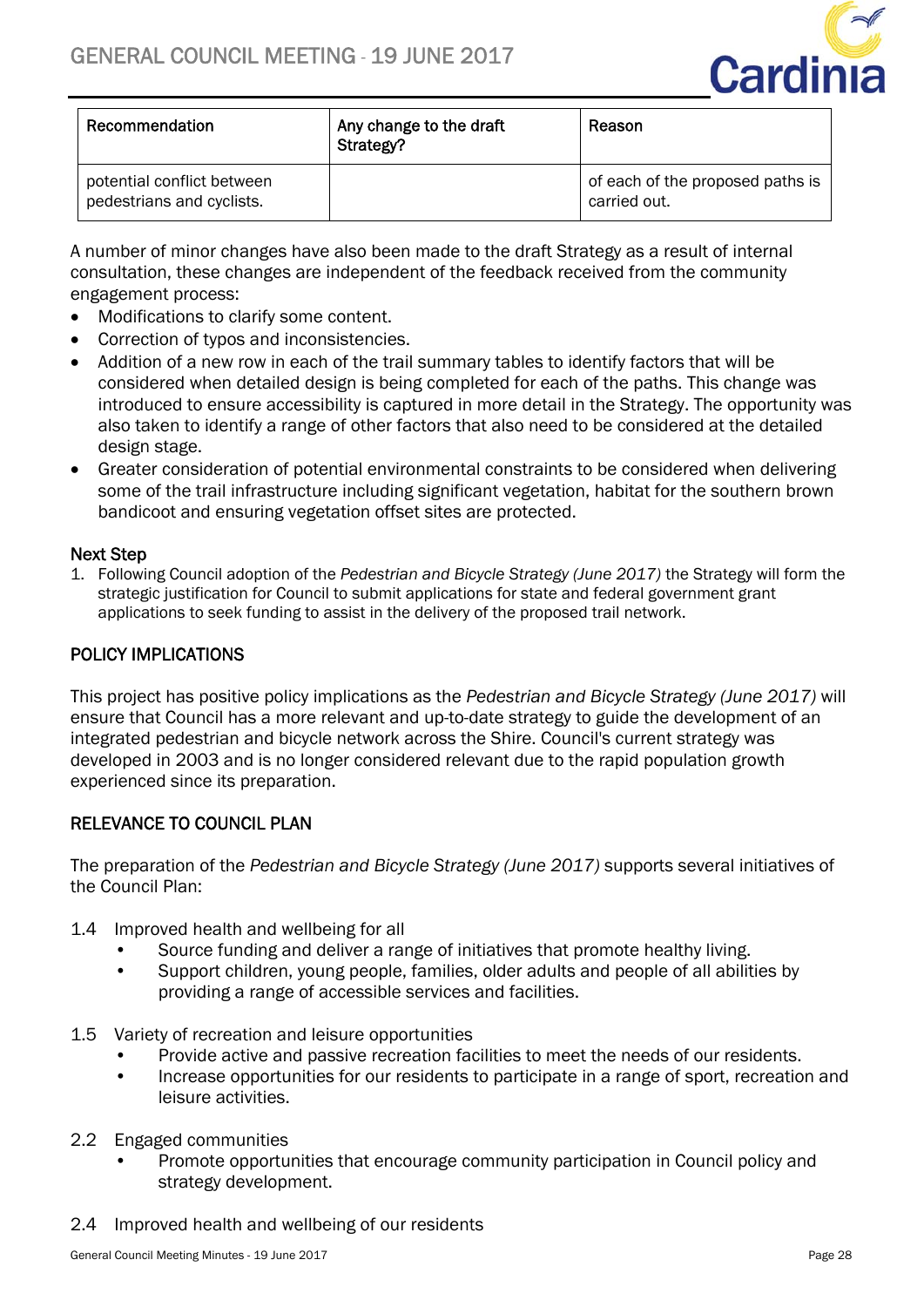| Recommendation | Any change to the draft Strategy? | Reason |
| --- | --- | --- |
| potential conflict between pedestrians and cyclists. | | of each of the proposed paths is carried out. |

A number of minor changes have also been made to the draft Strategy as a result of internal consultation, these changes are independent of the feedback received from the community engagement process:

- Modifications to clarify some content.
- Correction of typos and inconsistencies.
- Addition of a new row in each of the trail summary tables to identify factors that will be considered when detailed design is being completed for each of the paths. This change was introduced to ensure accessibility is captured in more detail in the Strategy. The opportunity was also taken to identify a range of other factors that also need to be considered at the detailed design stage.
- Greater consideration of potential environmental constraints to be considered when delivering some of the trail infrastructure including significant vegetation, habitat for the southern brown bandicoot and ensuring vegetation offset sites are protected.

**Next Step**

1. Following Council adoption of the *Pedestrian and Bicycle Strategy (June 2017)* the Strategy will form the strategic justification for Council to submit applications for state and federal government grant applications to seek funding to assist in the delivery of the proposed trail network.

## POLICY IMPLICATIONS

This project has positive policy implications as the *Pedestrian and Bicycle Strategy (June 2017)* will ensure that Council has a more relevant and up-to-date strategy to guide the development of an integrated pedestrian and bicycle network across the Shire. Council's current strategy was developed in 2003 and is no longer considered relevant due to the rapid population growth experienced since its preparation.

## RELEVANCE TO COUNCIL PLAN

The preparation of the *Pedestrian and Bicycle Strategy (June 2017)* supports several initiatives of the Council Plan:

1.4 Improved health and wellbeing for all
- Source funding and deliver a range of initiatives that promote healthy living.
- Support children, young people, families, older adults and people of all abilities by providing a range of accessible services and facilities.

1.5 Variety of recreation and leisure opportunities
- Provide active and passive recreation facilities to meet the needs of our residents.
- Increase opportunities for our residents to participate in a range of sport, recreation and leisure activities.

2.2 Engaged communities
- Promote opportunities that encourage community participation in Council policy and strategy development.

2.4 Improved health and wellbeing of our residents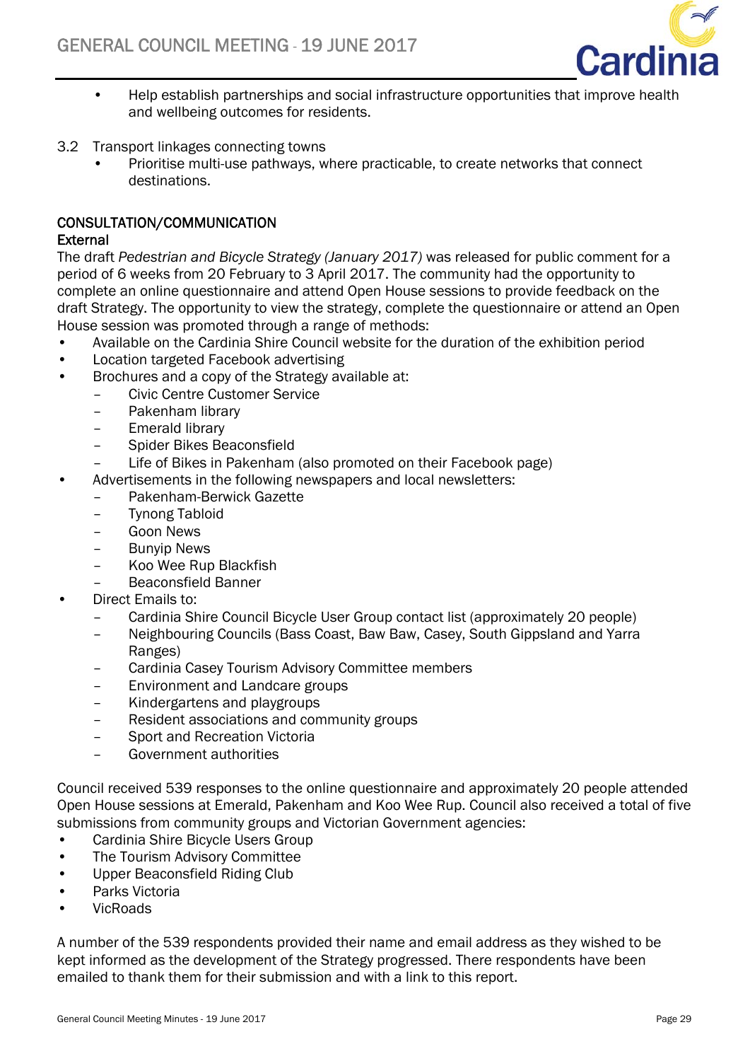- Help establish partnerships and social infrastructure opportunities that improve health and wellbeing outcomes for residents.

3.2 Transport linkages connecting towns

- Prioritise multi-use pathways, where practicable, to create networks that connect destinations.

## CONSULTATION/COMMUNICATION

### External

The draft *Pedestrian and Bicycle Strategy (January 2017)* was released for public comment for a period of 6 weeks from 20 February to 3 April 2017. The community had the opportunity to complete an online questionnaire and attend Open House sessions to provide feedback on the draft Strategy. The opportunity to view the strategy, complete the questionnaire or attend an Open House session was promoted through a range of methods:

- Available on the Cardinia Shire Council website for the duration of the exhibition period
- Location targeted Facebook advertising
- Brochures and a copy of the Strategy available at:
  - Civic Centre Customer Service
  - Pakenham library
  - Emerald library
  - Spider Bikes Beaconsfield
  - Life of Bikes in Pakenham (also promoted on their Facebook page)
- Advertisements in the following newspapers and local newsletters:
  - Pakenham-Berwick Gazette
  - Tynong Tabloid
  - Goon News
  - Bunyip News
  - Koo Wee Rup Blackfish
  - Beaconsfield Banner
- Direct Emails to:
  - Cardinia Shire Council Bicycle User Group contact list (approximately 20 people)
  - Neighbouring Councils (Bass Coast, Baw Baw, Casey, South Gippsland and Yarra Ranges)
  - Cardinia Casey Tourism Advisory Committee members
  - Environment and Landcare groups
  - Kindergartens and playgroups
  - Resident associations and community groups
  - Sport and Recreation Victoria
  - Government authorities

Council received 539 responses to the online questionnaire and approximately 20 people attended Open House sessions at Emerald, Pakenham and Koo Wee Rup. Council also received a total of five submissions from community groups and Victorian Government agencies:

- Cardinia Shire Bicycle Users Group
- The Tourism Advisory Committee
- Upper Beaconsfield Riding Club
- Parks Victoria
- VicRoads

A number of the 539 respondents provided their name and email address as they wished to be kept informed as the development of the Strategy progressed. There respondents have been emailed to thank them for their submission and with a link to this report.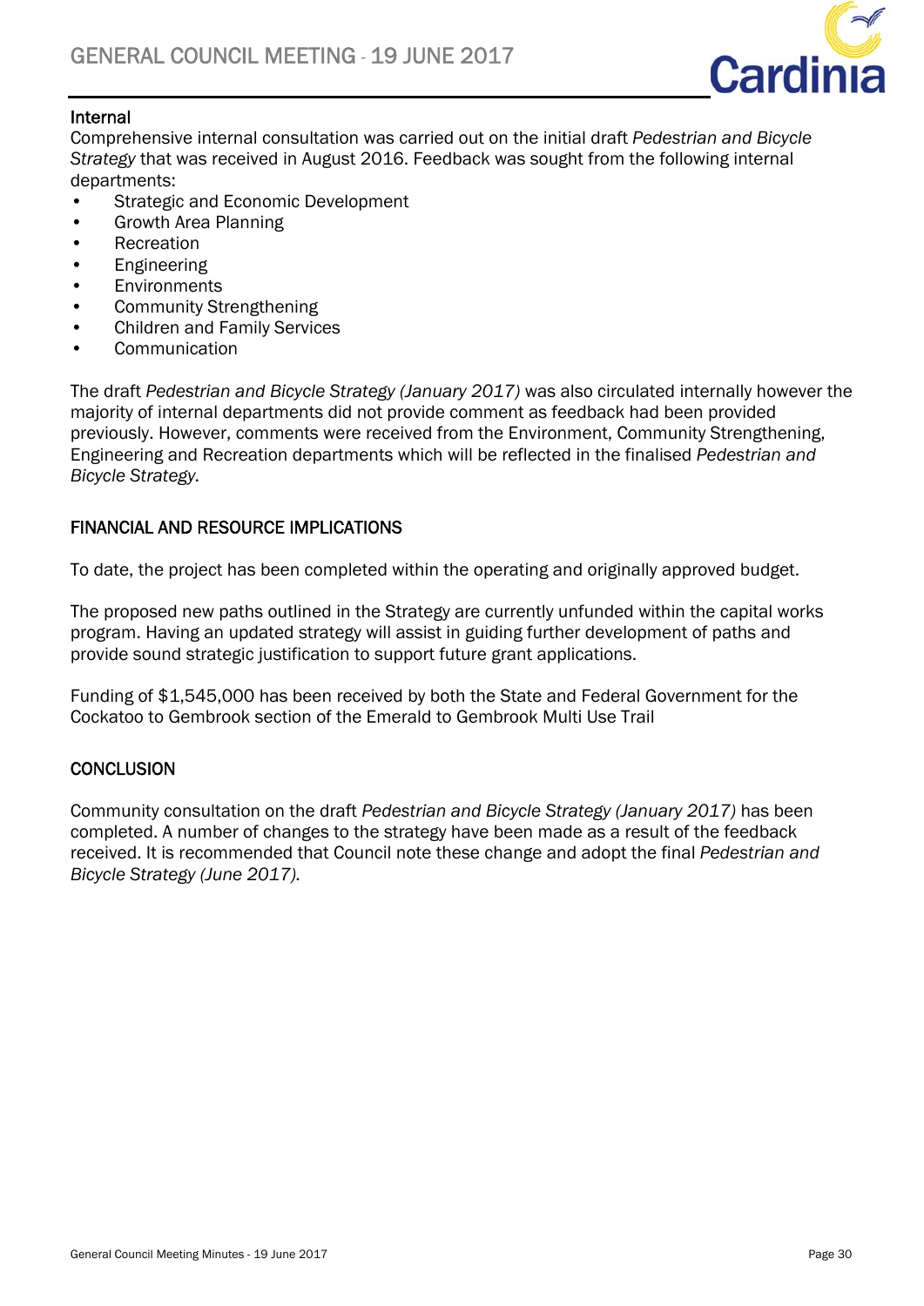### Internal

Comprehensive internal consultation was carried out on the initial draft *Pedestrian and Bicycle Strategy* that was received in August 2016. Feedback was sought from the following internal departments:

- Strategic and Economic Development
- Growth Area Planning
- Recreation
- Engineering
- Environments
- Community Strengthening
- Children and Family Services
- Communication

The draft *Pedestrian and Bicycle Strategy (January 2017)* was also circulated internally however the majority of internal departments did not provide comment as feedback had been provided previously. However, comments were received from the Environment, Community Strengthening, Engineering and Recreation departments which will be reflected in the finalised *Pedestrian and Bicycle Strategy.*

## FINANCIAL AND RESOURCE IMPLICATIONS

To date, the project has been completed within the operating and originally approved budget.

The proposed new paths outlined in the Strategy are currently unfunded within the capital works program. Having an updated strategy will assist in guiding further development of paths and provide sound strategic justification to support future grant applications.

Funding of $1,545,000 has been received by both the State and Federal Government for the Cockatoo to Gembrook section of the Emerald to Gembrook Multi Use Trail

## CONCLUSION

Community consultation on the draft *Pedestrian and Bicycle Strategy (January 2017)* has been completed. A number of changes to the strategy have been made as a result of the feedback received. It is recommended that Council note these change and adopt the final *Pedestrian and Bicycle Strategy (June 2017).*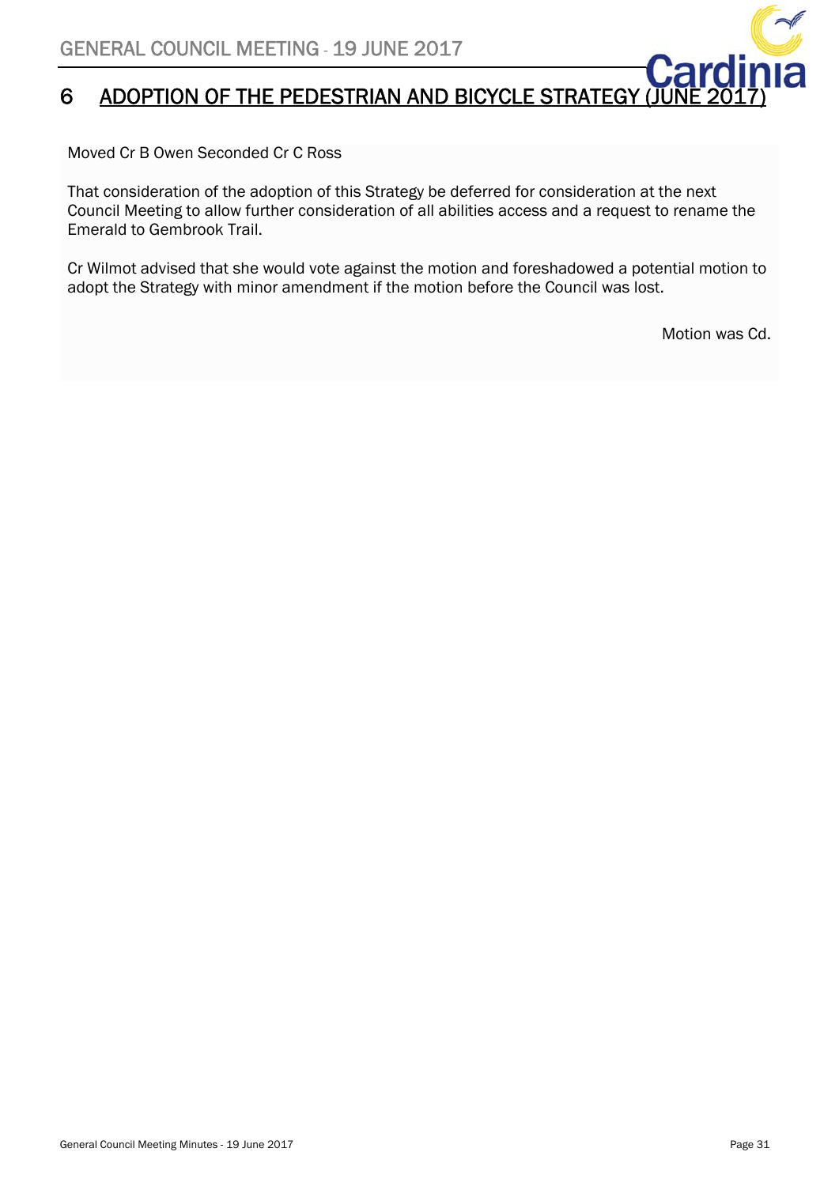# 6 ADOPTION OF THE PEDESTRIAN AND BICYCLE STRATEGY (JUNE 2017)

Moved Cr B Owen Seconded Cr C Ross

That consideration of the adoption of this Strategy be deferred for consideration at the next Council Meeting to allow further consideration of all abilities access and a request to rename the Emerald to Gembrook Trail.

Cr Wilmot advised that she would vote against the motion and foreshadowed a potential motion to adopt the Strategy with minor amendment if the motion before the Council was lost.

Motion was Cd.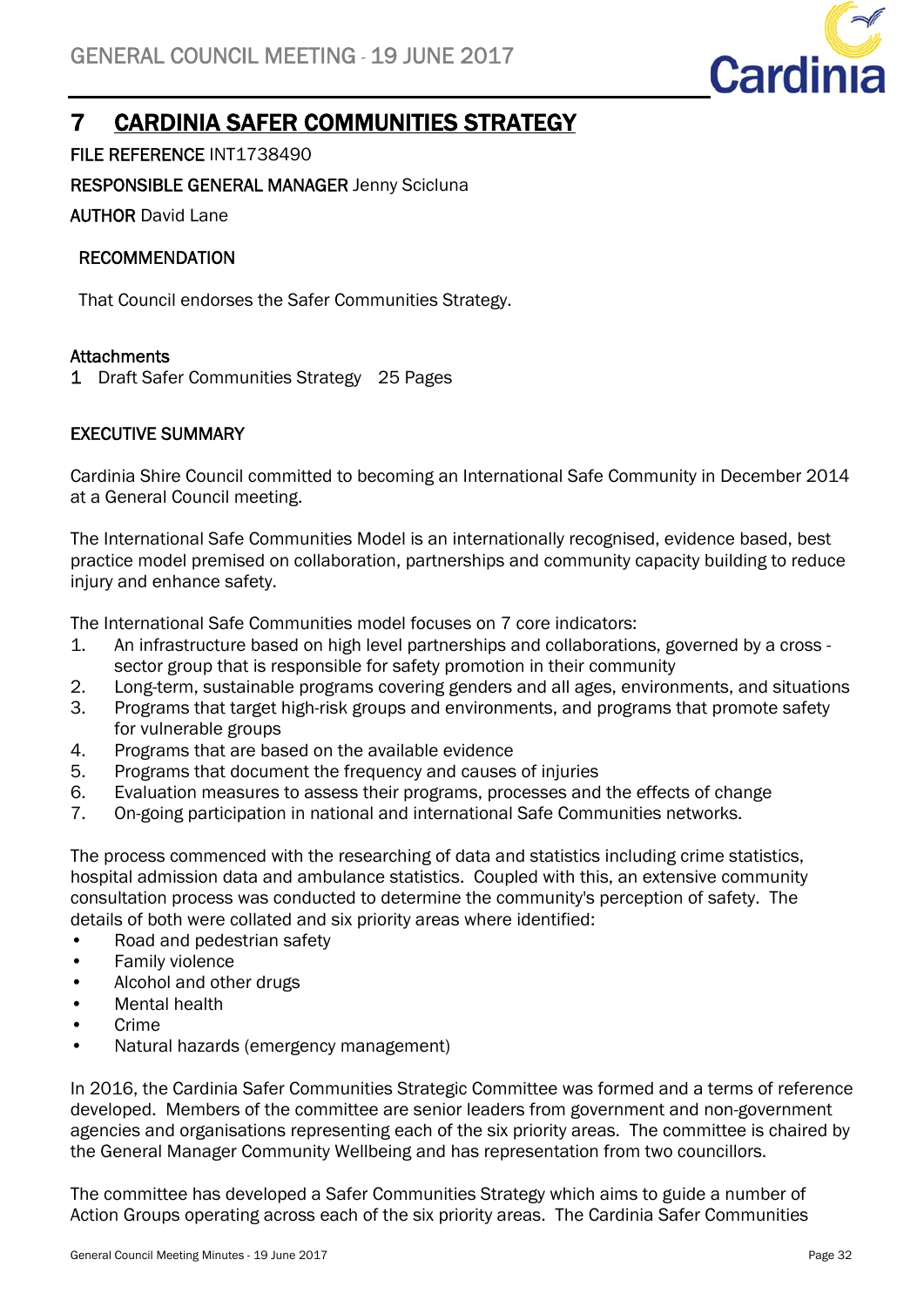# 7 CARDINIA SAFER COMMUNITIES STRATEGY

**FILE REFERENCE** INT1738490

**RESPONSIBLE GENERAL MANAGER** Jenny Scicluna

**AUTHOR** David Lane

**RECOMMENDATION**

That Council endorses the Safer Communities Strategy.

**Attachments**

1 Draft Safer Communities Strategy 25 Pages

**EXECUTIVE SUMMARY**

Cardinia Shire Council committed to becoming an International Safe Community in December 2014 at a General Council meeting.

The International Safe Communities Model is an internationally recognised, evidence based, best practice model premised on collaboration, partnerships and community capacity building to reduce injury and enhance safety.

The International Safe Communities model focuses on 7 core indicators:

1. An infrastructure based on high level partnerships and collaborations, governed by a cross - sector group that is responsible for safety promotion in their community
2. Long-term, sustainable programs covering genders and all ages, environments, and situations
3. Programs that target high-risk groups and environments, and programs that promote safety for vulnerable groups
4. Programs that are based on the available evidence
5. Programs that document the frequency and causes of injuries
6. Evaluation measures to assess their programs, processes and the effects of change
7. On-going participation in national and international Safe Communities networks.

The process commenced with the researching of data and statistics including crime statistics, hospital admission data and ambulance statistics. Coupled with this, an extensive community consultation process was conducted to determine the community's perception of safety. The details of both were collated and six priority areas where identified:

- Road and pedestrian safety
- Family violence
- Alcohol and other drugs
- Mental health
- Crime
- Natural hazards (emergency management)

In 2016, the Cardinia Safer Communities Strategic Committee was formed and a terms of reference developed. Members of the committee are senior leaders from government and non-government agencies and organisations representing each of the six priority areas. The committee is chaired by the General Manager Community Wellbeing and has representation from two councillors.

The committee has developed a Safer Communities Strategy which aims to guide a number of Action Groups operating across each of the six priority areas. The Cardinia Safer Communities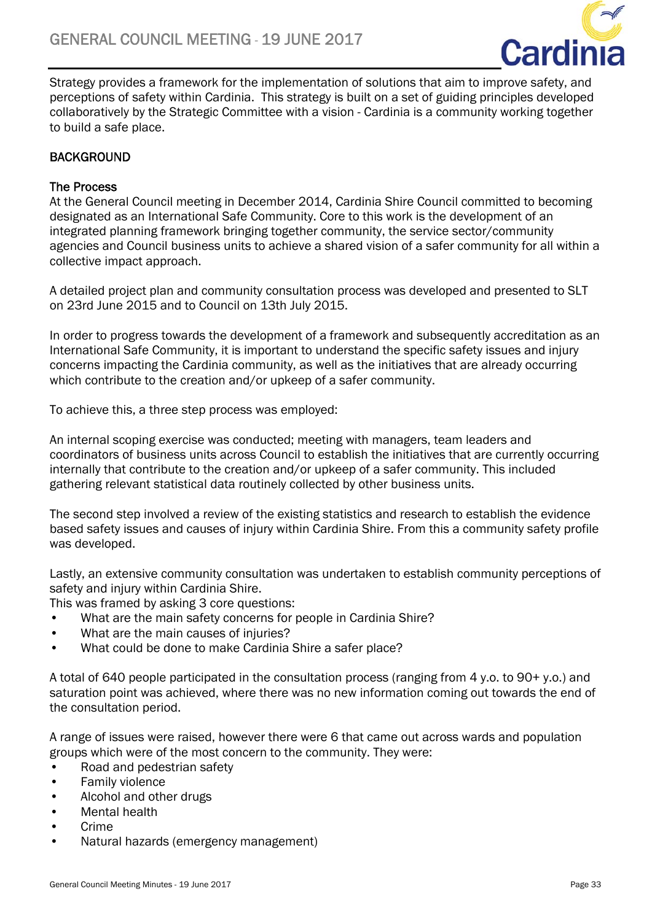Strategy provides a framework for the implementation of solutions that aim to improve safety, and perceptions of safety within Cardinia. This strategy is built on a set of guiding principles developed collaboratively by the Strategic Committee with a vision - Cardinia is a community working together to build a safe place.

## BACKGROUND

### The Process

At the General Council meeting in December 2014, Cardinia Shire Council committed to becoming designated as an International Safe Community. Core to this work is the development of an integrated planning framework bringing together community, the service sector/community agencies and Council business units to achieve a shared vision of a safer community for all within a collective impact approach.

A detailed project plan and community consultation process was developed and presented to SLT on 23rd June 2015 and to Council on 13th July 2015.

In order to progress towards the development of a framework and subsequently accreditation as an International Safe Community, it is important to understand the specific safety issues and injury concerns impacting the Cardinia community, as well as the initiatives that are already occurring which contribute to the creation and/or upkeep of a safer community.

To achieve this, a three step process was employed:

An internal scoping exercise was conducted; meeting with managers, team leaders and coordinators of business units across Council to establish the initiatives that are currently occurring internally that contribute to the creation and/or upkeep of a safer community. This included gathering relevant statistical data routinely collected by other business units.

The second step involved a review of the existing statistics and research to establish the evidence based safety issues and causes of injury within Cardinia Shire. From this a community safety profile was developed.

Lastly, an extensive community consultation was undertaken to establish community perceptions of safety and injury within Cardinia Shire.
This was framed by asking 3 core questions:

- What are the main safety concerns for people in Cardinia Shire?
- What are the main causes of injuries?
- What could be done to make Cardinia Shire a safer place?

A total of 640 people participated in the consultation process (ranging from 4 y.o. to 90+ y.o.) and saturation point was achieved, where there was no new information coming out towards the end of the consultation period.

A range of issues were raised, however there were 6 that came out across wards and population groups which were of the most concern to the community. They were:

- Road and pedestrian safety
- Family violence
- Alcohol and other drugs
- Mental health
- Crime
- Natural hazards (emergency management)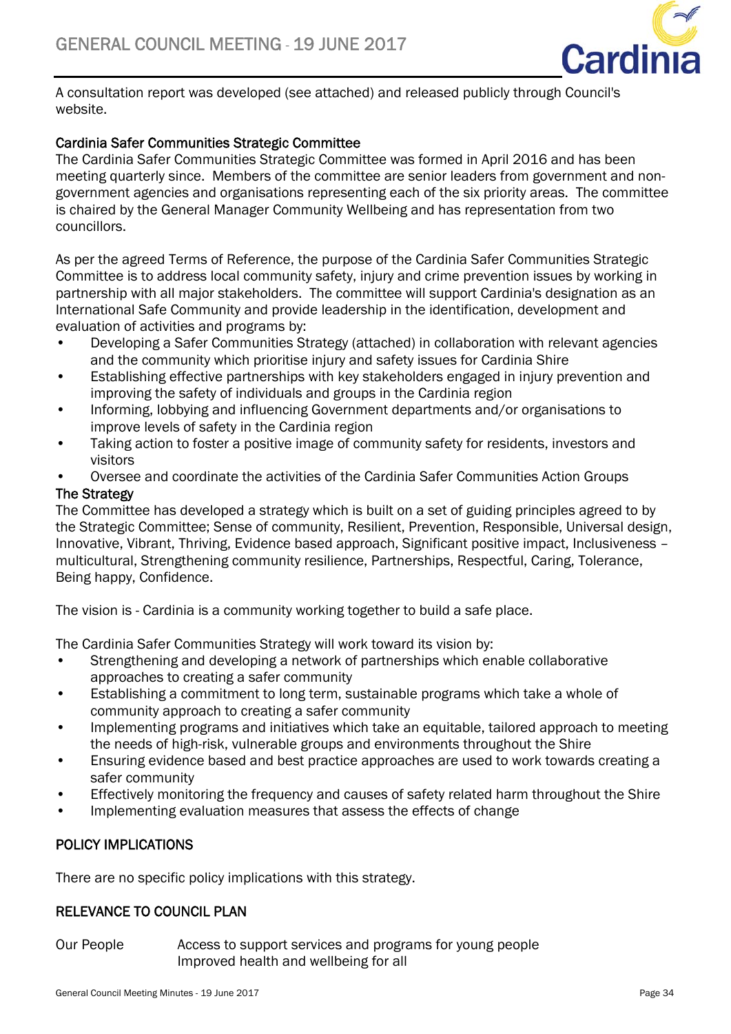A consultation report was developed (see attached) and released publicly through Council's website.

**Cardinia Safer Communities Strategic Committee**

The Cardinia Safer Communities Strategic Committee was formed in April 2016 and has been meeting quarterly since. Members of the committee are senior leaders from government and non-government agencies and organisations representing each of the six priority areas. The committee is chaired by the General Manager Community Wellbeing and has representation from two councillors.

As per the agreed Terms of Reference, the purpose of the Cardinia Safer Communities Strategic Committee is to address local community safety, injury and crime prevention issues by working in partnership with all major stakeholders. The committee will support Cardinia's designation as an International Safe Community and provide leadership in the identification, development and evaluation of activities and programs by:

- Developing a Safer Communities Strategy (attached) in collaboration with relevant agencies and the community which prioritise injury and safety issues for Cardinia Shire
- Establishing effective partnerships with key stakeholders engaged in injury prevention and improving the safety of individuals and groups in the Cardinia region
- Informing, lobbying and influencing Government departments and/or organisations to improve levels of safety in the Cardinia region
- Taking action to foster a positive image of community safety for residents, investors and visitors
- Oversee and coordinate the activities of the Cardinia Safer Communities Action Groups

**The Strategy**

The Committee has developed a strategy which is built on a set of guiding principles agreed to by the Strategic Committee; Sense of community, Resilient, Prevention, Responsible, Universal design, Innovative, Vibrant, Thriving, Evidence based approach, Significant positive impact, Inclusiveness – multicultural, Strengthening community resilience, Partnerships, Respectful, Caring, Tolerance, Being happy, Confidence.

The vision is - Cardinia is a community working together to build a safe place.

The Cardinia Safer Communities Strategy will work toward its vision by:

- Strengthening and developing a network of partnerships which enable collaborative approaches to creating a safer community
- Establishing a commitment to long term, sustainable programs which take a whole of community approach to creating a safer community
- Implementing programs and initiatives which take an equitable, tailored approach to meeting the needs of high-risk, vulnerable groups and environments throughout the Shire
- Ensuring evidence based and best practice approaches are used to work towards creating a safer community
- Effectively monitoring the frequency and causes of safety related harm throughout the Shire
- Implementing evaluation measures that assess the effects of change

## POLICY IMPLICATIONS

There are no specific policy implications with this strategy.

## RELEVANCE TO COUNCIL PLAN

| | |
|---|---|
| Our People | Access to support services and programs for young people<br>Improved health and wellbeing for all |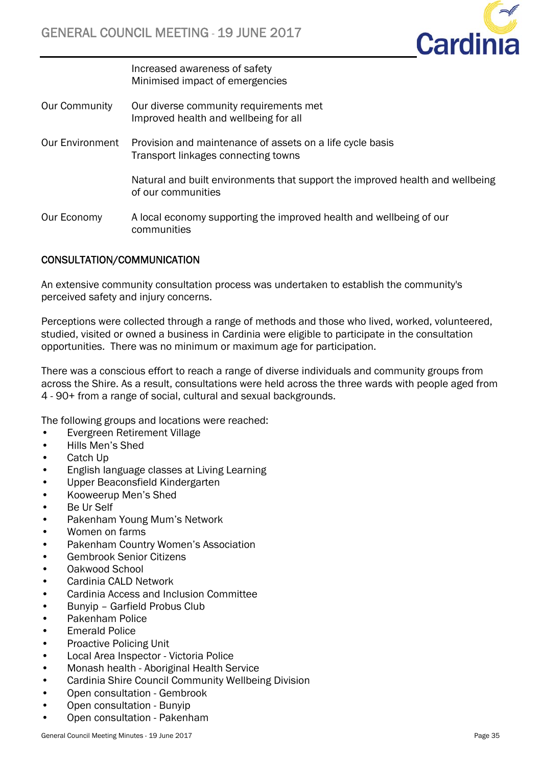| | |
|---|---|
| | Increased awareness of safety<br>Minimised impact of emergencies |
| Our Community | Our diverse community requirements met<br>Improved health and wellbeing for all |
| Our Environment | Provision and maintenance of assets on a life cycle basis<br>Transport linkages connecting towns |
| | Natural and built environments that support the improved health and wellbeing of our communities |
| Our Economy | A local economy supporting the improved health and wellbeing of our communities |

## CONSULTATION/COMMUNICATION

An extensive community consultation process was undertaken to establish the community's perceived safety and injury concerns.

Perceptions were collected through a range of methods and those who lived, worked, volunteered, studied, visited or owned a business in Cardinia were eligible to participate in the consultation opportunities. There was no minimum or maximum age for participation.

There was a conscious effort to reach a range of diverse individuals and community groups from across the Shire. As a result, consultations were held across the three wards with people aged from 4 - 90+ from a range of social, cultural and sexual backgrounds.

The following groups and locations were reached:

- Evergreen Retirement Village
- Hills Men's Shed
- Catch Up
- English language classes at Living Learning
- Upper Beaconsfield Kindergarten
- Kooweerup Men's Shed
- Be Ur Self
- Pakenham Young Mum's Network
- Women on farms
- Pakenham Country Women's Association
- Gembrook Senior Citizens
- Oakwood School
- Cardinia CALD Network
- Cardinia Access and Inclusion Committee
- Bunyip – Garfield Probus Club
- Pakenham Police
- Emerald Police
- Proactive Policing Unit
- Local Area Inspector - Victoria Police
- Monash health - Aboriginal Health Service
- Cardinia Shire Council Community Wellbeing Division
- Open consultation - Gembrook
- Open consultation - Bunyip
- Open consultation - Pakenham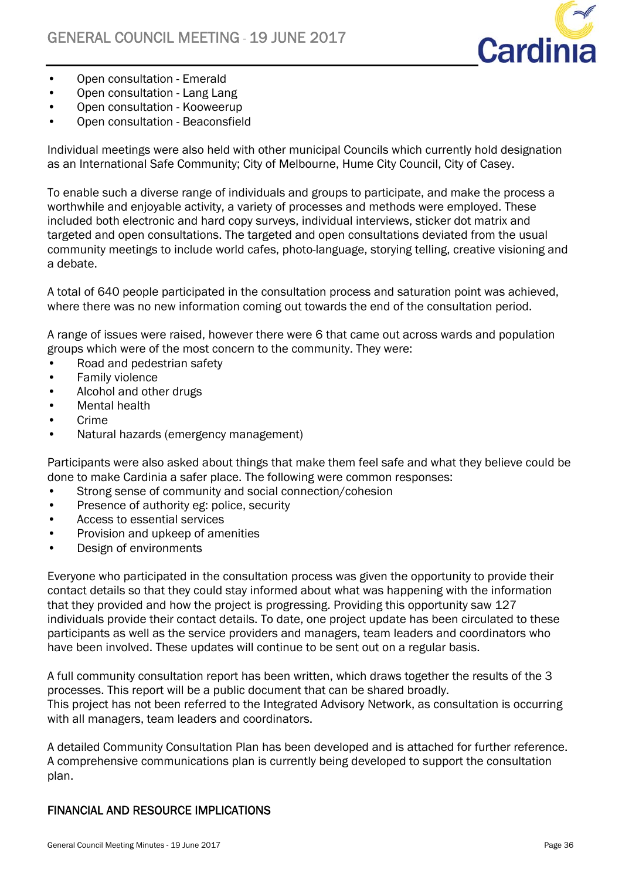- Open consultation - Emerald
- Open consultation - Lang Lang
- Open consultation - Kooweerup
- Open consultation - Beaconsfield

Individual meetings were also held with other municipal Councils which currently hold designation as an International Safe Community; City of Melbourne, Hume City Council, City of Casey.

To enable such a diverse range of individuals and groups to participate, and make the process a worthwhile and enjoyable activity, a variety of processes and methods were employed. These included both electronic and hard copy surveys, individual interviews, sticker dot matrix and targeted and open consultations. The targeted and open consultations deviated from the usual community meetings to include world cafes, photo-language, storying telling, creative visioning and a debate.

A total of 640 people participated in the consultation process and saturation point was achieved, where there was no new information coming out towards the end of the consultation period.

A range of issues were raised, however there were 6 that came out across wards and population groups which were of the most concern to the community. They were:

- Road and pedestrian safety
- Family violence
- Alcohol and other drugs
- Mental health
- Crime
- Natural hazards (emergency management)

Participants were also asked about things that make them feel safe and what they believe could be done to make Cardinia a safer place. The following were common responses:

- Strong sense of community and social connection/cohesion
- Presence of authority eg: police, security
- Access to essential services
- Provision and upkeep of amenities
- Design of environments

Everyone who participated in the consultation process was given the opportunity to provide their contact details so that they could stay informed about what was happening with the information that they provided and how the project is progressing. Providing this opportunity saw 127 individuals provide their contact details. To date, one project update has been circulated to these participants as well as the service providers and managers, team leaders and coordinators who have been involved. These updates will continue to be sent out on a regular basis.

A full community consultation report has been written, which draws together the results of the 3 processes. This report will be a public document that can be shared broadly.
This project has not been referred to the Integrated Advisory Network, as consultation is occurring with all managers, team leaders and coordinators.

A detailed Community Consultation Plan has been developed and is attached for further reference. A comprehensive communications plan is currently being developed to support the consultation plan.

## FINANCIAL AND RESOURCE IMPLICATIONS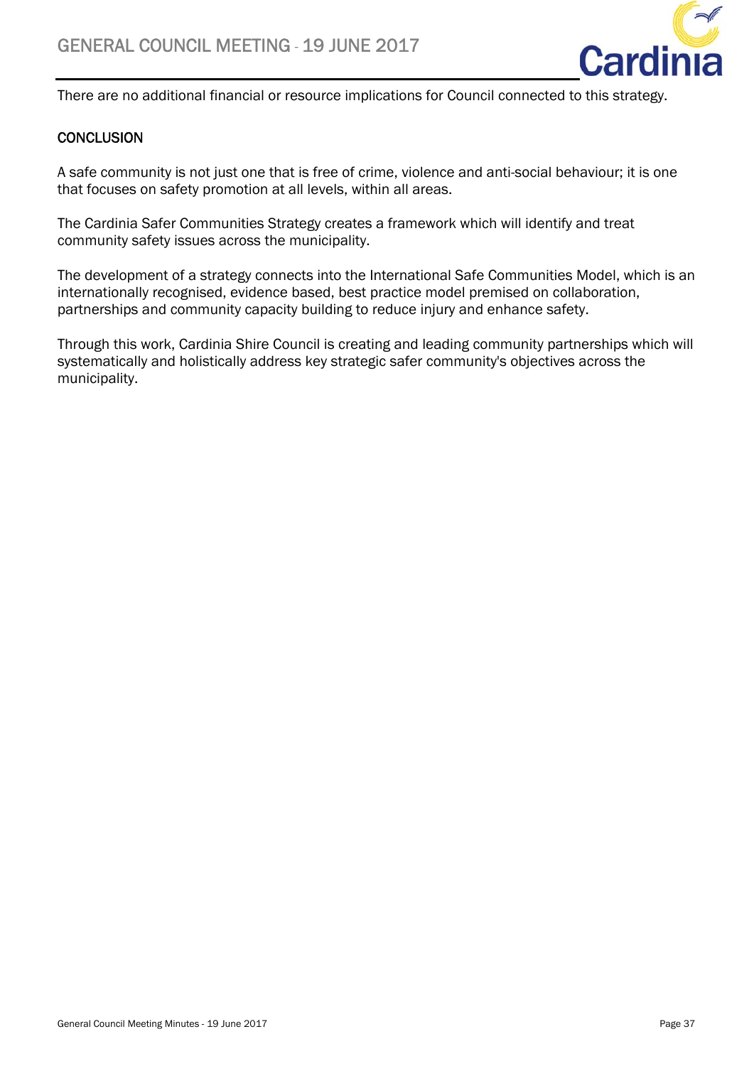There are no additional financial or resource implications for Council connected to this strategy.

## CONCLUSION

A safe community is not just one that is free of crime, violence and anti-social behaviour; it is one that focuses on safety promotion at all levels, within all areas.

The Cardinia Safer Communities Strategy creates a framework which will identify and treat community safety issues across the municipality.

The development of a strategy connects into the International Safe Communities Model, which is an internationally recognised, evidence based, best practice model premised on collaboration, partnerships and community capacity building to reduce injury and enhance safety.

Through this work, Cardinia Shire Council is creating and leading community partnerships which will systematically and holistically address key strategic safer community's objectives across the municipality.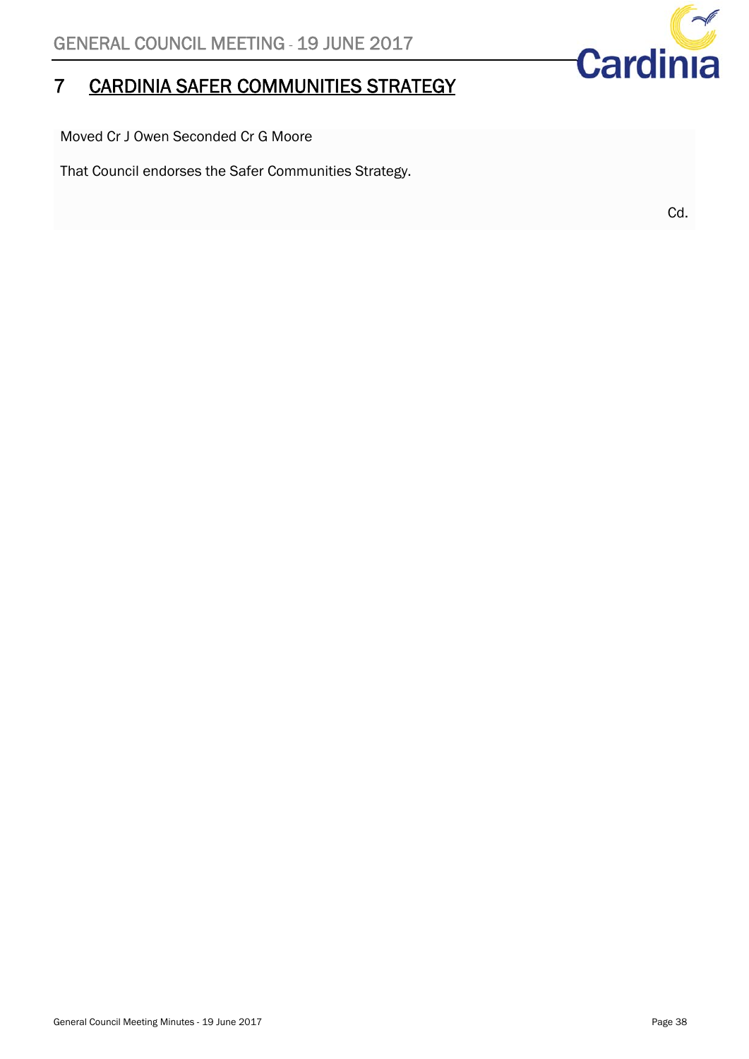# 7 CARDINIA SAFER COMMUNITIES STRATEGY

Moved Cr J Owen Seconded Cr G Moore

That Council endorses the Safer Communities Strategy.

Cd.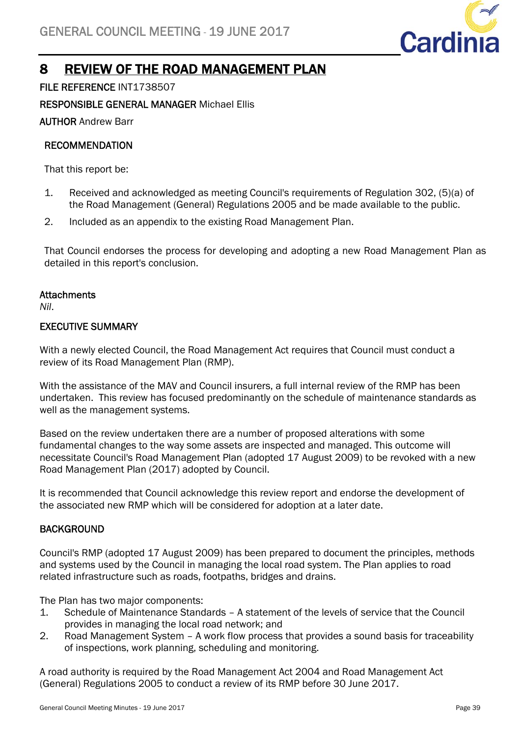# 8 REVIEW OF THE ROAD MANAGEMENT PLAN

**FILE REFERENCE** INT1738507

**RESPONSIBLE GENERAL MANAGER** Michael Ellis

**AUTHOR** Andrew Barr

**RECOMMENDATION**

That this report be:

1. Received and acknowledged as meeting Council's requirements of Regulation 302, (5)(a) of the Road Management (General) Regulations 2005 and be made available to the public.
2. Included as an appendix to the existing Road Management Plan.

That Council endorses the process for developing and adopting a new Road Management Plan as detailed in this report's conclusion.

**Attachments**

*Nil*.

**EXECUTIVE SUMMARY**

With a newly elected Council, the Road Management Act requires that Council must conduct a review of its Road Management Plan (RMP).

With the assistance of the MAV and Council insurers, a full internal review of the RMP has been undertaken. This review has focused predominantly on the schedule of maintenance standards as well as the management systems.

Based on the review undertaken there are a number of proposed alterations with some fundamental changes to the way some assets are inspected and managed. This outcome will necessitate Council's Road Management Plan (adopted 17 August 2009) to be revoked with a new Road Management Plan (2017) adopted by Council.

It is recommended that Council acknowledge this review report and endorse the development of the associated new RMP which will be considered for adoption at a later date.

**BACKGROUND**

Council's RMP (adopted 17 August 2009) has been prepared to document the principles, methods and systems used by the Council in managing the local road system. The Plan applies to road related infrastructure such as roads, footpaths, bridges and drains.

The Plan has two major components:

1. Schedule of Maintenance Standards – A statement of the levels of service that the Council provides in managing the local road network; and
2. Road Management System – A work flow process that provides a sound basis for traceability of inspections, work planning, scheduling and monitoring.

A road authority is required by the Road Management Act 2004 and Road Management Act (General) Regulations 2005 to conduct a review of its RMP before 30 June 2017.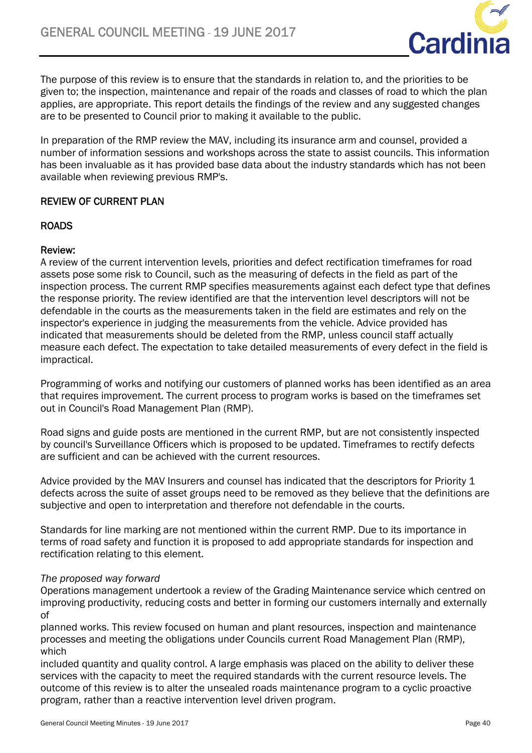The purpose of this review is to ensure that the standards in relation to, and the priorities to be given to; the inspection, maintenance and repair of the roads and classes of road to which the plan applies, are appropriate. This report details the findings of the review and any suggested changes are to be presented to Council prior to making it available to the public.

In preparation of the RMP review the MAV, including its insurance arm and counsel, provided a number of information sessions and workshops across the state to assist councils. This information has been invaluable as it has provided base data about the industry standards which has not been available when reviewing previous RMP's.

## REVIEW OF CURRENT PLAN

### ROADS

**Review:**
A review of the current intervention levels, priorities and defect rectification timeframes for road assets pose some risk to Council, such as the measuring of defects in the field as part of the inspection process. The current RMP specifies measurements against each defect type that defines the response priority. The review identified are that the intervention level descriptors will not be defendable in the courts as the measurements taken in the field are estimates and rely on the inspector's experience in judging the measurements from the vehicle. Advice provided has indicated that measurements should be deleted from the RMP, unless council staff actually measure each defect. The expectation to take detailed measurements of every defect in the field is impractical.

Programming of works and notifying our customers of planned works has been identified as an area that requires improvement. The current process to program works is based on the timeframes set out in Council's Road Management Plan (RMP).

Road signs and guide posts are mentioned in the current RMP, but are not consistently inspected by council's Surveillance Officers which is proposed to be updated. Timeframes to rectify defects are sufficient and can be achieved with the current resources.

Advice provided by the MAV Insurers and counsel has indicated that the descriptors for Priority 1 defects across the suite of asset groups need to be removed as they believe that the definitions are subjective and open to interpretation and therefore not defendable in the courts.

Standards for line marking are not mentioned within the current RMP. Due to its importance in terms of road safety and function it is proposed to add appropriate standards for inspection and rectification relating to this element.

*The proposed way forward*
Operations management undertook a review of the Grading Maintenance service which centred on improving productivity, reducing costs and better in forming our customers internally and externally of
planned works. This review focused on human and plant resources, inspection and maintenance processes and meeting the obligations under Councils current Road Management Plan (RMP), which
included quantity and quality control. A large emphasis was placed on the ability to deliver these services with the capacity to meet the required standards with the current resource levels. The outcome of this review is to alter the unsealed roads maintenance program to a cyclic proactive program, rather than a reactive intervention level driven program.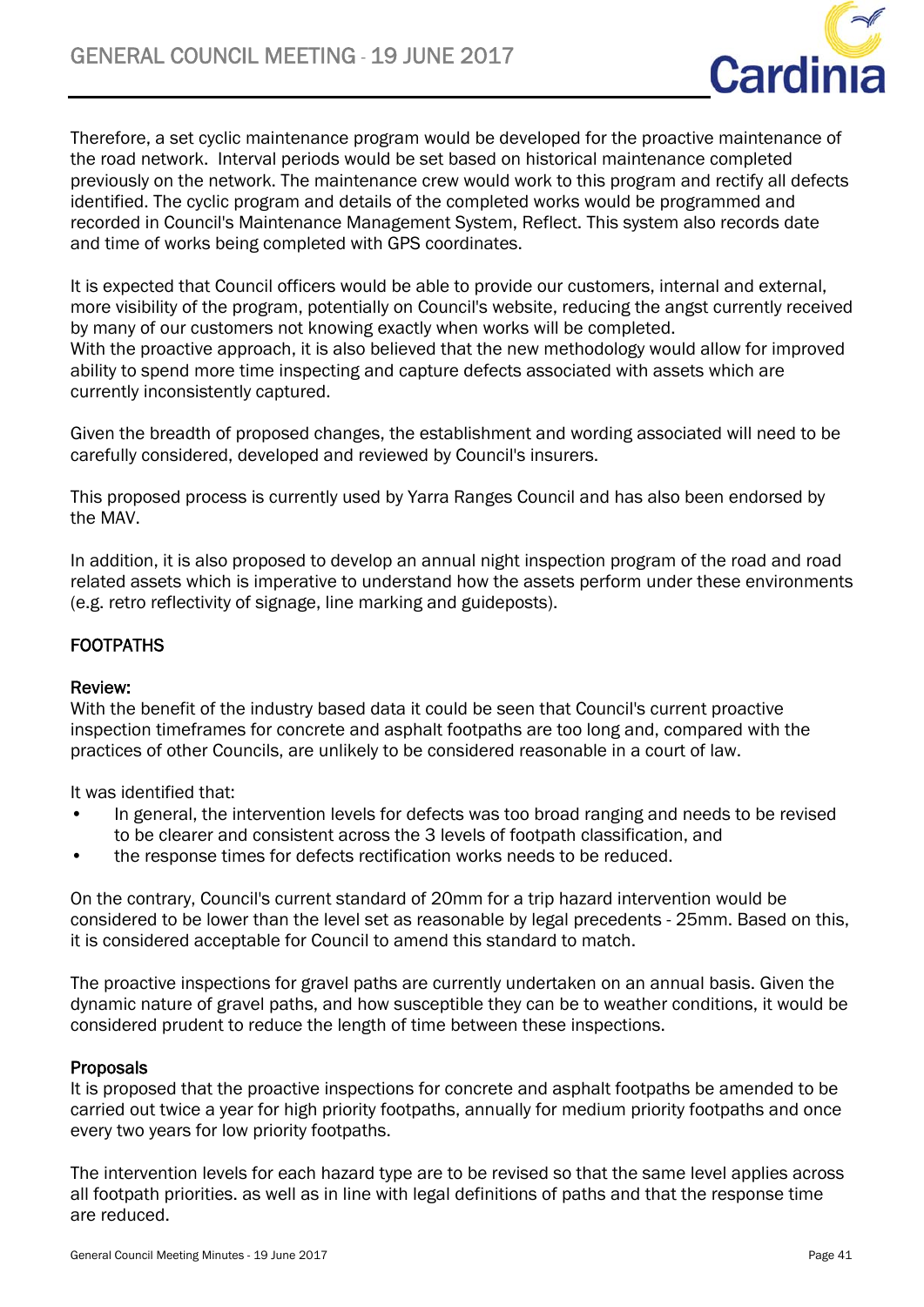Therefore, a set cyclic maintenance program would be developed for the proactive maintenance of the road network. Interval periods would be set based on historical maintenance completed previously on the network. The maintenance crew would work to this program and rectify all defects identified. The cyclic program and details of the completed works would be programmed and recorded in Council's Maintenance Management System, Reflect. This system also records date and time of works being completed with GPS coordinates.

It is expected that Council officers would be able to provide our customers, internal and external, more visibility of the program, potentially on Council's website, reducing the angst currently received by many of our customers not knowing exactly when works will be completed.
With the proactive approach, it is also believed that the new methodology would allow for improved ability to spend more time inspecting and capture defects associated with assets which are currently inconsistently captured.

Given the breadth of proposed changes, the establishment and wording associated will need to be carefully considered, developed and reviewed by Council's insurers.

This proposed process is currently used by Yarra Ranges Council and has also been endorsed by the MAV.

In addition, it is also proposed to develop an annual night inspection program of the road and road related assets which is imperative to understand how the assets perform under these environments (e.g. retro reflectivity of signage, line marking and guideposts).

## FOOTPATHS

### Review:

With the benefit of the industry based data it could be seen that Council's current proactive inspection timeframes for concrete and asphalt footpaths are too long and, compared with the practices of other Councils, are unlikely to be considered reasonable in a court of law.

It was identified that:

- In general, the intervention levels for defects was too broad ranging and needs to be revised to be clearer and consistent across the 3 levels of footpath classification, and
- the response times for defects rectification works needs to be reduced.

On the contrary, Council's current standard of 20mm for a trip hazard intervention would be considered to be lower than the level set as reasonable by legal precedents - 25mm. Based on this, it is considered acceptable for Council to amend this standard to match.

The proactive inspections for gravel paths are currently undertaken on an annual basis. Given the dynamic nature of gravel paths, and how susceptible they can be to weather conditions, it would be considered prudent to reduce the length of time between these inspections.

### Proposals

It is proposed that the proactive inspections for concrete and asphalt footpaths be amended to be carried out twice a year for high priority footpaths, annually for medium priority footpaths and once every two years for low priority footpaths.

The intervention levels for each hazard type are to be revised so that the same level applies across all footpath priorities. as well as in line with legal definitions of paths and that the response time are reduced.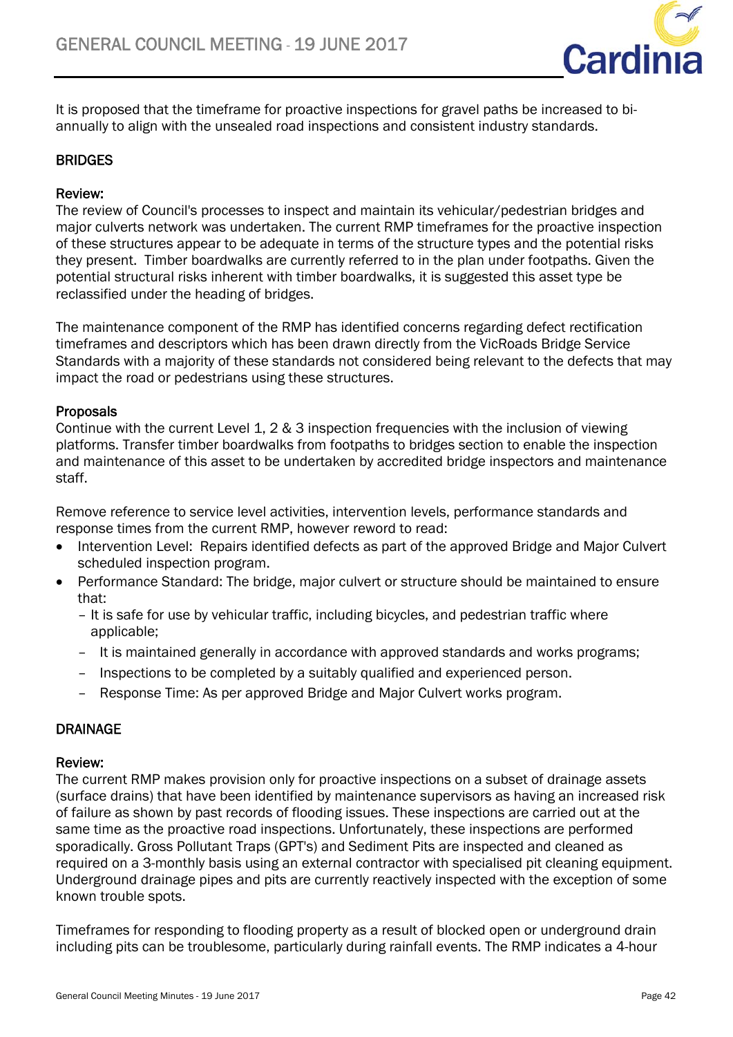It is proposed that the timeframe for proactive inspections for gravel paths be increased to bi-annually to align with the unsealed road inspections and consistent industry standards.

## BRIDGES

### Review:

The review of Council's processes to inspect and maintain its vehicular/pedestrian bridges and major culverts network was undertaken. The current RMP timeframes for the proactive inspection of these structures appear to be adequate in terms of the structure types and the potential risks they present. Timber boardwalks are currently referred to in the plan under footpaths. Given the potential structural risks inherent with timber boardwalks, it is suggested this asset type be reclassified under the heading of bridges.

The maintenance component of the RMP has identified concerns regarding defect rectification timeframes and descriptors which has been drawn directly from the VicRoads Bridge Service Standards with a majority of these standards not considered being relevant to the defects that may impact the road or pedestrians using these structures.

### Proposals

Continue with the current Level 1, 2 & 3 inspection frequencies with the inclusion of viewing platforms. Transfer timber boardwalks from footpaths to bridges section to enable the inspection and maintenance of this asset to be undertaken by accredited bridge inspectors and maintenance staff.

Remove reference to service level activities, intervention levels, performance standards and response times from the current RMP, however reword to read:

- Intervention Level: Repairs identified defects as part of the approved Bridge and Major Culvert scheduled inspection program.
- Performance Standard: The bridge, major culvert or structure should be maintained to ensure that:
  - It is safe for use by vehicular traffic, including bicycles, and pedestrian traffic where applicable;
  - It is maintained generally in accordance with approved standards and works programs;
  - Inspections to be completed by a suitably qualified and experienced person.
  - Response Time: As per approved Bridge and Major Culvert works program.

## DRAINAGE

### Review:

The current RMP makes provision only for proactive inspections on a subset of drainage assets (surface drains) that have been identified by maintenance supervisors as having an increased risk of failure as shown by past records of flooding issues. These inspections are carried out at the same time as the proactive road inspections. Unfortunately, these inspections are performed sporadically. Gross Pollutant Traps (GPT's) and Sediment Pits are inspected and cleaned as required on a 3-monthly basis using an external contractor with specialised pit cleaning equipment. Underground drainage pipes and pits are currently reactively inspected with the exception of some known trouble spots.

Timeframes for responding to flooding property as a result of blocked open or underground drain including pits can be troublesome, particularly during rainfall events. The RMP indicates a 4-hour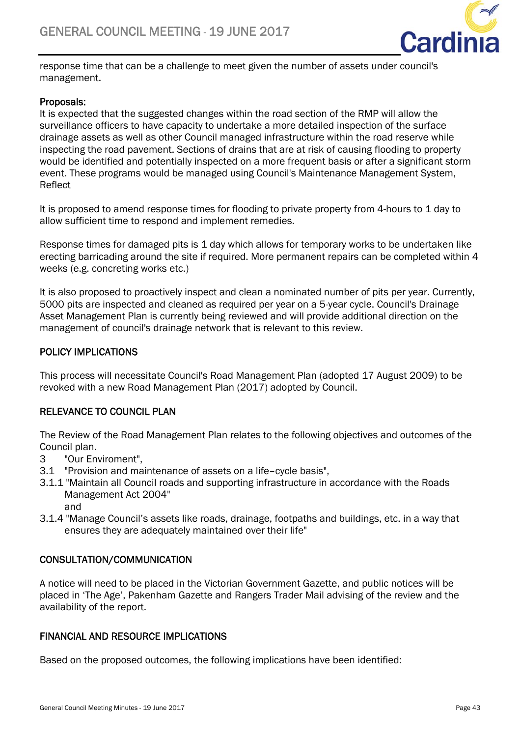response time that can be a challenge to meet given the number of assets under council's management.

Proposals:

It is expected that the suggested changes within the road section of the RMP will allow the surveillance officers to have capacity to undertake a more detailed inspection of the surface drainage assets as well as other Council managed infrastructure within the road reserve while inspecting the road pavement. Sections of drains that are at risk of causing flooding to property would be identified and potentially inspected on a more frequent basis or after a significant storm event. These programs would be managed using Council's Maintenance Management System, Reflect

It is proposed to amend response times for flooding to private property from 4-hours to 1 day to allow sufficient time to respond and implement remedies.

Response times for damaged pits is 1 day which allows for temporary works to be undertaken like erecting barricading around the site if required. More permanent repairs can be completed within 4 weeks (e.g. concreting works etc.)

It is also proposed to proactively inspect and clean a nominated number of pits per year. Currently, 5000 pits are inspected and cleaned as required per year on a 5-year cycle. Council's Drainage Asset Management Plan is currently being reviewed and will provide additional direction on the management of council's drainage network that is relevant to this review.

## POLICY IMPLICATIONS

This process will necessitate Council's Road Management Plan (adopted 17 August 2009) to be revoked with a new Road Management Plan (2017) adopted by Council.

## RELEVANCE TO COUNCIL PLAN

The Review of the Road Management Plan relates to the following objectives and outcomes of the Council plan.

3 "Our Enviroment",

3.1 "Provision and maintenance of assets on a life–cycle basis",

3.1.1 "Maintain all Council roads and supporting infrastructure in accordance with the Roads Management Act 2004"

and

3.1.4 "Manage Council's assets like roads, drainage, footpaths and buildings, etc. in a way that ensures they are adequately maintained over their life"

## CONSULTATION/COMMUNICATION

A notice will need to be placed in the Victorian Government Gazette, and public notices will be placed in 'The Age', Pakenham Gazette and Rangers Trader Mail advising of the review and the availability of the report.

## FINANCIAL AND RESOURCE IMPLICATIONS

Based on the proposed outcomes, the following implications have been identified: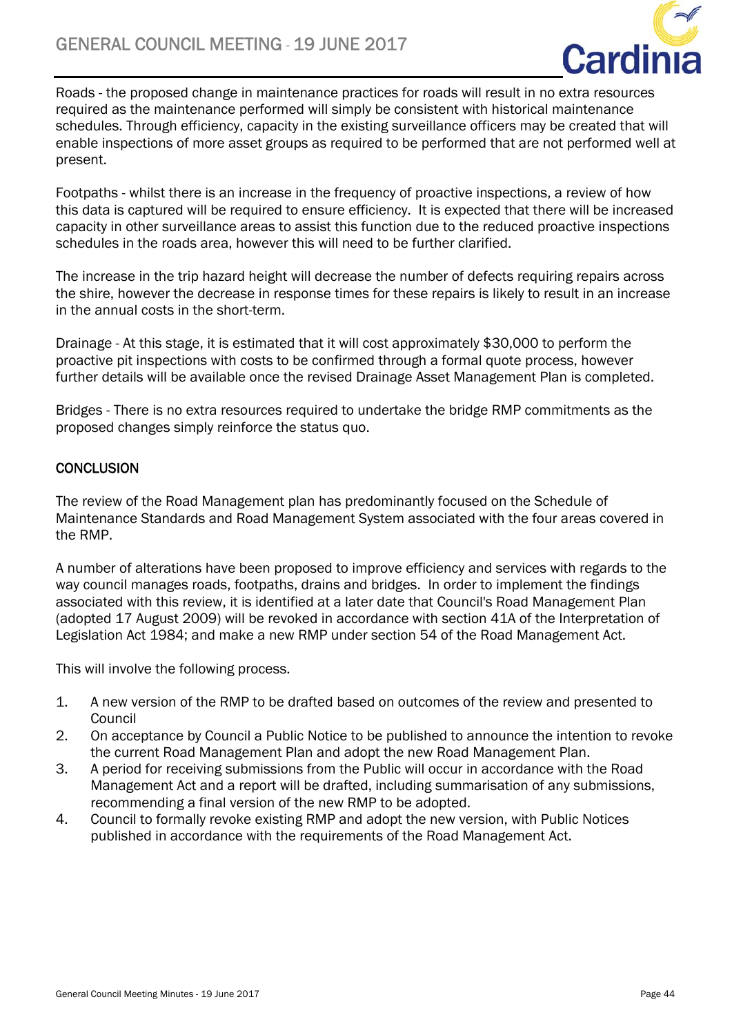Roads - the proposed change in maintenance practices for roads will result in no extra resources required as the maintenance performed will simply be consistent with historical maintenance schedules. Through efficiency, capacity in the existing surveillance officers may be created that will enable inspections of more asset groups as required to be performed that are not performed well at present.

Footpaths - whilst there is an increase in the frequency of proactive inspections, a review of how this data is captured will be required to ensure efficiency. It is expected that there will be increased capacity in other surveillance areas to assist this function due to the reduced proactive inspections schedules in the roads area, however this will need to be further clarified.

The increase in the trip hazard height will decrease the number of defects requiring repairs across the shire, however the decrease in response times for these repairs is likely to result in an increase in the annual costs in the short-term.

Drainage - At this stage, it is estimated that it will cost approximately $30,000 to perform the proactive pit inspections with costs to be confirmed through a formal quote process, however further details will be available once the revised Drainage Asset Management Plan is completed.

Bridges - There is no extra resources required to undertake the bridge RMP commitments as the proposed changes simply reinforce the status quo.

## CONCLUSION

The review of the Road Management plan has predominantly focused on the Schedule of Maintenance Standards and Road Management System associated with the four areas covered in the RMP.

A number of alterations have been proposed to improve efficiency and services with regards to the way council manages roads, footpaths, drains and bridges. In order to implement the findings associated with this review, it is identified at a later date that Council's Road Management Plan (adopted 17 August 2009) will be revoked in accordance with section 41A of the Interpretation of Legislation Act 1984; and make a new RMP under section 54 of the Road Management Act.

This will involve the following process.

1. A new version of the RMP to be drafted based on outcomes of the review and presented to Council
2. On acceptance by Council a Public Notice to be published to announce the intention to revoke the current Road Management Plan and adopt the new Road Management Plan.
3. A period for receiving submissions from the Public will occur in accordance with the Road Management Act and a report will be drafted, including summarisation of any submissions, recommending a final version of the new RMP to be adopted.
4. Council to formally revoke existing RMP and adopt the new version, with Public Notices published in accordance with the requirements of the Road Management Act.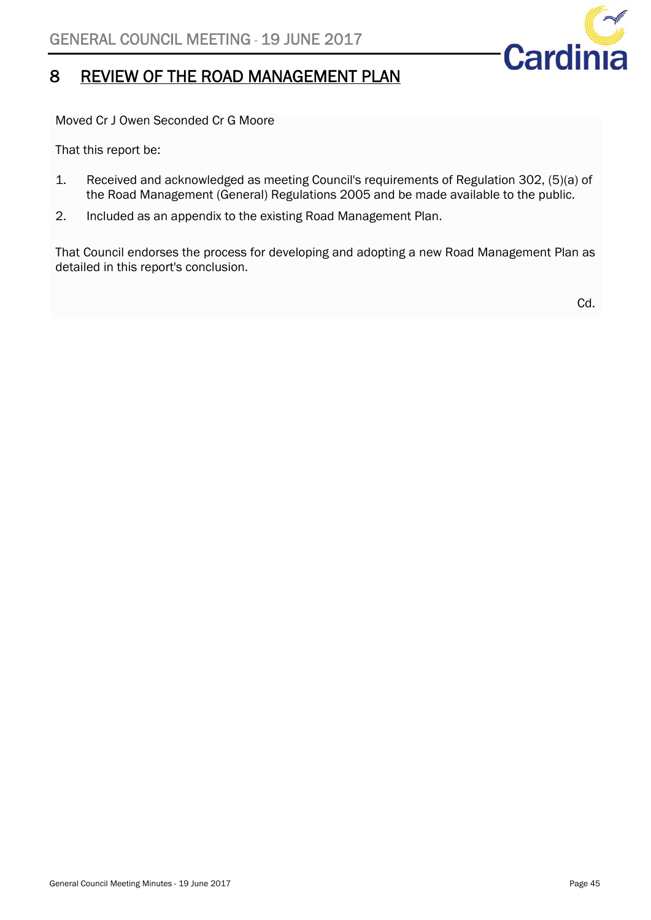# 8 REVIEW OF THE ROAD MANAGEMENT PLAN

Moved Cr J Owen Seconded Cr G Moore

That this report be:

1. Received and acknowledged as meeting Council's requirements of Regulation 302, (5)(a) of the Road Management (General) Regulations 2005 and be made available to the public.
2. Included as an appendix to the existing Road Management Plan.

That Council endorses the process for developing and adopting a new Road Management Plan as detailed in this report's conclusion.

Cd.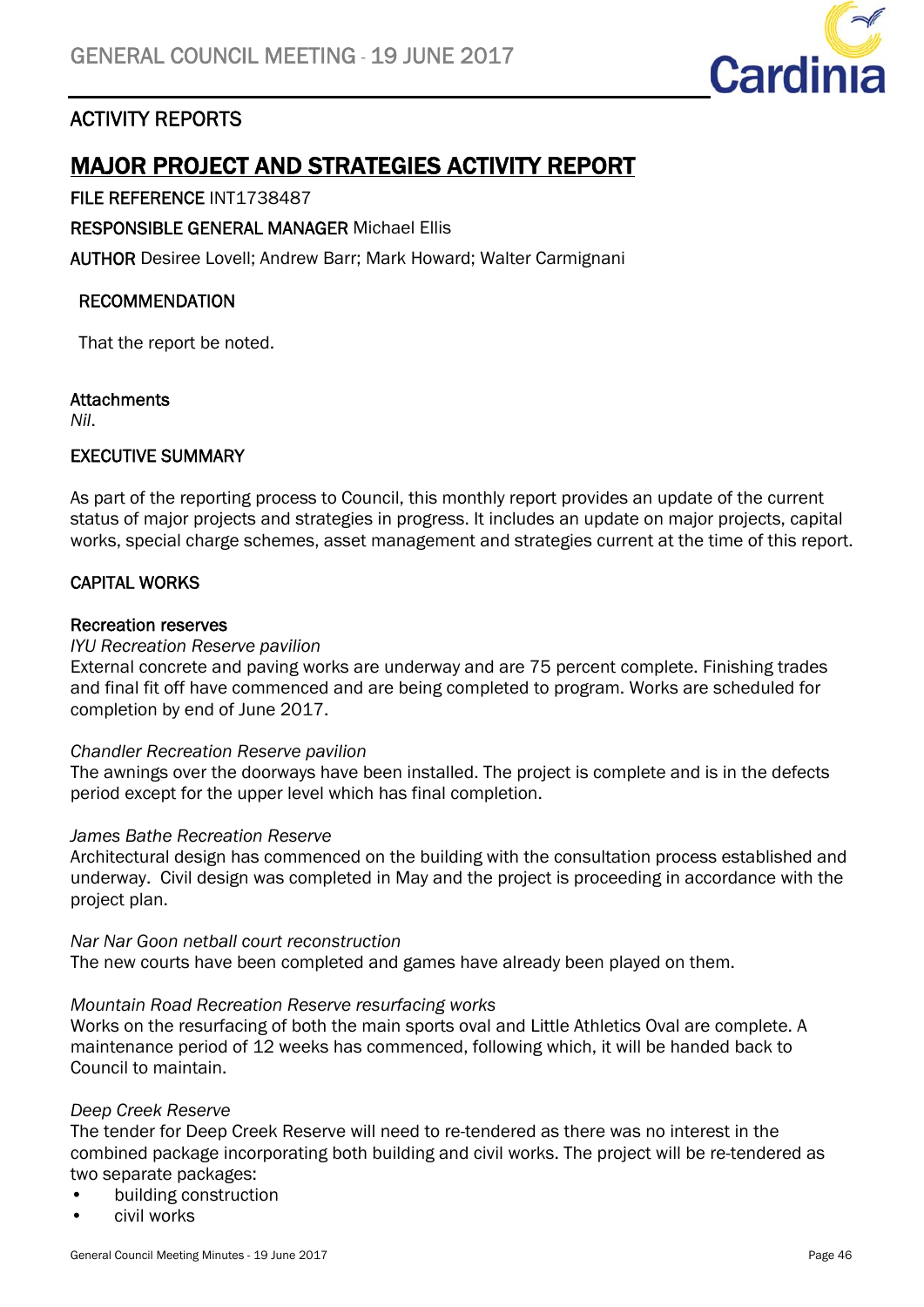## ACTIVITY REPORTS

# MAJOR PROJECT AND STRATEGIES ACTIVITY REPORT

**FILE REFERENCE** INT1738487

**RESPONSIBLE GENERAL MANAGER** Michael Ellis

**AUTHOR** Desiree Lovell; Andrew Barr; Mark Howard; Walter Carmignani

### RECOMMENDATION

That the report be noted.

### Attachments

*Nil*.

### EXECUTIVE SUMMARY

As part of the reporting process to Council, this monthly report provides an update of the current status of major projects and strategies in progress. It includes an update on major projects, capital works, special charge schemes, asset management and strategies current at the time of this report.

### CAPITAL WORKS

#### Recreation reserves

*IYU Recreation Reserve pavilion*

External concrete and paving works are underway and are 75 percent complete. Finishing trades and final fit off have commenced and are being completed to program. Works are scheduled for completion by end of June 2017.

*Chandler Recreation Reserve pavilion*

The awnings over the doorways have been installed. The project is complete and is in the defects period except for the upper level which has final completion.

*James Bathe Recreation Reserve*

Architectural design has commenced on the building with the consultation process established and underway. Civil design was completed in May and the project is proceeding in accordance with the project plan.

*Nar Nar Goon netball court reconstruction*

The new courts have been completed and games have already been played on them.

*Mountain Road Recreation Reserve resurfacing works*

Works on the resurfacing of both the main sports oval and Little Athletics Oval are complete. A maintenance period of 12 weeks has commenced, following which, it will be handed back to Council to maintain.

*Deep Creek Reserve*

The tender for Deep Creek Reserve will need to re-tendered as there was no interest in the combined package incorporating both building and civil works. The project will be re-tendered as two separate packages:

- building construction
- civil works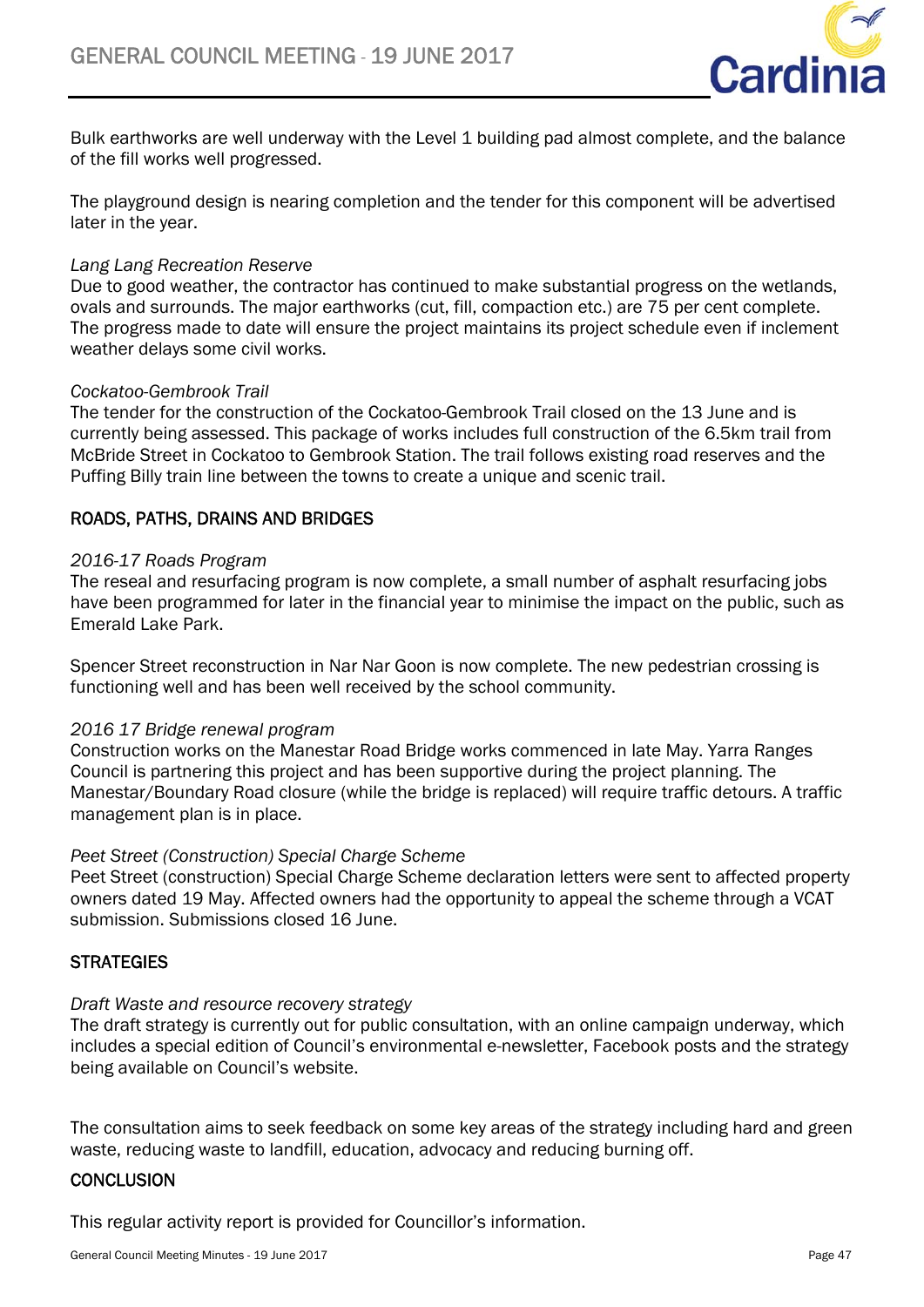Bulk earthworks are well underway with the Level 1 building pad almost complete, and the balance of the fill works well progressed.

The playground design is nearing completion and the tender for this component will be advertised later in the year.

*Lang Lang Recreation Reserve*
Due to good weather, the contractor has continued to make substantial progress on the wetlands, ovals and surrounds. The major earthworks (cut, fill, compaction etc.) are 75 per cent complete. The progress made to date will ensure the project maintains its project schedule even if inclement weather delays some civil works.

*Cockatoo-Gembrook Trail*
The tender for the construction of the Cockatoo-Gembrook Trail closed on the 13 June and is currently being assessed. This package of works includes full construction of the 6.5km trail from McBride Street in Cockatoo to Gembrook Station. The trail follows existing road reserves and the Puffing Billy train line between the towns to create a unique and scenic trail.

## ROADS, PATHS, DRAINS AND BRIDGES

*2016-17 Roads Program*
The reseal and resurfacing program is now complete, a small number of asphalt resurfacing jobs have been programmed for later in the financial year to minimise the impact on the public, such as Emerald Lake Park.

Spencer Street reconstruction in Nar Nar Goon is now complete. The new pedestrian crossing is functioning well and has been well received by the school community.

*2016 17 Bridge renewal program*
Construction works on the Manestar Road Bridge works commenced in late May. Yarra Ranges Council is partnering this project and has been supportive during the project planning. The Manestar/Boundary Road closure (while the bridge is replaced) will require traffic detours. A traffic management plan is in place.

*Peet Street (Construction) Special Charge Scheme*
Peet Street (construction) Special Charge Scheme declaration letters were sent to affected property owners dated 19 May. Affected owners had the opportunity to appeal the scheme through a VCAT submission. Submissions closed 16 June.

## STRATEGIES

*Draft Waste and resource recovery strategy*
The draft strategy is currently out for public consultation, with an online campaign underway, which includes a special edition of Council's environmental e-newsletter, Facebook posts and the strategy being available on Council's website.

The consultation aims to seek feedback on some key areas of the strategy including hard and green waste, reducing waste to landfill, education, advocacy and reducing burning off.

## CONCLUSION

This regular activity report is provided for Councillor's information.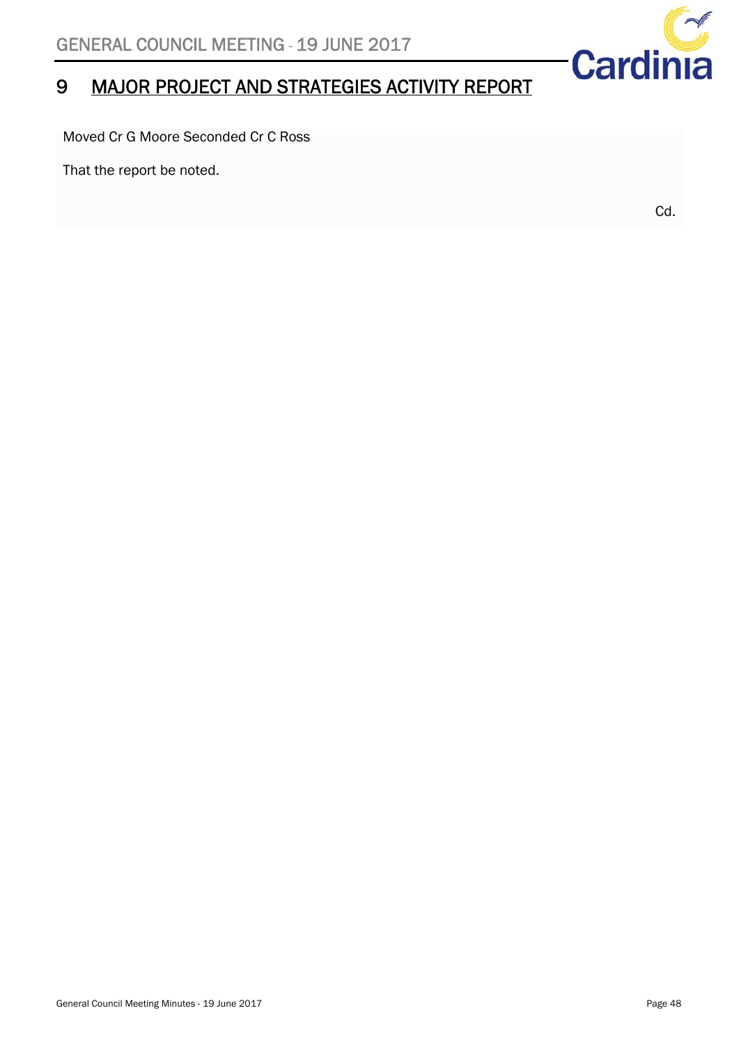# 9 MAJOR PROJECT AND STRATEGIES ACTIVITY REPORT

Moved Cr G Moore Seconded Cr C Ross

That the report be noted.

Cd.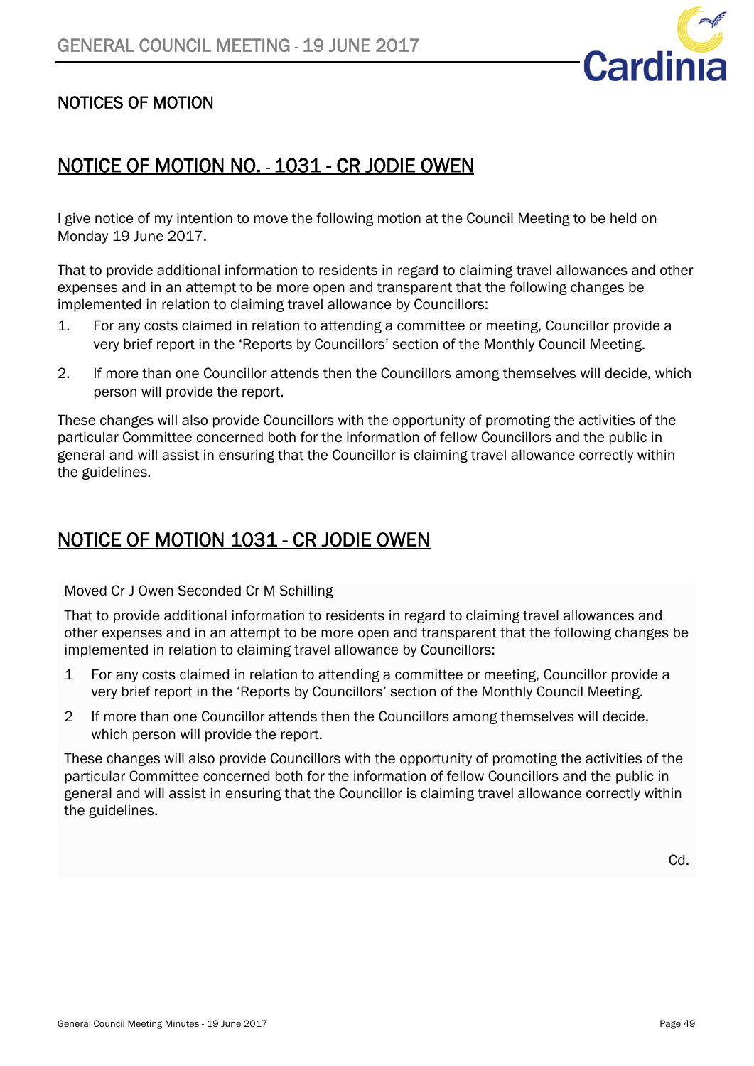## NOTICES OF MOTION

## NOTICE OF MOTION NO. - 1031 - CR JODIE OWEN

I give notice of my intention to move the following motion at the Council Meeting to be held on Monday 19 June 2017.

That to provide additional information to residents in regard to claiming travel allowances and other expenses and in an attempt to be more open and transparent that the following changes be implemented in relation to claiming travel allowance by Councillors:

1. For any costs claimed in relation to attending a committee or meeting, Councillor provide a very brief report in the 'Reports by Councillors' section of the Monthly Council Meeting.
2. If more than one Councillor attends then the Councillors among themselves will decide, which person will provide the report.

These changes will also provide Councillors with the opportunity of promoting the activities of the particular Committee concerned both for the information of fellow Councillors and the public in general and will assist in ensuring that the Councillor is claiming travel allowance correctly within the guidelines.

## NOTICE OF MOTION 1031 - CR JODIE OWEN

Moved Cr J Owen Seconded Cr M Schilling

That to provide additional information to residents in regard to claiming travel allowances and other expenses and in an attempt to be more open and transparent that the following changes be implemented in relation to claiming travel allowance by Councillors:

1 For any costs claimed in relation to attending a committee or meeting, Councillor provide a very brief report in the 'Reports by Councillors' section of the Monthly Council Meeting.

2 If more than one Councillor attends then the Councillors among themselves will decide, which person will provide the report.

These changes will also provide Councillors with the opportunity of promoting the activities of the particular Committee concerned both for the information of fellow Councillors and the public in general and will assist in ensuring that the Councillor is claiming travel allowance correctly within the guidelines.

Cd.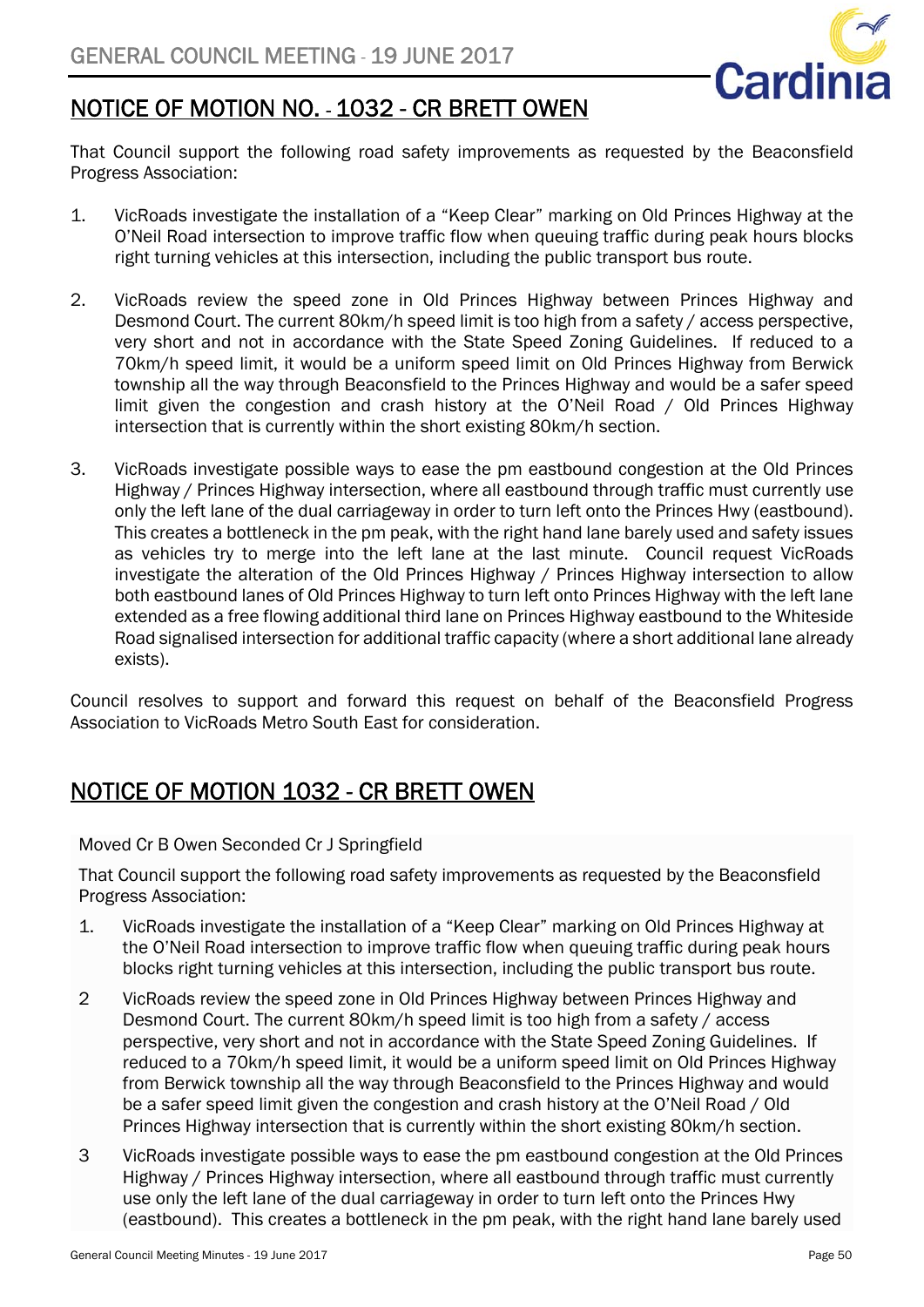## NOTICE OF MOTION NO. - 1032 - CR BRETT OWEN

That Council support the following road safety improvements as requested by the Beaconsfield Progress Association:

1. VicRoads investigate the installation of a “Keep Clear” marking on Old Princes Highway at the O’Neil Road intersection to improve traffic flow when queuing traffic during peak hours blocks right turning vehicles at this intersection, including the public transport bus route.

2. VicRoads review the speed zone in Old Princes Highway between Princes Highway and Desmond Court. The current 80km/h speed limit is too high from a safety / access perspective, very short and not in accordance with the State Speed Zoning Guidelines. If reduced to a 70km/h speed limit, it would be a uniform speed limit on Old Princes Highway from Berwick township all the way through Beaconsfield to the Princes Highway and would be a safer speed limit given the congestion and crash history at the O’Neil Road / Old Princes Highway intersection that is currently within the short existing 80km/h section.

3. VicRoads investigate possible ways to ease the pm eastbound congestion at the Old Princes Highway / Princes Highway intersection, where all eastbound through traffic must currently use only the left lane of the dual carriageway in order to turn left onto the Princes Hwy (eastbound). This creates a bottleneck in the pm peak, with the right hand lane barely used and safety issues as vehicles try to merge into the left lane at the last minute. Council request VicRoads investigate the alteration of the Old Princes Highway / Princes Highway intersection to allow both eastbound lanes of Old Princes Highway to turn left onto Princes Highway with the left lane extended as a free flowing additional third lane on Princes Highway eastbound to the Whiteside Road signalised intersection for additional traffic capacity (where a short additional lane already exists).

Council resolves to support and forward this request on behalf of the Beaconsfield Progress Association to VicRoads Metro South East for consideration.

## NOTICE OF MOTION 1032 - CR BRETT OWEN

Moved Cr B Owen Seconded Cr J Springfield

That Council support the following road safety improvements as requested by the Beaconsfield Progress Association:

1. VicRoads investigate the installation of a “Keep Clear” marking on Old Princes Highway at the O’Neil Road intersection to improve traffic flow when queuing traffic during peak hours blocks right turning vehicles at this intersection, including the public transport bus route.

2. VicRoads review the speed zone in Old Princes Highway between Princes Highway and Desmond Court. The current 80km/h speed limit is too high from a safety / access perspective, very short and not in accordance with the State Speed Zoning Guidelines. If reduced to a 70km/h speed limit, it would be a uniform speed limit on Old Princes Highway from Berwick township all the way through Beaconsfield to the Princes Highway and would be a safer speed limit given the congestion and crash history at the O’Neil Road / Old Princes Highway intersection that is currently within the short existing 80km/h section.

3. VicRoads investigate possible ways to ease the pm eastbound congestion at the Old Princes Highway / Princes Highway intersection, where all eastbound through traffic must currently use only the left lane of the dual carriageway in order to turn left onto the Princes Hwy (eastbound). This creates a bottleneck in the pm peak, with the right hand lane barely used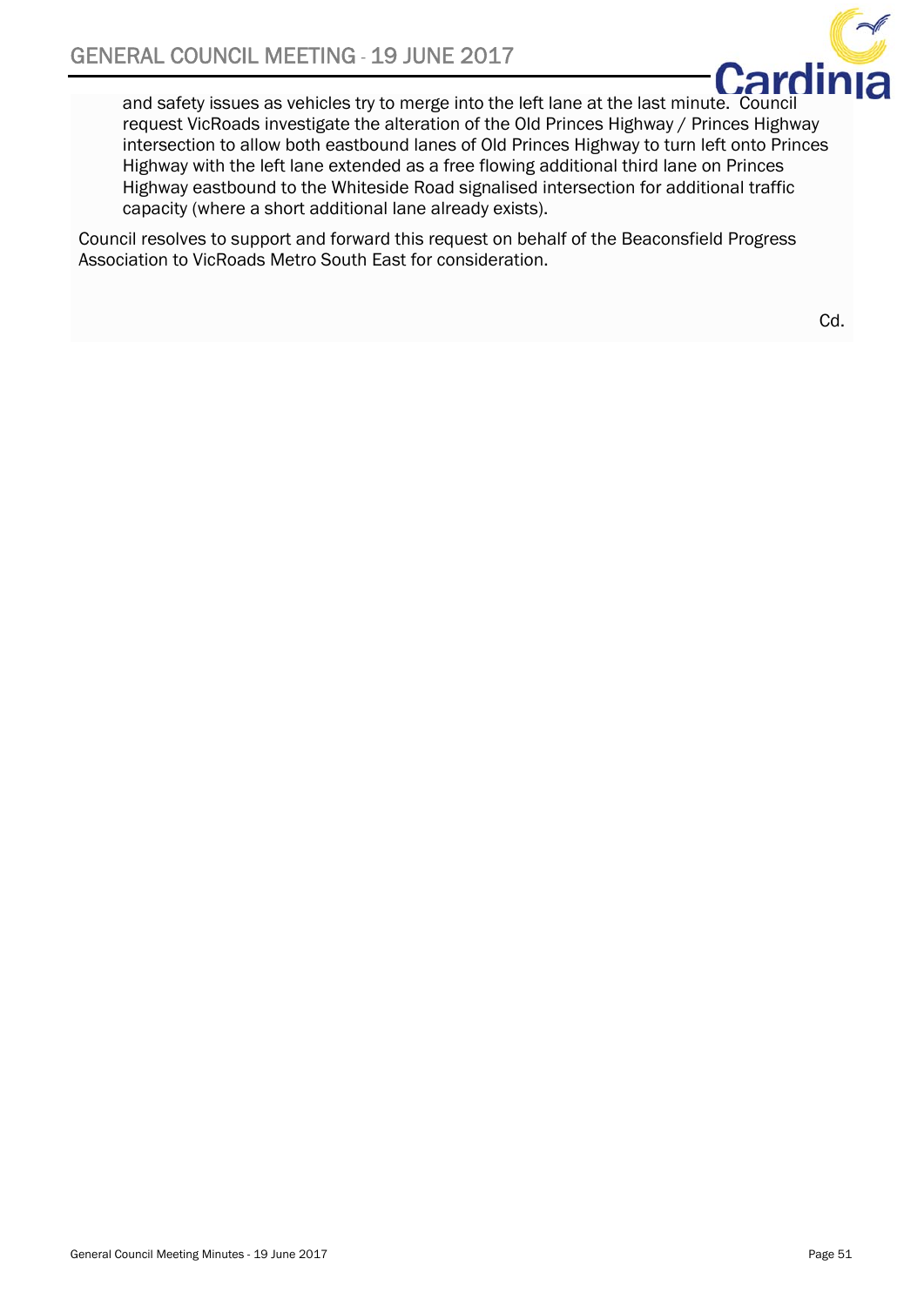and safety issues as vehicles try to merge into the left lane at the last minute. Council request VicRoads investigate the alteration of the Old Princes Highway / Princes Highway intersection to allow both eastbound lanes of Old Princes Highway to turn left onto Princes Highway with the left lane extended as a free flowing additional third lane on Princes Highway eastbound to the Whiteside Road signalised intersection for additional traffic capacity (where a short additional lane already exists).

Council resolves to support and forward this request on behalf of the Beaconsfield Progress Association to VicRoads Metro South East for consideration.

Cd.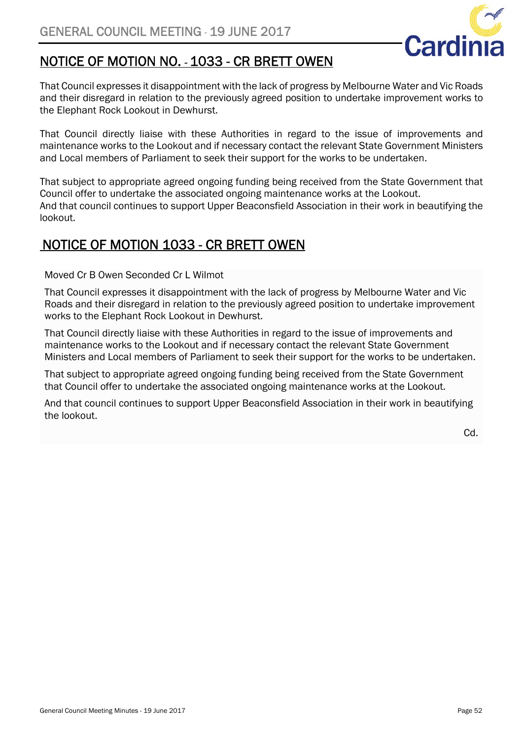## NOTICE OF MOTION NO. - 1033 - CR BRETT OWEN

That Council expresses it disappointment with the lack of progress by Melbourne Water and Vic Roads and their disregard in relation to the previously agreed position to undertake improvement works to the Elephant Rock Lookout in Dewhurst.

That Council directly liaise with these Authorities in regard to the issue of improvements and maintenance works to the Lookout and if necessary contact the relevant State Government Ministers and Local members of Parliament to seek their support for the works to be undertaken.

That subject to appropriate agreed ongoing funding being received from the State Government that Council offer to undertake the associated ongoing maintenance works at the Lookout.
And that council continues to support Upper Beaconsfield Association in their work in beautifying the lookout.

## NOTICE OF MOTION 1033 - CR BRETT OWEN

Moved Cr B Owen Seconded Cr L Wilmot

That Council expresses it disappointment with the lack of progress by Melbourne Water and Vic Roads and their disregard in relation to the previously agreed position to undertake improvement works to the Elephant Rock Lookout in Dewhurst.

That Council directly liaise with these Authorities in regard to the issue of improvements and maintenance works to the Lookout and if necessary contact the relevant State Government Ministers and Local members of Parliament to seek their support for the works to be undertaken.

That subject to appropriate agreed ongoing funding being received from the State Government that Council offer to undertake the associated ongoing maintenance works at the Lookout.

And that council continues to support Upper Beaconsfield Association in their work in beautifying the lookout.

Cd.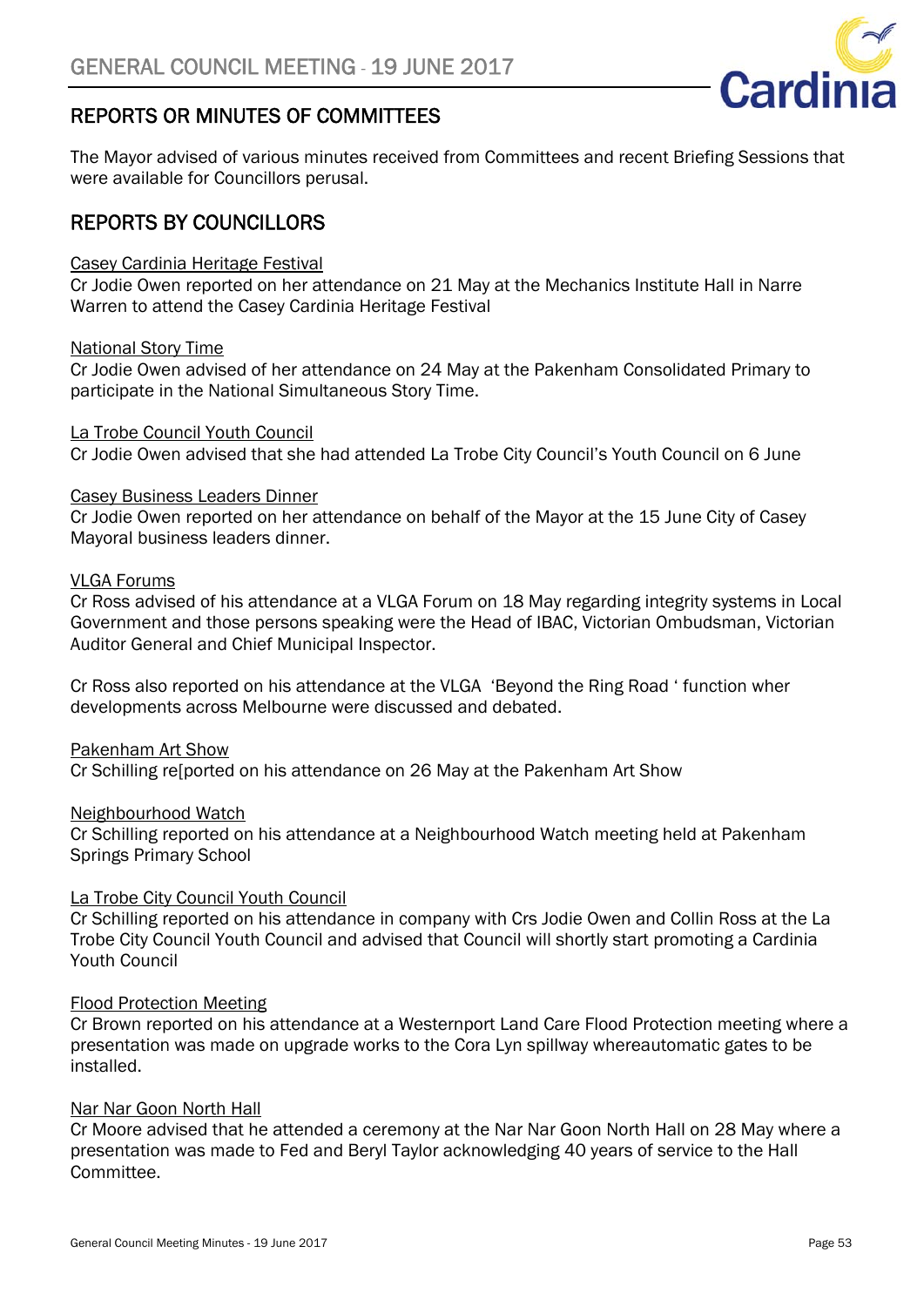## REPORTS OR MINUTES OF COMMITTEES

The Mayor advised of various minutes received from Committees and recent Briefing Sessions that were available for Councillors perusal.

## REPORTS BY COUNCILLORS

Casey Cardinia Heritage Festival
Cr Jodie Owen reported on her attendance on 21 May at the Mechanics Institute Hall in Narre Warren to attend the Casey Cardinia Heritage Festival

National Story Time
Cr Jodie Owen advised of her attendance on 24 May at the Pakenham Consolidated Primary to participate in the National Simultaneous Story Time.

La Trobe Council Youth Council
Cr Jodie Owen advised that she had attended La Trobe City Council's Youth Council on 6 June

Casey Business Leaders Dinner
Cr Jodie Owen reported on her attendance on behalf of the Mayor at the 15 June City of Casey Mayoral business leaders dinner.

VLGA Forums
Cr Ross advised of his attendance at a VLGA Forum on 18 May regarding integrity systems in Local Government and those persons speaking were the Head of IBAC, Victorian Ombudsman, Victorian Auditor General and Chief Municipal Inspector.

Cr Ross also reported on his attendance at the VLGA 'Beyond the Ring Road ' function wher developments across Melbourne were discussed and debated.

Pakenham Art Show
Cr Schilling re[ported on his attendance on 26 May at the Pakenham Art Show

Neighbourhood Watch
Cr Schilling reported on his attendance at a Neighbourhood Watch meeting held at Pakenham Springs Primary School

La Trobe City Council Youth Council
Cr Schilling reported on his attendance in company with Crs Jodie Owen and Collin Ross at the La Trobe City Council Youth Council and advised that Council will shortly start promoting a Cardinia Youth Council

Flood Protection Meeting
Cr Brown reported on his attendance at a Westernport Land Care Flood Protection meeting where a presentation was made on upgrade works to the Cora Lyn spillway whereautomatic gates to be installed.

Nar Nar Goon North Hall
Cr Moore advised that he attended a ceremony at the Nar Nar Goon North Hall on 28 May where a presentation was made to Fed and Beryl Taylor acknowledging 40 years of service to the Hall Committee.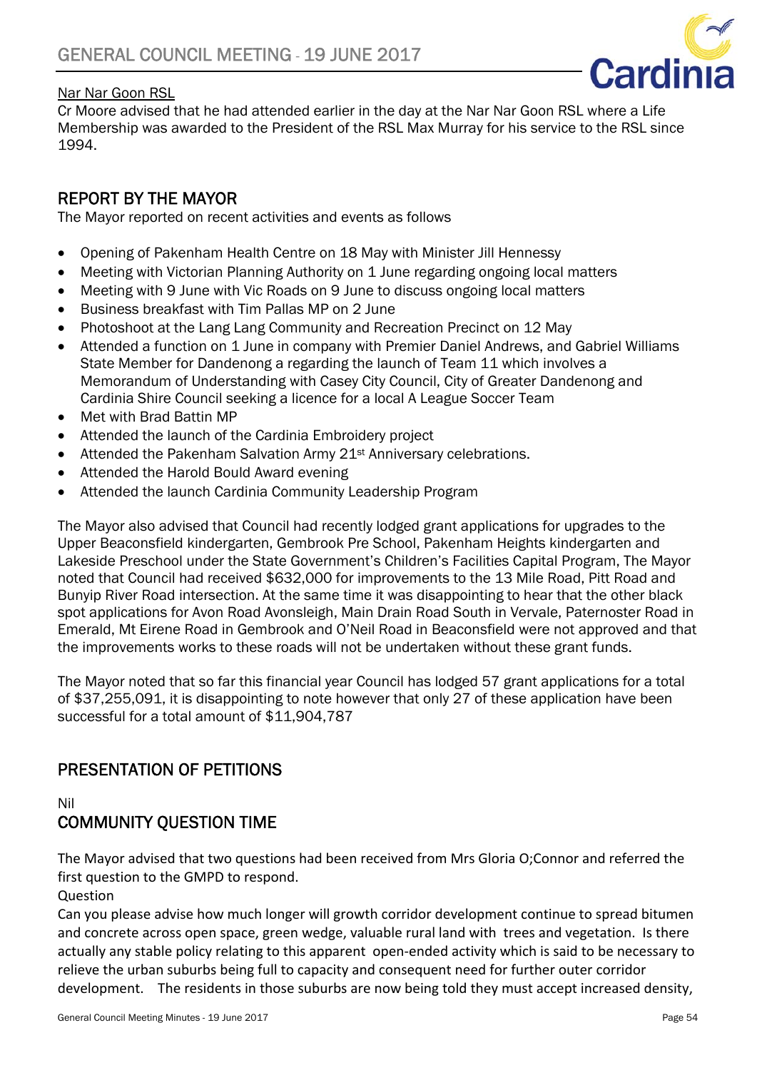Nar Nar Goon RSL

Cr Moore advised that he had attended earlier in the day at the Nar Nar Goon RSL where a Life Membership was awarded to the President of the RSL Max Murray for his service to the RSL since 1994.

## REPORT BY THE MAYOR

The Mayor reported on recent activities and events as follows

- Opening of Pakenham Health Centre on 18 May with Minister Jill Hennessy
- Meeting with Victorian Planning Authority on 1 June regarding ongoing local matters
- Meeting with 9 June with Vic Roads on 9 June to discuss ongoing local matters
- Business breakfast with Tim Pallas MP on 2 June
- Photoshoot at the Lang Lang Community and Recreation Precinct on 12 May
- Attended a function on 1 June in company with Premier Daniel Andrews, and Gabriel Williams State Member for Dandenong a regarding the launch of Team 11 which involves a Memorandum of Understanding with Casey City Council, City of Greater Dandenong and Cardinia Shire Council seeking a licence for a local A League Soccer Team
- Met with Brad Battin MP
- Attended the launch of the Cardinia Embroidery project
- Attended the Pakenham Salvation Army 21st Anniversary celebrations.
- Attended the Harold Bould Award evening
- Attended the launch Cardinia Community Leadership Program

The Mayor also advised that Council had recently lodged grant applications for upgrades to the Upper Beaconsfield kindergarten, Gembrook Pre School, Pakenham Heights kindergarten and Lakeside Preschool under the State Government's Children's Facilities Capital Program, The Mayor noted that Council had received $632,000 for improvements to the 13 Mile Road, Pitt Road and Bunyip River Road intersection. At the same time it was disappointing to hear that the other black spot applications for Avon Road Avonsleigh, Main Drain Road South in Vervale, Paternoster Road in Emerald, Mt Eirene Road in Gembrook and O'Neil Road in Beaconsfield were not approved and that the improvements works to these roads will not be undertaken without these grant funds.

The Mayor noted that so far this financial year Council has lodged 57 grant applications for a total of $37,255,091, it is disappointing to note however that only 27 of these application have been successful for a total amount of $11,904,787

## PRESENTATION OF PETITIONS

Nil

## COMMUNITY QUESTION TIME

The Mayor advised that two questions had been received from Mrs Gloria O;Connor and referred the first question to the GMPD to respond.

Question

Can you please advise how much longer will growth corridor development continue to spread bitumen and concrete across open space, green wedge, valuable rural land with trees and vegetation. Is there actually any stable policy relating to this apparent open-ended activity which is said to be necessary to relieve the urban suburbs being full to capacity and consequent need for further outer corridor development. The residents in those suburbs are now being told they must accept increased density,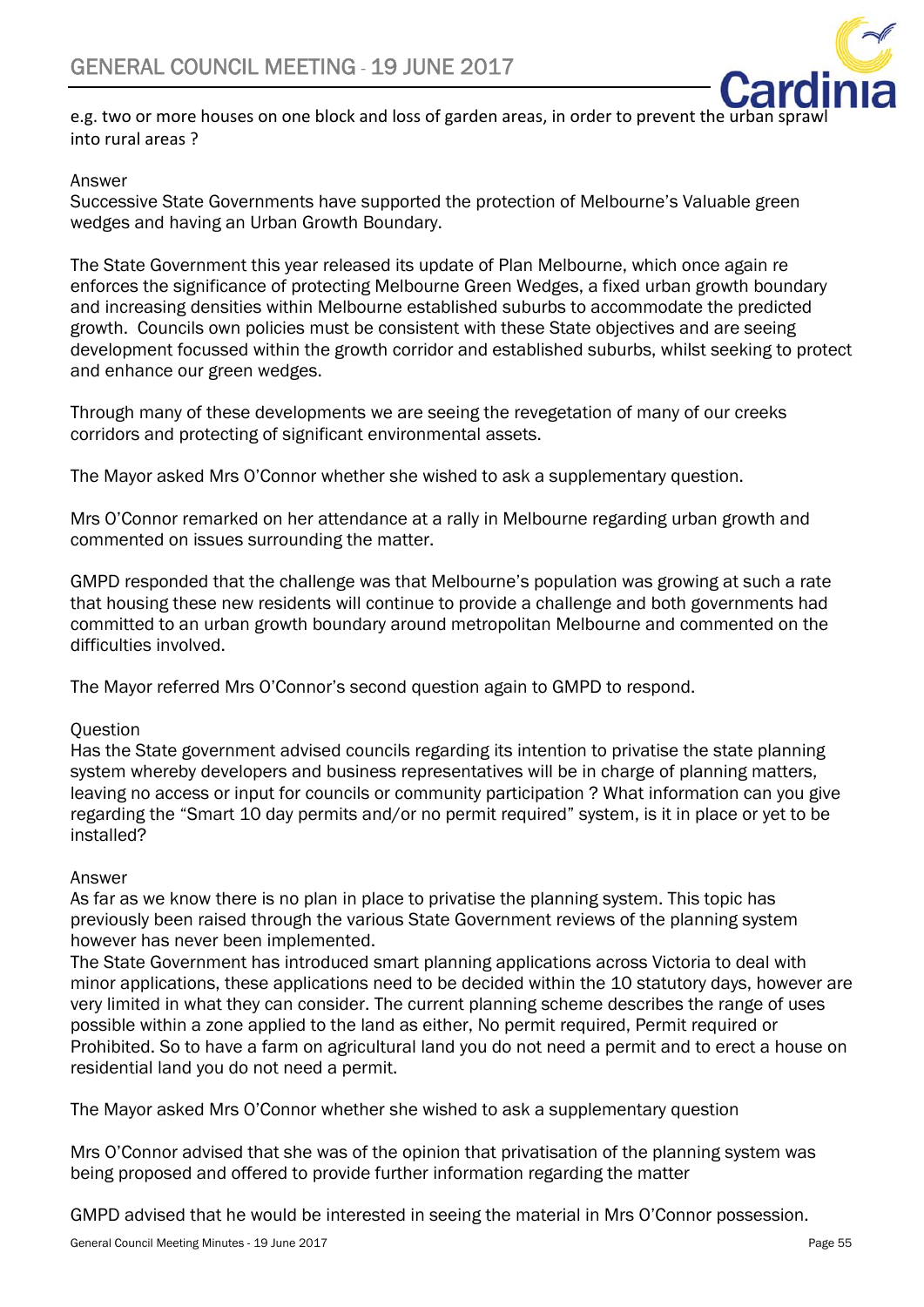e.g. two or more houses on one block and loss of garden areas, in order to prevent the urban sprawl into rural areas ?

Answer

Successive State Governments have supported the protection of Melbourne's Valuable green wedges and having an Urban Growth Boundary.

The State Government this year released its update of Plan Melbourne, which once again re enforces the significance of protecting Melbourne Green Wedges, a fixed urban growth boundary and increasing densities within Melbourne established suburbs to accommodate the predicted growth. Councils own policies must be consistent with these State objectives and are seeing development focussed within the growth corridor and established suburbs, whilst seeking to protect and enhance our green wedges.

Through many of these developments we are seeing the revegetation of many of our creeks corridors and protecting of significant environmental assets.

The Mayor asked Mrs O'Connor whether she wished to ask a supplementary question.

Mrs O'Connor remarked on her attendance at a rally in Melbourne regarding urban growth and commented on issues surrounding the matter.

GMPD responded that the challenge was that Melbourne's population was growing at such a rate that housing these new residents will continue to provide a challenge and both governments had committed to an urban growth boundary around metropolitan Melbourne and commented on the difficulties involved.

The Mayor referred Mrs O'Connor's second question again to GMPD to respond.

Question

Has the State government advised councils regarding its intention to privatise the state planning system whereby developers and business representatives will be in charge of planning matters, leaving no access or input for councils or community participation ? What information can you give regarding the "Smart 10 day permits and/or no permit required" system, is it in place or yet to be installed?

Answer

As far as we know there is no plan in place to privatise the planning system. This topic has previously been raised through the various State Government reviews of the planning system however has never been implemented.

The State Government has introduced smart planning applications across Victoria to deal with minor applications, these applications need to be decided within the 10 statutory days, however are very limited in what they can consider. The current planning scheme describes the range of uses possible within a zone applied to the land as either, No permit required, Permit required or Prohibited. So to have a farm on agricultural land you do not need a permit and to erect a house on residential land you do not need a permit.

The Mayor asked Mrs O'Connor whether she wished to ask a supplementary question

Mrs O'Connor advised that she was of the opinion that privatisation of the planning system was being proposed and offered to provide further information regarding the matter

GMPD advised that he would be interested in seeing the material in Mrs O'Connor possession.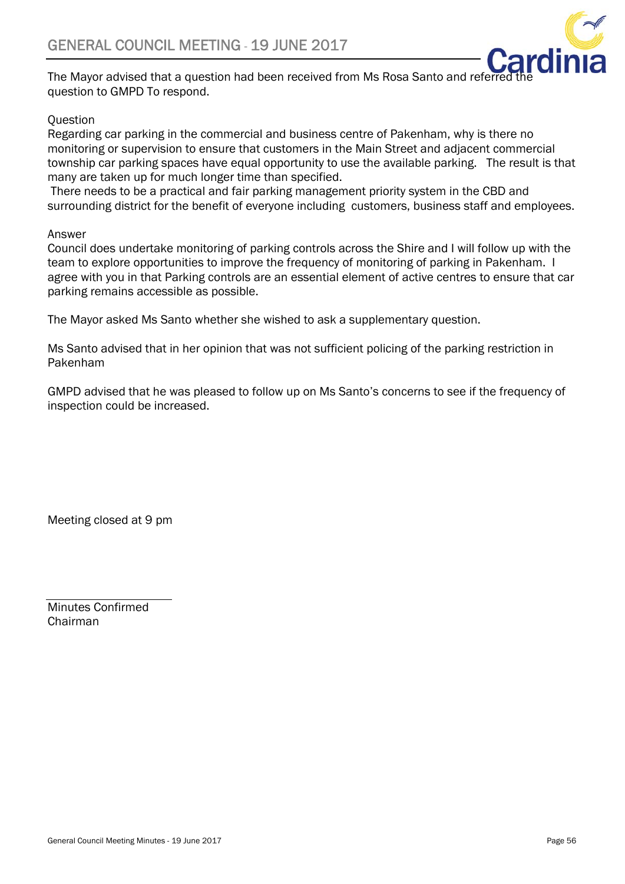The Mayor advised that a question had been received from Ms Rosa Santo and referred the question to GMPD To respond.

Question

Regarding car parking in the commercial and business centre of Pakenham, why is there no monitoring or supervision to ensure that customers in the Main Street and adjacent commercial township car parking spaces have equal opportunity to use the available parking. The result is that many are taken up for much longer time than specified.

There needs to be a practical and fair parking management priority system in the CBD and surrounding district for the benefit of everyone including customers, business staff and employees.

Answer

Council does undertake monitoring of parking controls across the Shire and I will follow up with the team to explore opportunities to improve the frequency of monitoring of parking in Pakenham. I agree with you in that Parking controls are an essential element of active centres to ensure that car parking remains accessible as possible.

The Mayor asked Ms Santo whether she wished to ask a supplementary question.

Ms Santo advised that in her opinion that was not sufficient policing of the parking restriction in Pakenham

GMPD advised that he was pleased to follow up on Ms Santo's concerns to see if the frequency of inspection could be increased.

Meeting closed at 9 pm

Minutes Confirmed
Chairman